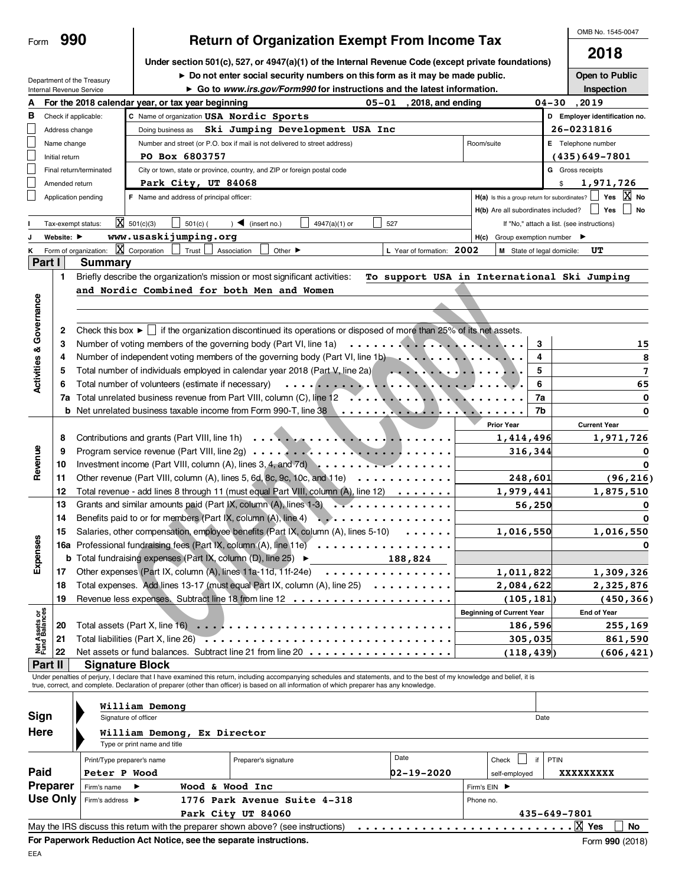Form **990**

# Return of Organization Exempt From Income Tax

**Under section 501(c), 527, or 4947(a)(1) of the Internal Revenue Code (except private foundations)**

► Do not enter social security numbers on this form as it may be made public.

► Go to www.irs.gov/Form990 for instructions and the latest information.

Department of the Treasury
Internal Revenue Service

OMB No. 1545-0047

**2018**

**Open to Public Inspection**

**A** For the 2018 calendar year, or tax year beginning 05-01, 2018, and ending 04-30, 2019

**B** Check if applicable:
- ☐ Address change
- ☐ Name change
- ☐ Initial return
- ☐ Final return/terminated
- ☐ Amended return
- ☐ Application pending

**C** Name of organization **USA Nordic Sports**

Doing business as **Ski Jumping Development USA Inc**

Number and street (or P.O. box if mail is not delivered to street address) **PO Box 6803757** Room/suite

City or town, state or province, country, and ZIP or foreign postal code **Park City, UT 84068**

**D** Employer identification no. **26-0231816**

**E** Telephone number **(435)649-7801**

**G** Gross receipts $ **1,971,726**

**F** Name and address of principal officer:

**H(a)** Is this a group return for subordinates? ☐ Yes ☒ No

**H(b)** Are all subordinates included? ☐ Yes ☐ No

If "No," attach a list. (see instructions)

**I** Tax-exempt status: ☒ 501(c)(3) ☐ 501(c) ( ) ◄ (insert no.) ☐ 4947(a)(1) or ☐ 527

**J** Website: ► **www.usaskijumping.org**

**H(c)** Group exemption number ►

**K** Form of organization: ☒ Corporation ☐ Trust ☐ Association ☐ Other ►

**L** Year of formation: **2002**

**M** State of legal domicile: **UT**

## Part I Summary

### Activities & Governance

1 Briefly describe the organization's mission or most significant activities: **To support USA in International Ski Jumping and Nordic Combined for both Men and Women**

2 Check this box ► ☐ if the organization discontinued its operations or disposed of more than 25% of its net assets.

| | | | |
|---|---|---|---|
| 3 | Number of voting members of the governing body (Part VI, line 1a) | 3 | 15 |
| 4 | Number of independent voting members of the governing body (Part VI, line 1b) | 4 | 8 |
| 5 | Total number of individuals employed in calendar year 2018 (Part V, line 2a) | 5 | 7 |
| 6 | Total number of volunteers (estimate if necessary) | 6 | 65 |
| 7a | Total unrelated business revenue from Part VIII, column (C), line 12 | 7a | 0 |
| b | Net unrelated business taxable income from Form 990-T, line 38 | 7b | 0 |

### Revenue

| | | Prior Year | Current Year |
|---|---|---|---|
| 8 | Contributions and grants (Part VIII, line 1h) | 1,414,496 | 1,971,726 |
| 9 | Program service revenue (Part VIII, line 2g) | 316,344 | 0 |
| 10 | Investment income (Part VIII, column (A), lines 3, 4, and 7d) | | 0 |
| 11 | Other revenue (Part VIII, column (A), lines 5, 6d, 8c, 9c, 10c, and 11e) | 248,601 | (96,216) |
| 12 | Total revenue - add lines 8 through 11 (must equal Part VIII, column (A), line 12) | 1,979,441 | 1,875,510 |

### Expenses

| | | Prior Year | Current Year |
|---|---|---|---|
| 13 | Grants and similar amounts paid (Part IX, column (A), lines 1-3) | 56,250 | 0 |
| 14 | Benefits paid to or for members (Part IX, column (A), line 4) | | 0 |
| 15 | Salaries, other compensation, employee benefits (Part IX, column (A), lines 5-10) | 1,016,550 | 1,016,550 |
| 16a | Professional fundraising fees (Part IX, column (A), line 11e) | | 0 |
| b | Total fundraising expenses (Part IX, column (D), line 25) ► 188,824 | | |
| 17 | Other expenses (Part IX, column (A), lines 11a-11d, 11f-24e) | 1,011,822 | 1,309,326 |
| 18 | Total expenses. Add lines 13-17 (must equal Part IX, column (A), line 25) | 2,084,622 | 2,325,876 |
| 19 | Revenue less expenses. Subtract line 18 from line 12 | (105,181) | (450,366) |

### Net Assets or Fund Balances

| | | Beginning of Current Year | End of Year |
|---|---|---|---|
| 20 | Total assets (Part X, line 16) | 186,596 | 255,169 |
| 21 | Total liabilities (Part X, line 26) | 305,035 | 861,590 |
| 22 | Net assets or fund balances. Subtract line 21 from line 20 | (118,439) | (606,421) |

## Part II Signature Block

Under penalties of perjury, I declare that I have examined this return, including accompanying schedules and statements, and to the best of my knowledge and belief, it is true, correct, and complete. Declaration of preparer (other than officer) is based on all information of which preparer has any knowledge.

**Sign Here**

William Demong
Signature of officer — Date

William Demong, Ex Director
Type or print name and title

**Paid Preparer Use Only**

| Print/Type preparer's name | Preparer's signature | Date | Check ☐ if self-employed | PTIN |
|---|---|---|---|---|
| Peter P Wood | | 02-19-2020 | | XXXXXXXXX |

Firm's name ► Wood & Wood Inc — Firm's EIN ►

Firm's address ► 1776 Park Avenue Suite 4-318, Park City UT 84060 — Phone no. 435-649-7801

May the IRS discuss this return with the preparer shown above? (see instructions) ☒ Yes ☐ No

**For Paperwork Reduction Act Notice, see the separate instructions.** Form **990** (2018)

EEA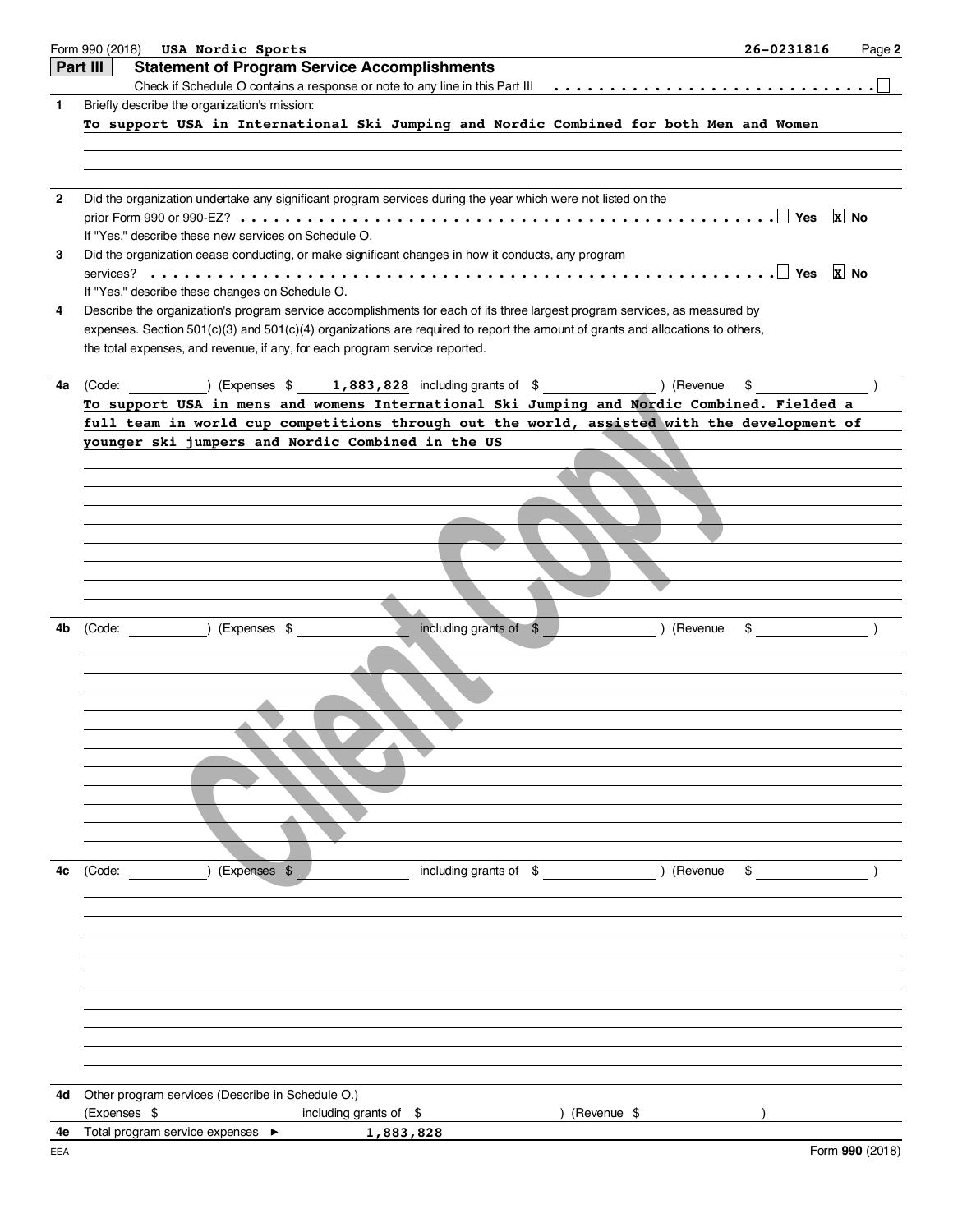Form 990 (2018) **USA Nordic Sports** **26-0231816**

## Part III Statement of Program Service Accomplishments

Check if Schedule O contains a response or note to any line in this Part III . . . . . . . . . . . . . . . . . . . . . . . . . . . . ☐

**1** Briefly describe the organization's mission:

To support USA in International Ski Jumping and Nordic Combined for both Men and Women

**2** Did the organization undertake any significant program services during the year which were not listed on the prior Form 990 or 990-EZ? . . . . . . . . . . . . . . . . . . . . . . . . . . . . ☐ Yes ☒ No

If "Yes," describe these new services on Schedule O.

**3** Did the organization cease conducting, or make significant changes in how it conducts, any program services? . . . . . . . . . . . . . . . . . . . . . . . . . . . . ☐ Yes ☒ No

If "Yes," describe these changes on Schedule O.

**4** Describe the organization's program service accomplishments for each of its three largest program services, as measured by expenses. Section 501(c)(3) and 501(c)(4) organizations are required to report the amount of grants and allocations to others, the total expenses, and revenue, if any, for each program service reported.

**4a** (Code: ) (Expenses $ 1,883,828 including grants of $ ) (Revenue $ )

To support USA in mens and womens International Ski Jumping and Nordic Combined. Fielded a full team in world cup competitions through out the world, assisted with the development of younger ski jumpers and Nordic Combined in the US

**4b** (Code: ) (Expenses $ including grants of $ ) (Revenue $ )

**4c** (Code: ) (Expenses $ including grants of $ ) (Revenue $ )

**4d** Other program services (Describe in Schedule O.)

(Expenses $ including grants of $ ) (Revenue $ )

**4e** Total program service expenses ► 1,883,828

Form **990** (2018)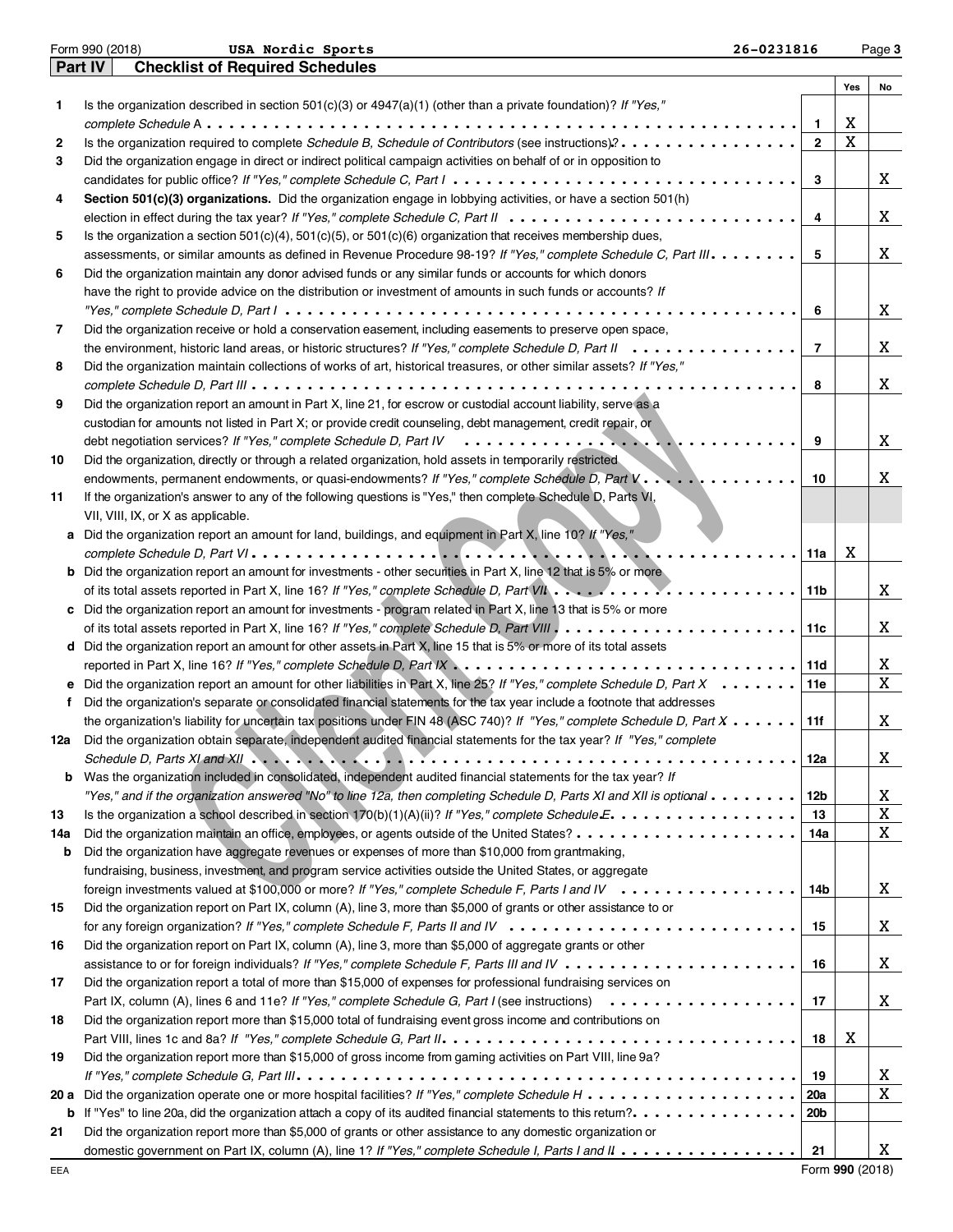Form 990 (2018) **USA Nordic Sports** 26-0231816

## Part IV Checklist of Required Schedules

| | | | Yes | No |
|---|---|---|---|---|
| **1** | Is the organization described in section 501(c)(3) or 4947(a)(1) (other than a private foundation)? *If "Yes," complete Schedule A* | 1 | X | |
| **2** | Is the organization required to complete *Schedule B, Schedule of Contributors* (see instructions)? | 2 | X | |
| **3** | Did the organization engage in direct or indirect political campaign activities on behalf of or in opposition to candidates for public office? *If "Yes," complete Schedule C, Part I* | 3 | | X |
| **4** | **Section 501(c)(3) organizations.** Did the organization engage in lobbying activities, or have a section 501(h) election in effect during the tax year? *If "Yes," complete Schedule C, Part II* | 4 | | X |
| **5** | Is the organization a section 501(c)(4), 501(c)(5), or 501(c)(6) organization that receives membership dues, assessments, or similar amounts as defined in Revenue Procedure 98-19? *If "Yes," complete Schedule C, Part III* | 5 | | X |
| **6** | Did the organization maintain any donor advised funds or any similar funds or accounts for which donors have the right to provide advice on the distribution or investment of amounts in such funds or accounts? *If "Yes," complete Schedule D, Part I* | 6 | | X |
| **7** | Did the organization receive or hold a conservation easement, including easements to preserve open space, the environment, historic land areas, or historic structures? *If "Yes," complete Schedule D, Part II* | 7 | | X |
| **8** | Did the organization maintain collections of works of art, historical treasures, or other similar assets? *If "Yes," complete Schedule D, Part III* | 8 | | X |
| **9** | Did the organization report an amount in Part X, line 21, for escrow or custodial account liability, serve as a custodian for amounts not listed in Part X; or provide credit counseling, debt management, credit repair, or debt negotiation services? *If "Yes," complete Schedule D, Part IV* | 9 | | X |
| **10** | Did the organization, directly or through a related organization, hold assets in temporarily restricted endowments, permanent endowments, or quasi-endowments? *If "Yes," complete Schedule D, Part V* | 10 | | X |
| **11** | If the organization's answer to any of the following questions is "Yes," then complete Schedule D, Parts VI, VII, VIII, IX, or X as applicable. | | | |
| **a** | Did the organization report an amount for land, buildings, and equipment in Part X, line 10? *If "Yes," complete Schedule D, Part VI* | 11a | X | |
| **b** | Did the organization report an amount for investments - other securities in Part X, line 12 that is 5% or more of its total assets reported in Part X, line 16? *If "Yes," complete Schedule D, Part VII* | 11b | | X |
| **c** | Did the organization report an amount for investments - program related in Part X, line 13 that is 5% or more of its total assets reported in Part X, line 16? *If "Yes," complete Schedule D, Part VIII* | 11c | | X |
| **d** | Did the organization report an amount for other assets in Part X, line 15 that is 5% or more of its total assets reported in Part X, line 16? *If "Yes," complete Schedule D, Part IX* | 11d | | X |
| **e** | Did the organization report an amount for other liabilities in Part X, line 25? *If "Yes," complete Schedule D, Part X* | 11e | | X |
| **f** | Did the organization's separate or consolidated financial statements for the tax year include a footnote that addresses the organization's liability for uncertain tax positions under FIN 48 (ASC 740)? *If "Yes," complete Schedule D, Part X* | 11f | | X |
| **12a** | Did the organization obtain separate, independent audited financial statements for the tax year? *If "Yes," complete Schedule D, Parts XI and XII* | 12a | | X |
| **b** | Was the organization included in consolidated, independent audited financial statements for the tax year? *If "Yes," and if the organization answered "No" to line 12a, then completing Schedule D, Parts XI and XII is optional* | 12b | | X |
| **13** | Is the organization a school described in section 170(b)(1)(A)(ii)? *If "Yes," complete Schedule E* | 13 | | X |
| **14a** | Did the organization maintain an office, employees, or agents outside of the United States? | 14a | | X |
| **b** | Did the organization have aggregate revenues or expenses of more than $10,000 from grantmaking, fundraising, business, investment, and program service activities outside the United States, or aggregate foreign investments valued at $100,000 or more? *If "Yes," complete Schedule F, Parts I and IV* | 14b | | X |
| **15** | Did the organization report on Part IX, column (A), line 3, more than $5,000 of grants or other assistance to or for any foreign organization? *If "Yes," complete Schedule F, Parts II and IV* | 15 | | X |
| **16** | Did the organization report on Part IX, column (A), line 3, more than $5,000 of aggregate grants or other assistance to or for foreign individuals? *If "Yes," complete Schedule F, Parts III and IV* | 16 | | X |
| **17** | Did the organization report a total of more than $15,000 of expenses for professional fundraising services on Part IX, column (A), lines 6 and 11e? *If "Yes," complete Schedule G, Part I* (see instructions) | 17 | | X |
| **18** | Did the organization report more than $15,000 total of fundraising event gross income and contributions on Part VIII, lines 1c and 8a? *If "Yes," complete Schedule G, Part II* | 18 | X | |
| **19** | Did the organization report more than $15,000 of gross income from gaming activities on Part VIII, line 9a? *If "Yes," complete Schedule G, Part III* | 19 | | X |
| **20 a** | Did the organization operate one or more hospital facilities? *If "Yes," complete Schedule H* | 20a | | X |
| **b** | If "Yes" to line 20a, did the organization attach a copy of its audited financial statements to this return? | 20b | | |
| **21** | Did the organization report more than $5,000 of grants or other assistance to any domestic organization or domestic government on Part IX, column (A), line 1? *If "Yes," complete Schedule I, Parts I and II* | 21 | | X |

EEA Form **990** (2018)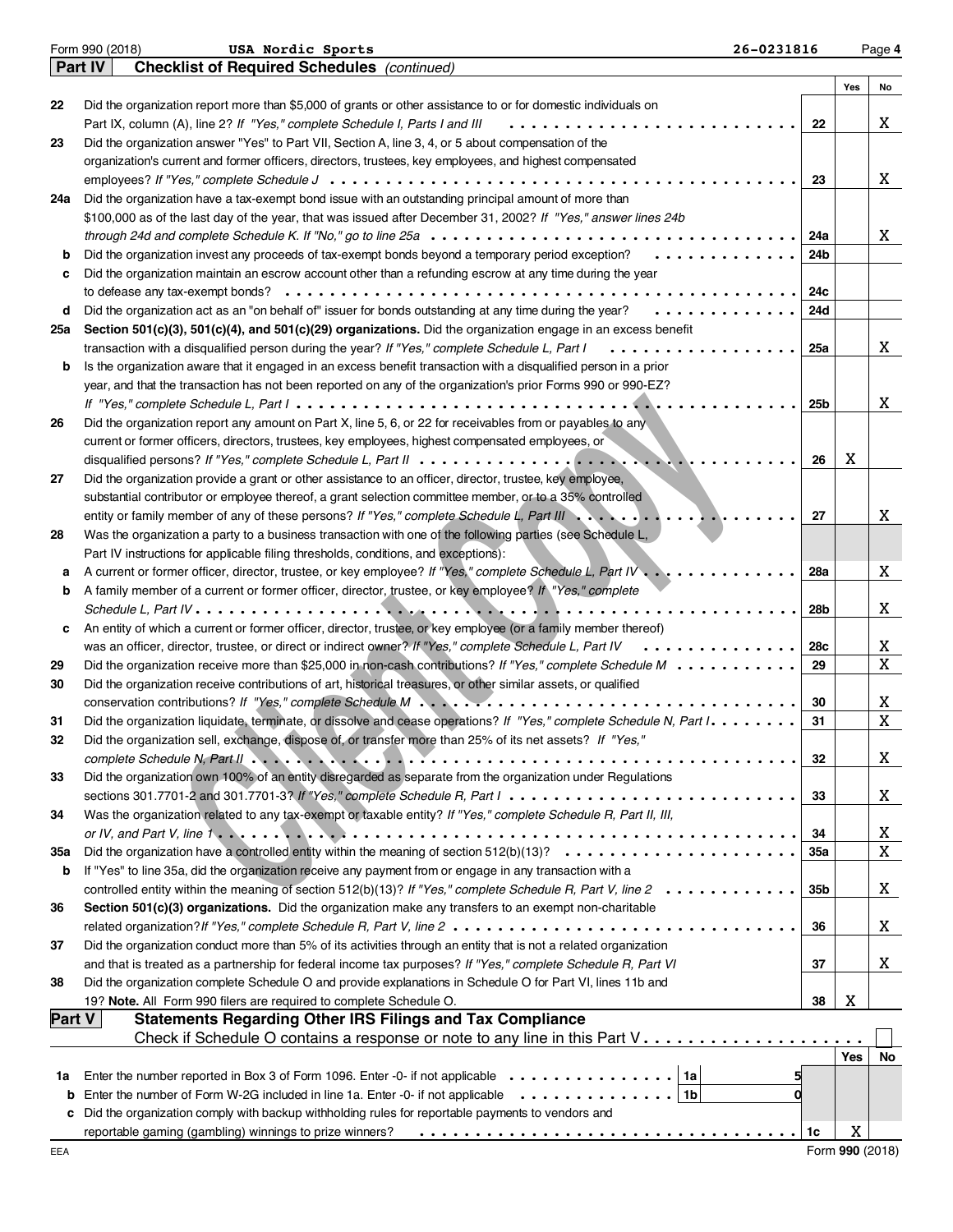Form 990 (2018) **USA Nordic Sports** 26-0231816 Page **4**

## Part IV Checklist of Required Schedules *(continued)*

| | | | Yes | No |
|---|---|---|---|---|
| **22** | Did the organization report more than $5,000 of grants or other assistance to or for domestic individuals on Part IX, column (A), line 2? *If "Yes," complete Schedule I, Parts I and III* | 22 | | X |
| **23** | Did the organization answer "Yes" to Part VII, Section A, line 3, 4, or 5 about compensation of the organization's current and former officers, directors, trustees, key employees, and highest compensated employees? *If "Yes," complete Schedule J* | 23 | | X |
| **24a** | Did the organization have a tax-exempt bond issue with an outstanding principal amount of more than $100,000 as of the last day of the year, that was issued after December 31, 2002? *If "Yes," answer lines 24b through 24d and complete Schedule K. If "No," go to line 25a* | 24a | | X |
| **b** | Did the organization invest any proceeds of tax-exempt bonds beyond a temporary period exception? | 24b | | |
| **c** | Did the organization maintain an escrow account other than a refunding escrow at any time during the year to defease any tax-exempt bonds? | 24c | | |
| **d** | Did the organization act as an "on behalf of" issuer for bonds outstanding at any time during the year? | 24d | | |
| **25a** | **Section 501(c)(3), 501(c)(4), and 501(c)(29) organizations.** Did the organization engage in an excess benefit transaction with a disqualified person during the year? *If "Yes," complete Schedule L, Part I* | 25a | | X |
| **b** | Is the organization aware that it engaged in an excess benefit transaction with a disqualified person in a prior year, and that the transaction has not been reported on any of the organization's prior Forms 990 or 990-EZ? *If "Yes," complete Schedule L, Part I* | 25b | | X |
| **26** | Did the organization report any amount on Part X, line 5, 6, or 22 for receivables from or payables to any current or former officers, directors, trustees, key employees, highest compensated employees, or disqualified persons? *If "Yes," complete Schedule L, Part II* | 26 | X | |
| **27** | Did the organization provide a grant or other assistance to an officer, director, trustee, key employee, substantial contributor or employee thereof, a grant selection committee member, or to a 35% controlled entity or family member of any of these persons? *If "Yes," complete Schedule L, Part III* | 27 | | X |
| **28** | Was the organization a party to a business transaction with one of the following parties (see Schedule L, Part IV instructions for applicable filing thresholds, conditions, and exceptions): | | | |
| **a** | A current or former officer, director, trustee, or key employee? *If "Yes," complete Schedule L, Part IV* | 28a | | X |
| **b** | A family member of a current or former officer, director, trustee, or key employee? *If "Yes," complete Schedule L, Part IV* | 28b | | X |
| **c** | An entity of which a current or former officer, director, trustee, or key employee (or a family member thereof) was an officer, director, trustee, or direct or indirect owner? *If "Yes," complete Schedule L, Part IV* | 28c | | X |
| **29** | Did the organization receive more than $25,000 in non-cash contributions? *If "Yes," complete Schedule M* | 29 | | X |
| **30** | Did the organization receive contributions of art, historical treasures, or other similar assets, or qualified conservation contributions? *If "Yes," complete Schedule M* | 30 | | X |
| **31** | Did the organization liquidate, terminate, or dissolve and cease operations? *If "Yes," complete Schedule N, Part I* | 31 | | X |
| **32** | Did the organization sell, exchange, dispose of, or transfer more than 25% of its net assets? *If "Yes," complete Schedule N, Part II* | 32 | | X |
| **33** | Did the organization own 100% of an entity disregarded as separate from the organization under Regulations sections 301.7701-2 and 301.7701-3? *If "Yes," complete Schedule R, Part I* | 33 | | X |
| **34** | Was the organization related to any tax-exempt or taxable entity? *If "Yes," complete Schedule R, Part II, III, or IV, and Part V, line 1* | 34 | | X |
| **35a** | Did the organization have a controlled entity within the meaning of section 512(b)(13)? | 35a | | X |
| **b** | If "Yes" to line 35a, did the organization receive any payment from or engage in any transaction with a controlled entity within the meaning of section 512(b)(13)? *If "Yes," complete Schedule R, Part V, line 2* | 35b | | X |
| **36** | **Section 501(c)(3) organizations.** Did the organization make any transfers to an exempt non-charitable related organization? *If "Yes," complete Schedule R, Part V, line 2* | 36 | | X |
| **37** | Did the organization conduct more than 5% of its activities through an entity that is not a related organization and that is treated as a partnership for federal income tax purposes? *If "Yes," complete Schedule R, Part VI* | 37 | | X |
| **38** | Did the organization complete Schedule O and provide explanations in Schedule O for Part VI, lines 11b and 19? **Note.** All Form 990 filers are required to complete Schedule O. | 38 | X | |

## Part V Statements Regarding Other IRS Filings and Tax Compliance

Check if Schedule O contains a response or note to any line in this Part V ☐

| | | | | | Yes | No |
|---|---|---|---|---|---|---|
| **1a** | Enter the number reported in Box 3 of Form 1096. Enter -0- if not applicable | 1a | 5 | | | |
| **b** | Enter the number of Form W-2G included in line 1a. Enter -0- if not applicable | 1b | 0 | | | |
| **c** | Did the organization comply with backup withholding rules for reportable payments to vendors and reportable gaming (gambling) winnings to prize winners? | | | 1c | X | |

EEA Form **990** (2018)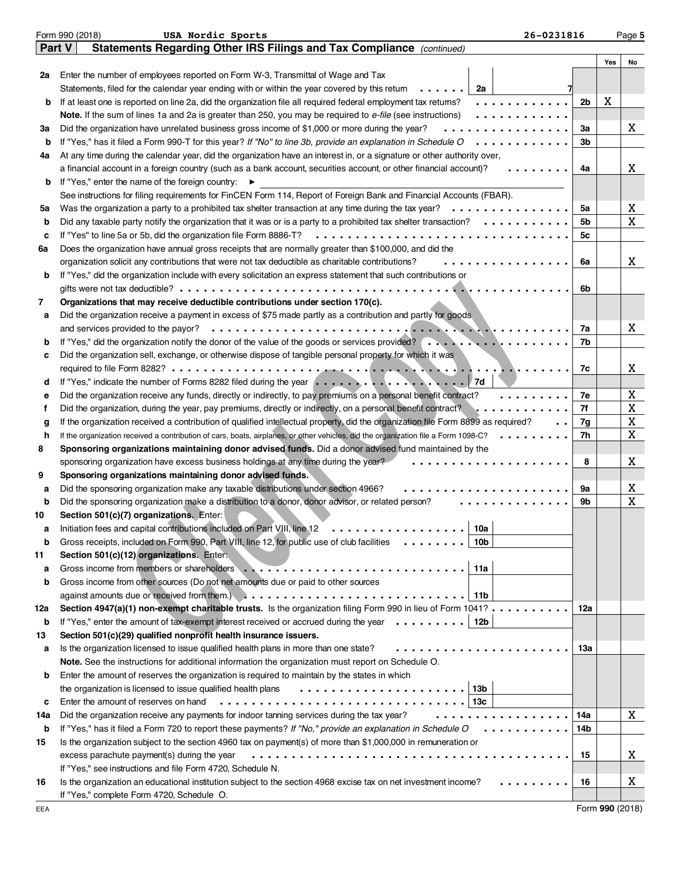Form 990 (2018) USA Nordic Sports 26-0231816

## Part V Statements Regarding Other IRS Filings and Tax Compliance *(continued)*

| | | | | Line | Yes | No |
|---|---|---|---|---|---|---|
| **2a** | Enter the number of employees reported on Form W-3, Transmittal of Wage and Tax Statements, filed for the calendar year ending with or within the year covered by this return | 2a | 7 | | | |
| **b** | If at least one is reported on line 2a, did the organization file all required federal employment tax returns? | | | 2b | X | |
| | **Note.** If the sum of lines 1a and 2a is greater than 250, you may be required to *e-file* (see instructions) | | | | | |
| **3a** | Did the organization have unrelated business gross income of $1,000 or more during the year? | | | 3a | | X |
| **b** | If "Yes," has it filed a Form 990-T for this year? *If "No" to line 3b, provide an explanation in Schedule O* | | | 3b | | |
| **4a** | At any time during the calendar year, did the organization have an interest in, or a signature or other authority over, a financial account in a foreign country (such as a bank account, securities account, or other financial account)? | | | 4a | | X |
| **b** | If "Yes," enter the name of the foreign country: ► | | | | | |
| | See instructions for filing requirements for FinCEN Form 114, Report of Foreign Bank and Financial Accounts (FBAR). | | | | | |
| **5a** | Was the organization a party to a prohibited tax shelter transaction at any time during the tax year? | | | 5a | | X |
| **b** | Did any taxable party notify the organization that it was or is a party to a prohibited tax shelter transaction? | | | 5b | | X |
| **c** | If "Yes" to line 5a or 5b, did the organization file Form 8886-T? | | | 5c | | |
| **6a** | Does the organization have annual gross receipts that are normally greater than $100,000, and did the organization solicit any contributions that were not tax deductible as charitable contributions? | | | 6a | | X |
| **b** | If "Yes," did the organization include with every solicitation an express statement that such contributions or gifts were not tax deductible? | | | 6b | | |
| **7** | **Organizations that may receive deductible contributions under section 170(c).** | | | | | |
| **a** | Did the organization receive a payment in excess of $75 made partly as a contribution and partly for goods and services provided to the payor? | | | 7a | | X |
| **b** | If "Yes," did the organization notify the donor of the value of the goods or services provided? | | | 7b | | |
| **c** | Did the organization sell, exchange, or otherwise dispose of tangible personal property for which it was required to file Form 8282? | | | 7c | | X |
| **d** | If "Yes," indicate the number of Forms 8282 filed during the year | 7d | | | | |
| **e** | Did the organization receive any funds, directly or indirectly, to pay premiums on a personal benefit contract? | | | 7e | | X |
| **f** | Did the organization, during the year, pay premiums, directly or indirectly, on a personal benefit contract? | | | 7f | | X |
| **g** | If the organization received a contribution of qualified intellectual property, did the organization file Form 8899 as required? | | | 7g | | X |
| **h** | If the organization received a contribution of cars, boats, airplanes, or other vehicles, did the organization file a Form 1098-C? | | | 7h | | X |
| **8** | **Sponsoring organizations maintaining donor advised funds.** Did a donor advised fund maintained by the sponsoring organization have excess business holdings at any time during the year? | | | 8 | | X |
| **9** | **Sponsoring organizations maintaining donor advised funds.** | | | | | |
| **a** | Did the sponsoring organization make any taxable distributions under section 4966? | | | 9a | | X |
| **b** | Did the sponsoring organization make a distribution to a donor, donor advisor, or related person? | | | 9b | | X |
| **10** | **Section 501(c)(7) organizations.** Enter: | | | | | |
| **a** | Initiation fees and capital contributions included on Part VIII, line 12 | 10a | | | | |
| **b** | Gross receipts, included on Form 990, Part VIII, line 12, for public use of club facilities | 10b | | | | |
| **11** | **Section 501(c)(12) organizations.** Enter: | | | | | |
| **a** | Gross income from members or shareholders | 11a | | | | |
| **b** | Gross income from other sources (Do not net amounts due or paid to other sources against amounts due or received from them.) | 11b | | | | |
| **12a** | **Section 4947(a)(1) non-exempt charitable trusts.** Is the organization filing Form 990 in lieu of Form 1041? | | | 12a | | |
| **b** | If "Yes," enter the amount of tax-exempt interest received or accrued during the year | 12b | | | | |
| **13** | **Section 501(c)(29) qualified nonprofit health insurance issuers.** | | | | | |
| **a** | Is the organization licensed to issue qualified health plans in more than one state? | | | 13a | | |
| | **Note.** See the instructions for additional information the organization must report on Schedule O. | | | | | |
| **b** | Enter the amount of reserves the organization is required to maintain by the states in which the organization is licensed to issue qualified health plans | 13b | | | | |
| **c** | Enter the amount of reserves on hand | 13c | | | | |
| **14a** | Did the organization receive any payments for indoor tanning services during the tax year? | | | 14a | | X |
| **b** | If "Yes," has it filed a Form 720 to report these payments? *If "No," provide an explanation in Schedule O* | | | 14b | | |
| **15** | Is the organization subject to the section 4960 tax on payment(s) of more than $1,000,000 in remuneration or excess parachute payment(s) during the year | | | 15 | | X |
| | If "Yes," see instructions and file Form 4720, Schedule N. | | | | | |
| **16** | Is the organization an educational institution subject to the section 4968 excise tax on net investment income? | | | 16 | | X |
| | If "Yes," complete Form 4720, Schedule O. | | | | | |

Form **990** (2018)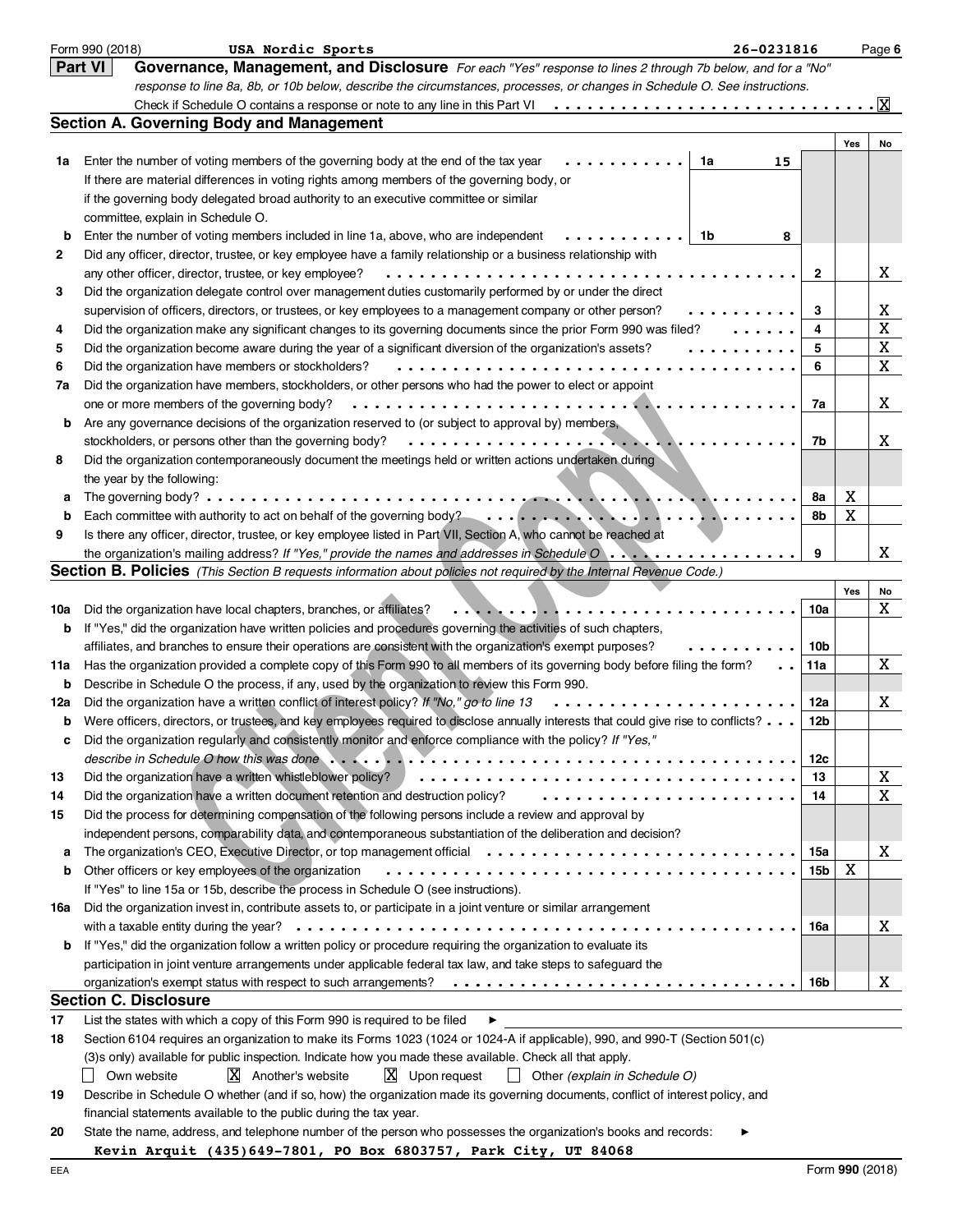Form 990 (2018) **USA Nordic Sports** **26-0231816**

## Part VI Governance, Management, and Disclosure

*For each "Yes" response to lines 2 through 7b below, and for a "No" response to line 8a, 8b, or 10b below, describe the circumstances, processes, or changes in Schedule O. See instructions.*

Check if Schedule O contains a response or note to any line in this Part VI . . . . . . . . . . . . . . . . . . . . . . . . . . . . [X]

### Section A. Governing Body and Management

| | | | | Yes | No |
|---|---|---|---|---|---|
| **1a** | Enter the number of voting members of the governing body at the end of the tax year — 1a: 15. If there are material differences in voting rights among members of the governing body, or if the governing body delegated broad authority to an executive committee or similar committee, explain in Schedule O. | | | | |
| **b** | Enter the number of voting members included in line 1a, above, who are independent — 1b: 8 | | | | |
| **2** | Did any officer, director, trustee, or key employee have a family relationship or a business relationship with any other officer, director, trustee, or key employee? | | 2 | | X |
| **3** | Did the organization delegate control over management duties customarily performed by or under the direct supervision of officers, directors, or trustees, or key employees to a management company or other person? | | 3 | | X |
| **4** | Did the organization make any significant changes to its governing documents since the prior Form 990 was filed? | | 4 | | X |
| **5** | Did the organization become aware during the year of a significant diversion of the organization's assets? | | 5 | | X |
| **6** | Did the organization have members or stockholders? | | 6 | | X |
| **7a** | Did the organization have members, stockholders, or other persons who had the power to elect or appoint one or more members of the governing body? | | 7a | | X |
| **b** | Are any governance decisions of the organization reserved to (or subject to approval by) members, stockholders, or persons other than the governing body? | | 7b | | X |
| **8** | Did the organization contemporaneously document the meetings held or written actions undertaken during the year by the following: | | | | |
| **a** | The governing body? | | 8a | X | |
| **b** | Each committee with authority to act on behalf of the governing body? | | 8b | X | |
| **9** | Is there any officer, director, trustee, or key employee listed in Part VII, Section A, who cannot be reached at the organization's mailing address? *If "Yes," provide the names and addresses in Schedule O* | | 9 | | X |

### Section B. Policies *(This Section B requests information about policies not required by the Internal Revenue Code.)*

| | | | Yes | No |
|---|---|---|---|---|
| **10a** | Did the organization have local chapters, branches, or affiliates? | 10a | | X |
| **b** | If "Yes," did the organization have written policies and procedures governing the activities of such chapters, affiliates, and branches to ensure their operations are consistent with the organization's exempt purposes? | 10b | | |
| **11a** | Has the organization provided a complete copy of this Form 990 to all members of its governing body before filing the form? | 11a | | X |
| **b** | Describe in Schedule O the process, if any, used by the organization to review this Form 990. | | | |
| **12a** | Did the organization have a written conflict of interest policy? *If "No," go to line 13* | 12a | | X |
| **b** | Were officers, directors, or trustees, and key employees required to disclose annually interests that could give rise to conflicts? | 12b | | |
| **c** | Did the organization regularly and consistently monitor and enforce compliance with the policy? *If "Yes," describe in Schedule O how this was done* | 12c | | |
| **13** | Did the organization have a written whistleblower policy? | 13 | | X |
| **14** | Did the organization have a written document retention and destruction policy? | 14 | | X |
| **15** | Did the process for determining compensation of the following persons include a review and approval by independent persons, comparability data, and contemporaneous substantiation of the deliberation and decision? | | | |
| **a** | The organization's CEO, Executive Director, or top management official | 15a | | X |
| **b** | Other officers or key employees of the organization | 15b | X | |
| | If "Yes" to line 15a or 15b, describe the process in Schedule O (see instructions). | | | |
| **16a** | Did the organization invest in, contribute assets to, or participate in a joint venture or similar arrangement with a taxable entity during the year? | 16a | | X |
| **b** | If "Yes," did the organization follow a written policy or procedure requiring the organization to evaluate its participation in joint venture arrangements under applicable federal tax law, and take steps to safeguard the organization's exempt status with respect to such arrangements? | 16b | | X |

### Section C. Disclosure

**17** List the states with which a copy of this Form 990 is required to be filed ►

**18** Section 6104 requires an organization to make its Forms 1023 (1024 or 1024-A if applicable), 990, and 990-T (Section 501(c)(3)s only) available for public inspection. Indicate how you made these available. Check all that apply.

[ ] Own website [X] Another's website [X] Upon request [ ] Other *(explain in Schedule O)*

**19** Describe in Schedule O whether (and if so, how) the organization made its governing documents, conflict of interest policy, and financial statements available to the public during the tax year.

**20** State the name, address, and telephone number of the person who possesses the organization's books and records: ►

**Kevin Arquit (435)649-7801, PO Box 6803757, Park City, UT 84068**

Form **990** (2018)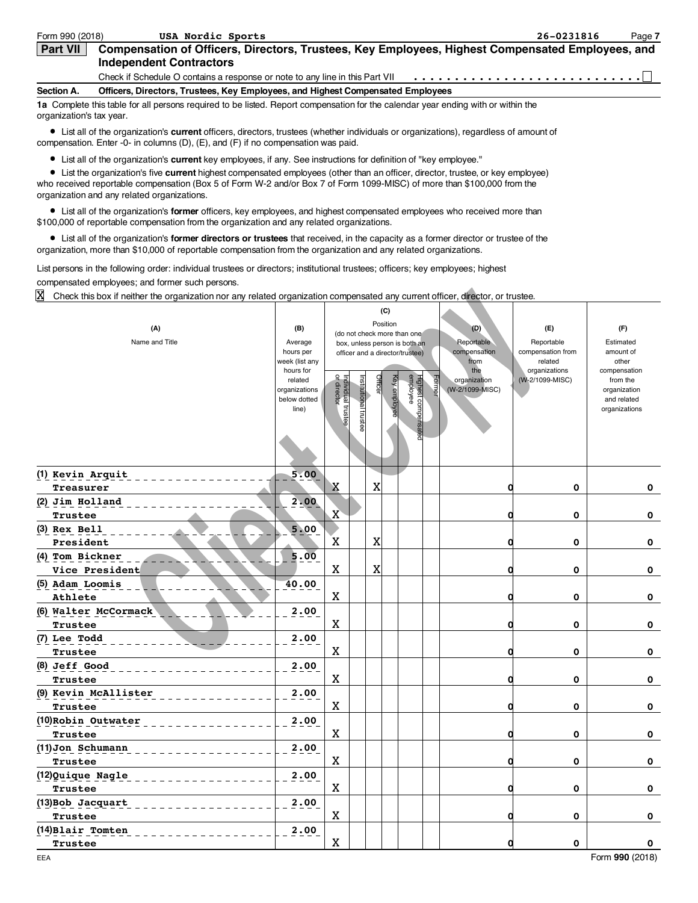Form 990 (2018) USA Nordic Sports 26-0231816

## Part VII Compensation of Officers, Directors, Trustees, Key Employees, Highest Compensated Employees, and Independent Contractors

Check if Schedule O contains a response or note to any line in this Part VII . . . . . . . . . . . . . . . . . . . . . . . . . . . ☐

**Section A. Officers, Directors, Trustees, Key Employees, and Highest Compensated Employees**

**1a** Complete this table for all persons required to be listed. Report compensation for the calendar year ending with or within the organization's tax year.

- List all of the organization's **current** officers, directors, trustees (whether individuals or organizations), regardless of amount of compensation. Enter -0- in columns (D), (E), and (F) if no compensation was paid.
- List all of the organization's **current** key employees, if any. See instructions for definition of "key employee."
- List the organization's five **current** highest compensated employees (other than an officer, director, trustee, or key employee) who received reportable compensation (Box 5 of Form W-2 and/or Box 7 of Form 1099-MISC) of more than $100,000 from the organization and any related organizations.
- List all of the organization's **former** officers, key employees, and highest compensated employees who received more than $100,000 of reportable compensation from the organization and any related organizations.
- List all of the organization's **former directors or trustees** that received, in the capacity as a former director or trustee of the organization, more than $10,000 of reportable compensation from the organization and any related organizations.

List persons in the following order: individual trustees or directors; institutional trustees; officers; key employees; highest compensated employees; and former such persons.

X Check this box if neither the organization nor any related organization compensated any current officer, director, or trustee.

| (A) Name and Title | (B) Average hours per week (list any hours for related organizations below dotted line) | (C) Position: Individual trustee or director | Institutional trustee | Officer | Key employee | Highest compensated employee | Former | (D) Reportable compensation from the organization (W-2/1099-MISC) | (E) Reportable compensation from related organizations (W-2/1099-MISC) | (F) Estimated amount of other compensation from the organization and related organizations |
|---|---|---|---|---|---|---|---|---|---|---|
| (1) Kevin Arquit<br>Treasurer | 5.00 | X | | X | | | | 0 | 0 | 0 |
| (2) Jim Holland<br>Trustee | 2.00 | X | | | | | | 0 | 0 | 0 |
| (3) Rex Bell<br>President | 5.00 | X | | X | | | | 0 | 0 | 0 |
| (4) Tom Bickner<br>Vice President | 5.00 | X | | X | | | | 0 | 0 | 0 |
| (5) Adam Loomis<br>Athlete | 40.00 | X | | | | | | 0 | 0 | 0 |
| (6) Walter McCormack<br>Trustee | 2.00 | X | | | | | | 0 | 0 | 0 |
| (7) Lee Todd<br>Trustee | 2.00 | X | | | | | | 0 | 0 | 0 |
| (8) Jeff Good<br>Trustee | 2.00 | X | | | | | | 0 | 0 | 0 |
| (9) Kevin McAllister<br>Trustee | 2.00 | X | | | | | | 0 | 0 | 0 |
| (10) Robin Outwater<br>Trustee | 2.00 | X | | | | | | 0 | 0 | 0 |
| (11) Jon Schumann<br>Trustee | 2.00 | X | | | | | | 0 | 0 | 0 |
| (12) Quique Nagle<br>Trustee | 2.00 | X | | | | | | 0 | 0 | 0 |
| (13) Bob Jacquart<br>Trustee | 2.00 | X | | | | | | 0 | 0 | 0 |
| (14) Blair Tomten<br>Trustee | 2.00 | X | | | | | | 0 | 0 | 0 |

EEA Form 990 (2018)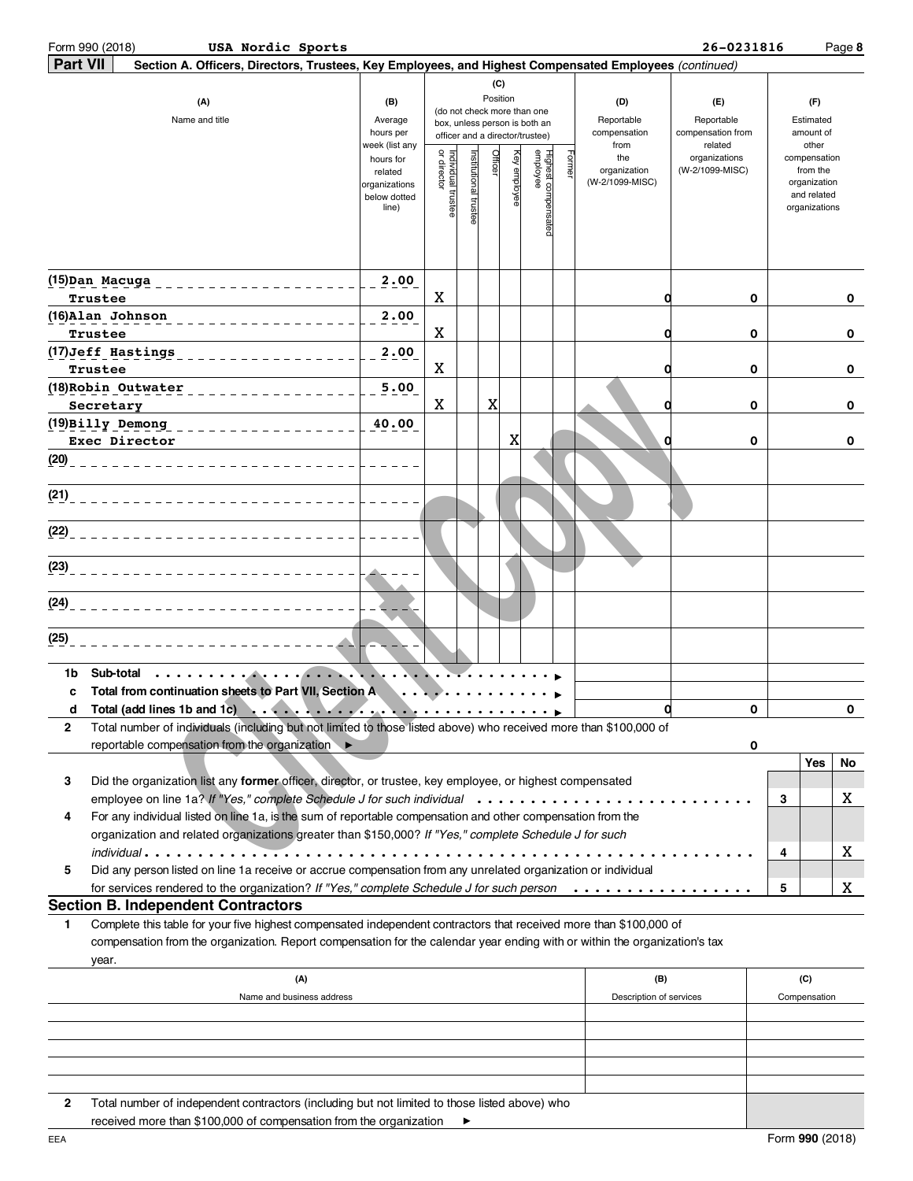Form 990 (2018) **USA Nordic Sports** 26-0231816

**Part VII** **Section A. Officers, Directors, Trustees, Key Employees, and Highest Compensated Employees** *(continued)*

| (A) Name and title | (B) Average hours per week (list any hours for related organizations below dotted line) | (C) Position: Individual trustee or director | Institutional trustee | Officer | Key employee | Highest compensated employee | Former | (D) Reportable compensation from the organization (W-2/1099-MISC) | (E) Reportable compensation from related organizations (W-2/1099-MISC) | (F) Estimated amount of other compensation from the organization and related organizations |
|---|---|---|---|---|---|---|---|---|---|---|
| (15) Dan Macuga<br>Trustee | 2.00 | X | | | | | | 0 | 0 | 0 |
| (16) Alan Johnson<br>Trustee | 2.00 | X | | | | | | 0 | 0 | 0 |
| (17) Jeff Hastings<br>Trustee | 2.00 | X | | | | | | 0 | 0 | 0 |
| (18) Robin Outwater<br>Secretary | 5.00 | X | | X | | | | 0 | 0 | 0 |
| (19) Billy Demong<br>Exec Director | 40.00 | | | | X | | | 0 | 0 | 0 |
| (20) | | | | | | | | | | |
| (21) | | | | | | | | | | |
| (22) | | | | | | | | | | |
| (23) | | | | | | | | | | |
| (24) | | | | | | | | | | |
| (25) | | | | | | | | | | |
| 1b Sub-total | | | | | | | | | | |
| c Total from continuation sheets to Part VII, Section A | | | | | | | | | | |
| d Total (add lines 1b and 1c) | | | | | | | | 0 | 0 | 0 |

2 Total number of individuals (including but not limited to those listed above) who received more than $100,000 of reportable compensation from the organization ► 0

| | | | Yes | No |
|---|---|---|---|---|
| 3 | Did the organization list any **former** officer, director, or trustee, key employee, or highest compensated employee on line 1a? *If "Yes," complete Schedule J for such individual* | 3 | | X |
| 4 | For any individual listed on line 1a, is the sum of reportable compensation and other compensation from the organization and related organizations greater than $150,000? *If "Yes," complete Schedule J for such individual* | 4 | | X |
| 5 | Did any person listed on line 1a receive or accrue compensation from any unrelated organization or individual for services rendered to the organization? *If "Yes," complete Schedule J for such person* | 5 | | X |

## Section B. Independent Contractors

1 Complete this table for your five highest compensated independent contractors that received more than $100,000 of compensation from the organization. Report compensation for the calendar year ending with or within the organization's tax year.

| (A) Name and business address | (B) Description of services | (C) Compensation |
|---|---|---|
| | | |
| | | |
| | | |
| | | |
| | | |

2 Total number of independent contractors (including but not limited to those listed above) who received more than $100,000 of compensation from the organization ►

Form **990** (2018)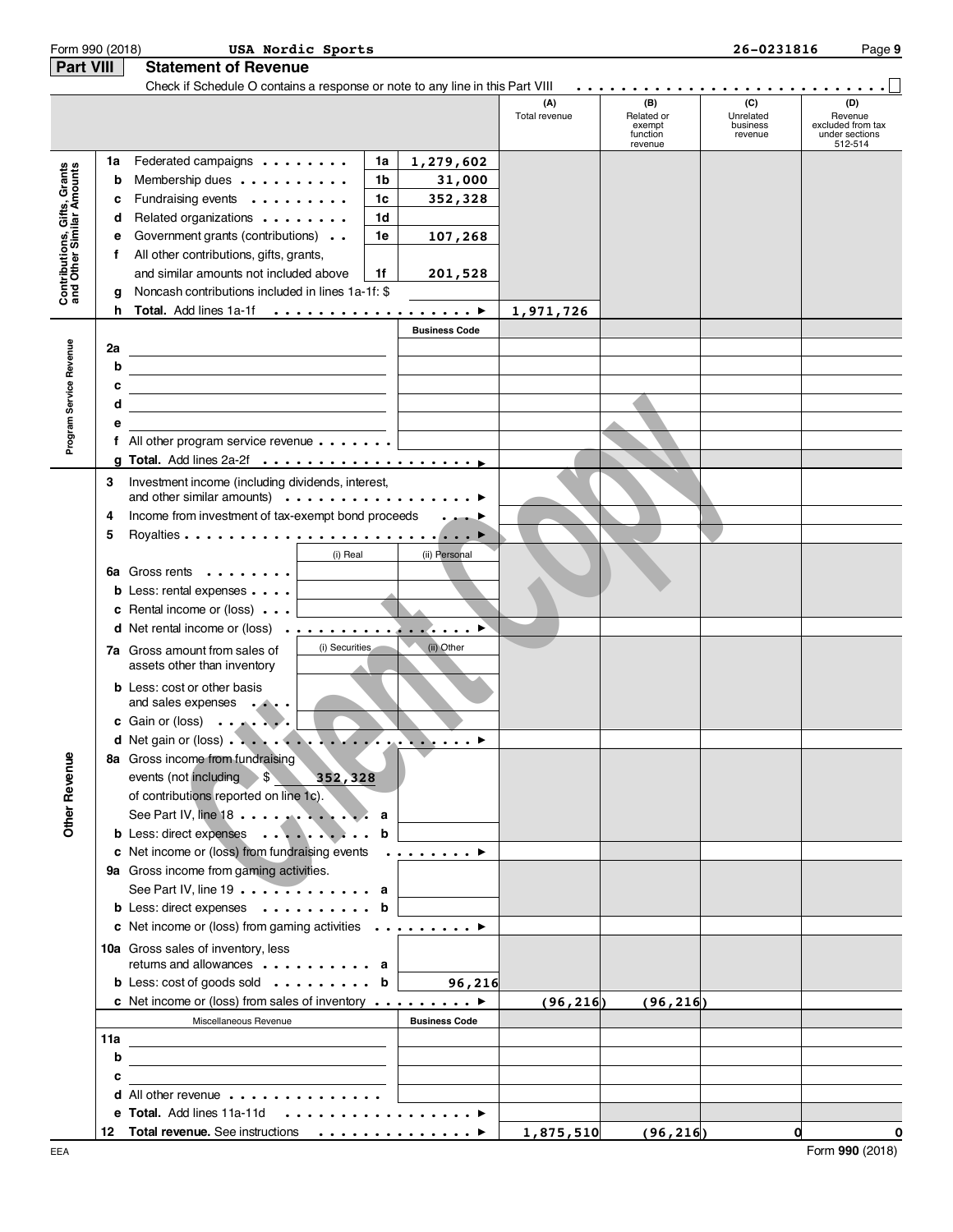Form 990 (2018) **USA Nordic Sports** 26-0231816

## Part VIII Statement of Revenue

Check if Schedule O contains a response or note to any line in this Part VIII ☐

| | | | | (A) Total revenue | (B) Related or exempt function revenue | (C) Unrelated business revenue | (D) Revenue excluded from tax under sections 512-514 |
|---|---|---|---|---|---|---|---|
| **Contributions, Gifts, Grants and Other Similar Amounts** | 1a Federated campaigns | 1a | 1,279,602 | | | | |
| | b Membership dues | 1b | 31,000 | | | | |
| | c Fundraising events | 1c | 352,328 | | | | |
| | d Related organizations | 1d | | | | | |
| | e Government grants (contributions) | 1e | 107,268 | | | | |
| | f All other contributions, gifts, grants, and similar amounts not included above | 1f | 201,528 | | | | |
| | g Noncash contributions included in lines 1a-1f: $ | | | | | | |
| | h **Total.** Add lines 1a-1f | | ▶ | 1,971,726 | | | |
| **Program Service Revenue** | | | Business Code | | | | |
| | 2a | | | | | | |
| | b | | | | | | |
| | c | | | | | | |
| | d | | | | | | |
| | e | | | | | | |
| | f All other program service revenue | | | | | | |
| | g **Total.** Add lines 2a-2f | | ▶ | | | | |
| **Other Revenue** | 3 Investment income (including dividends, interest, and other similar amounts) | | ▶ | | | | |
| | 4 Income from investment of tax-exempt bond proceeds | | ▶ | | | | |
| | 5 Royalties | | ▶ | | | | |
| | | (i) Real | (ii) Personal | | | | |
| | 6a Gross rents | | | | | | |
| | b Less: rental expenses | | | | | | |
| | c Rental income or (loss) | | | | | | |
| | d Net rental income or (loss) | | ▶ | | | | |
| | | (i) Securities | (ii) Other | | | | |
| | 7a Gross amount from sales of assets other than inventory | | | | | | |
| | b Less: cost or other basis and sales expenses | | | | | | |
| | c Gain or (loss) | | | | | | |
| | d Net gain or (loss) | | ▶ | | | | |
| | 8a Gross income from fundraising events (not including $ 352,328 of contributions reported on line 1c). See Part IV, line 18 | a | | | | | |
| | b Less: direct expenses | b | | | | | |
| | c Net income or (loss) from fundraising events | | ▶ | | | | |
| | 9a Gross income from gaming activities. See Part IV, line 19 | a | | | | | |
| | b Less: direct expenses | b | | | | | |
| | c Net income or (loss) from gaming activities | | ▶ | | | | |
| | 10a Gross sales of inventory, less returns and allowances | a | | | | | |
| | b Less: cost of goods sold | b | 96,216 | | | | |
| | c Net income or (loss) from sales of inventory | | ▶ | (96,216) | (96,216) | | |
| | Miscellaneous Revenue | | Business Code | | | | |
| | 11a | | | | | | |
| | b | | | | | | |
| | c | | | | | | |
| | d All other revenue | | | | | | |
| | e **Total.** Add lines 11a-11d | | ▶ | | | | |
| | 12 **Total revenue.** See instructions | | ▶ | 1,875,510 | (96,216) | 0 | 0 |

EEA Form **990** (2018)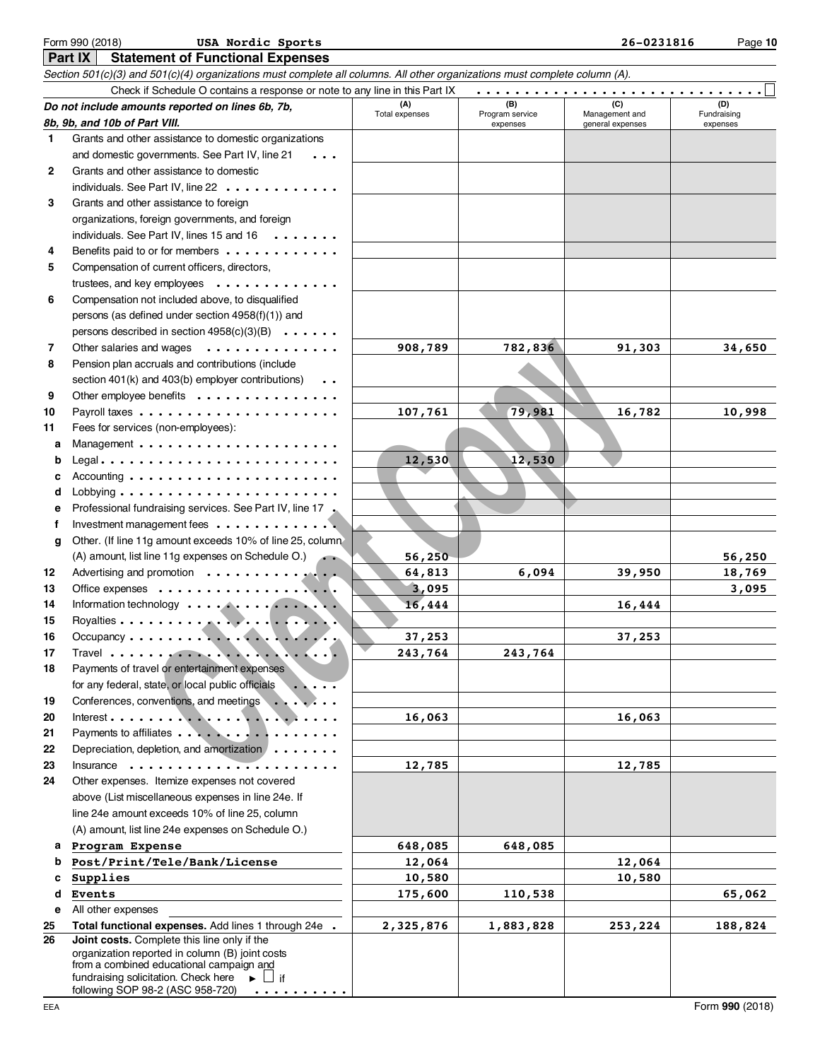Form 990 (2018) **USA Nordic Sports** 26-0231816

## Part IX Statement of Functional Expenses

*Section 501(c)(3) and 501(c)(4) organizations must complete all columns. All other organizations must complete column (A).*

Check if Schedule O contains a response or note to any line in this Part IX . . . . . . ☐

| *Do not include amounts reported on lines 6b, 7b, 8b, 9b, and 10b of Part VIII.* | (A) Total expenses | (B) Program service expenses | (C) Management and general expenses | (D) Fundraising expenses |
|---|---|---|---|---|
| 1 Grants and other assistance to domestic organizations and domestic governments. See Part IV, line 21 | | | | |
| 2 Grants and other assistance to domestic individuals. See Part IV, line 22 | | | | |
| 3 Grants and other assistance to foreign organizations, foreign governments, and foreign individuals. See Part IV, lines 15 and 16 | | | | |
| 4 Benefits paid to or for members | | | | |
| 5 Compensation of current officers, directors, trustees, and key employees | | | | |
| 6 Compensation not included above, to disqualified persons (as defined under section 4958(f)(1)) and persons described in section 4958(c)(3)(B) | | | | |
| 7 Other salaries and wages | 908,789 | 782,836 | 91,303 | 34,650 |
| 8 Pension plan accruals and contributions (include section 401(k) and 403(b) employer contributions) | | | | |
| 9 Other employee benefits | | | | |
| 10 Payroll taxes | 107,761 | 79,981 | 16,782 | 10,998 |
| 11 Fees for services (non-employees): | | | | |
| a Management | | | | |
| b Legal | 12,530 | 12,530 | | |
| c Accounting | | | | |
| d Lobbying | | | | |
| e Professional fundraising services. See Part IV, line 17 | | | | |
| f Investment management fees | | | | |
| g Other. (If line 11g amount exceeds 10% of line 25, column (A) amount, list line 11g expenses on Schedule O.) | 56,250 | | | 56,250 |
| 12 Advertising and promotion | 64,813 | 6,094 | 39,950 | 18,769 |
| 13 Office expenses | 3,095 | | | 3,095 |
| 14 Information technology | 16,444 | | 16,444 | |
| 15 Royalties | | | | |
| 16 Occupancy | 37,253 | | 37,253 | |
| 17 Travel | 243,764 | 243,764 | | |
| 18 Payments of travel or entertainment expenses for any federal, state, or local public officials | | | | |
| 19 Conferences, conventions, and meetings | | | | |
| 20 Interest | 16,063 | | 16,063 | |
| 21 Payments to affiliates | | | | |
| 22 Depreciation, depletion, and amortization | | | | |
| 23 Insurance | 12,785 | | 12,785 | |
| 24 Other expenses. Itemize expenses not covered above (List miscellaneous expenses in line 24e. If line 24e amount exceeds 10% of line 25, column (A) amount, list line 24e expenses on Schedule O.) | | | | |
| a Program Expense | 648,085 | 648,085 | | |
| b Post/Print/Tele/Bank/License | 12,064 | | 12,064 | |
| c Supplies | 10,580 | | 10,580 | |
| d Events | 175,600 | 110,538 | | 65,062 |
| e All other expenses | | | | |
| 25 **Total functional expenses.** Add lines 1 through 24e | 2,325,876 | 1,883,828 | 253,224 | 188,824 |
| 26 **Joint costs.** Complete this line only if the organization reported in column (B) joint costs from a combined educational campaign and fundraising solicitation. Check here ▶ ☐ if following SOP 98-2 (ASC 958-720) | | | | |

EEA Form **990** (2018)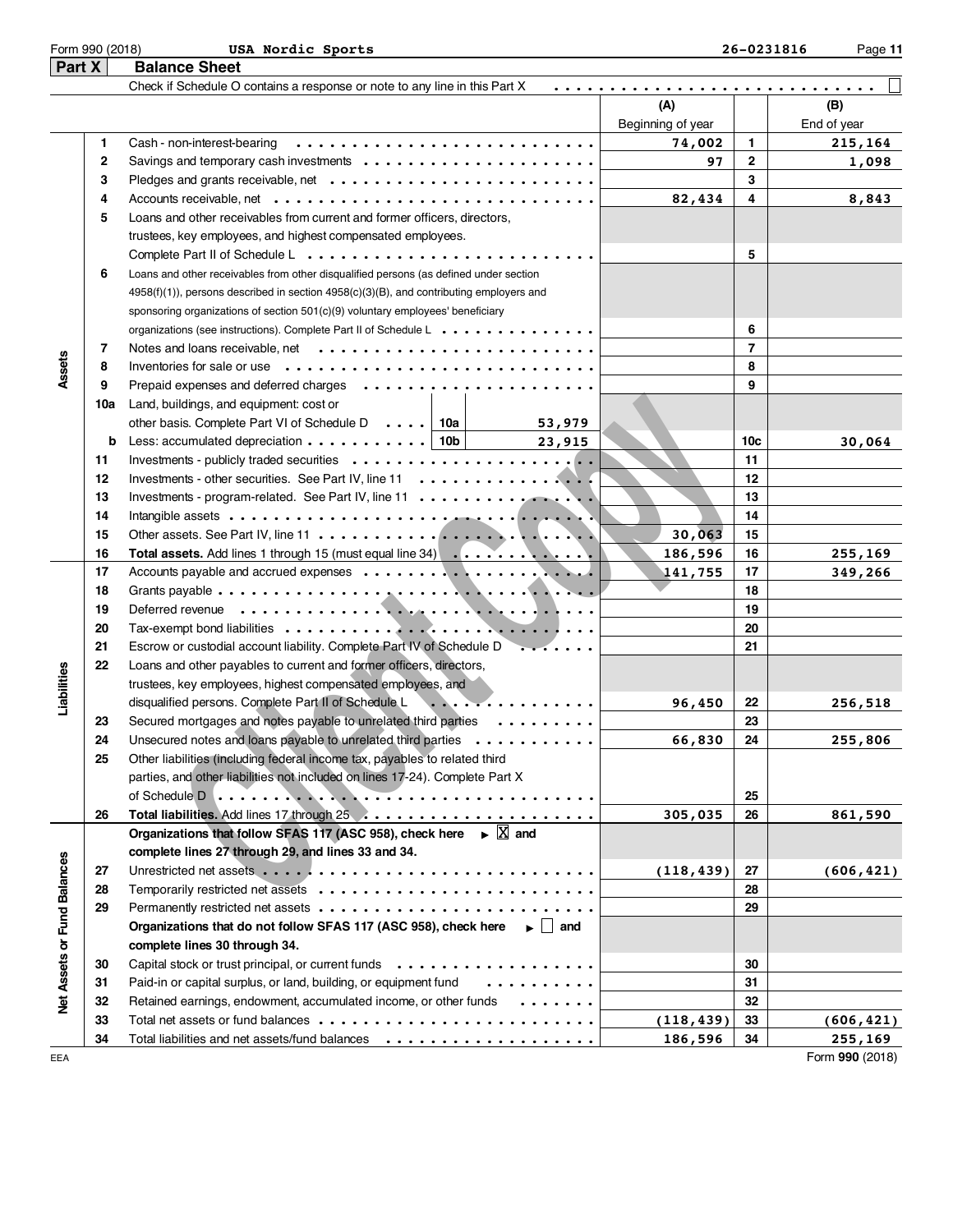Form 990 (2018) **USA Nordic Sports** 26-0231816

## Part X Balance Sheet

Check if Schedule O contains a response or note to any line in this Part X ☐

| | | | (A) Beginning of year | | (B) End of year |
|---|---|---|---|---|---|
| **Assets** | 1 | Cash - non-interest-bearing | 74,002 | 1 | 215,164 |
| | 2 | Savings and temporary cash investments | 97 | 2 | 1,098 |
| | 3 | Pledges and grants receivable, net | | 3 | |
| | 4 | Accounts receivable, net | 82,434 | 4 | 8,843 |
| | 5 | Loans and other receivables from current and former officers, directors, trustees, key employees, and highest compensated employees. Complete Part II of Schedule L | | 5 | |
| | 6 | Loans and other receivables from other disqualified persons (as defined under section 4958(f)(1)), persons described in section 4958(c)(3)(B), and contributing employers and sponsoring organizations of section 501(c)(9) voluntary employees' beneficiary organizations (see instructions). Complete Part II of Schedule L | | 6 | |
| | 7 | Notes and loans receivable, net | | 7 | |
| | 8 | Inventories for sale or use | | 8 | |
| | 9 | Prepaid expenses and deferred charges | | 9 | |
| | 10a | Land, buildings, and equipment: cost or other basis. Complete Part VI of Schedule D — 10a: 53,979 | | | |
| | b | Less: accumulated depreciation — 10b: 23,915 | | 10c | 30,064 |
| | 11 | Investments - publicly traded securities | | 11 | |
| | 12 | Investments - other securities. See Part IV, line 11 | | 12 | |
| | 13 | Investments - program-related. See Part IV, line 11 | | 13 | |
| | 14 | Intangible assets | | 14 | |
| | 15 | Other assets. See Part IV, line 11 | 30,063 | 15 | |
| | 16 | **Total assets.** Add lines 1 through 15 (must equal line 34) | 186,596 | 16 | 255,169 |
| **Liabilities** | 17 | Accounts payable and accrued expenses | 141,755 | 17 | 349,266 |
| | 18 | Grants payable | | 18 | |
| | 19 | Deferred revenue | | 19 | |
| | 20 | Tax-exempt bond liabilities | | 20 | |
| | 21 | Escrow or custodial account liability. Complete Part IV of Schedule D | | 21 | |
| | 22 | Loans and other payables to current and former officers, directors, trustees, key employees, highest compensated employees, and disqualified persons. Complete Part II of Schedule L | 96,450 | 22 | 256,518 |
| | 23 | Secured mortgages and notes payable to unrelated third parties | | 23 | |
| | 24 | Unsecured notes and loans payable to unrelated third parties | 66,830 | 24 | 255,806 |
| | 25 | Other liabilities (including federal income tax, payables to related third parties, and other liabilities not included on lines 17-24). Complete Part X of Schedule D | | 25 | |
| | 26 | **Total liabilities.** Add lines 17 through 25 | 305,035 | 26 | 861,590 |
| **Net Assets or Fund Balances** | | **Organizations that follow SFAS 117 (ASC 958), check here ▶ ☒ and complete lines 27 through 29, and lines 33 and 34.** | | | |
| | 27 | Unrestricted net assets | (118,439) | 27 | (606,421) |
| | 28 | Temporarily restricted net assets | | 28 | |
| | 29 | Permanently restricted net assets | | 29 | |
| | | **Organizations that do not follow SFAS 117 (ASC 958), check here ▶ ☐ and complete lines 30 through 34.** | | | |
| | 30 | Capital stock or trust principal, or current funds | | 30 | |
| | 31 | Paid-in or capital surplus, or land, building, or equipment fund | | 31 | |
| | 32 | Retained earnings, endowment, accumulated income, or other funds | | 32 | |
| | 33 | Total net assets or fund balances | (118,439) | 33 | (606,421) |
| | 34 | Total liabilities and net assets/fund balances | 186,596 | 34 | 255,169 |

EEA Form **990** (2018)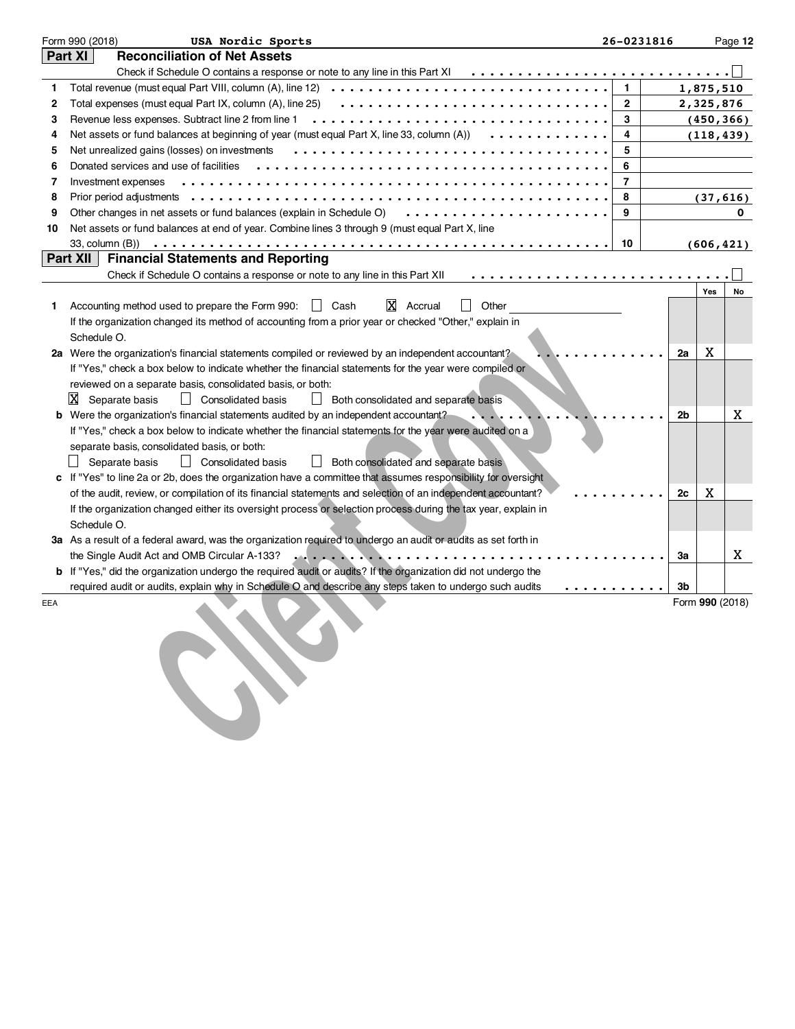Form 990 (2018) USA Nordic Sports 26-0231816

## Part XI Reconciliation of Net Assets

Check if Schedule O contains a response or note to any line in this Part XI ☐

| | | | |
|---|---|---|---|
| 1 | Total revenue (must equal Part VIII, column (A), line 12) | 1 | 1,875,510 |
| 2 | Total expenses (must equal Part IX, column (A), line 25) | 2 | 2,325,876 |
| 3 | Revenue less expenses. Subtract line 2 from line 1 | 3 | (450,366) |
| 4 | Net assets or fund balances at beginning of year (must equal Part X, line 33, column (A)) | 4 | (118,439) |
| 5 | Net unrealized gains (losses) on investments | 5 | |
| 6 | Donated services and use of facilities | 6 | |
| 7 | Investment expenses | 7 | |
| 8 | Prior period adjustments | 8 | (37,616) |
| 9 | Other changes in net assets or fund balances (explain in Schedule O) | 9 | 0 |
| 10 | Net assets or fund balances at end of year. Combine lines 3 through 9 (must equal Part X, line 33, column (B)) | 10 | (606,421) |

## Part XII Financial Statements and Reporting

Check if Schedule O contains a response or note to any line in this Part XII ☐

| | | | Yes | No |
|---|---|---|---|---|
| 1 | Accounting method used to prepare the Form 990: ☐ Cash ☒ Accrual ☐ Other<br>If the organization changed its method of accounting from a prior year or checked "Other," explain in Schedule O. | | | |
| 2a | Were the organization's financial statements compiled or reviewed by an independent accountant? | 2a | X | |
| | If "Yes," check a box below to indicate whether the financial statements for the year were compiled or reviewed on a separate basis, consolidated basis, or both:<br>☒ Separate basis ☐ Consolidated basis ☐ Both consolidated and separate basis | | | |
| b | Were the organization's financial statements audited by an independent accountant? | 2b | | X |
| | If "Yes," check a box below to indicate whether the financial statements for the year were audited on a separate basis, consolidated basis, or both:<br>☐ Separate basis ☐ Consolidated basis ☐ Both consolidated and separate basis | | | |
| c | If "Yes" to line 2a or 2b, does the organization have a committee that assumes responsibility for oversight of the audit, review, or compilation of its financial statements and selection of an independent accountant? | 2c | X | |
| | If the organization changed either its oversight process or selection process during the tax year, explain in Schedule O. | | | |
| 3a | As a result of a federal award, was the organization required to undergo an audit or audits as set forth in the Single Audit Act and OMB Circular A-133? | 3a | | X |
| b | If "Yes," did the organization undergo the required audit or audits? If the organization did not undergo the required audit or audits, explain why in Schedule O and describe any steps taken to undergo such audits | 3b | | |

Form 990 (2018)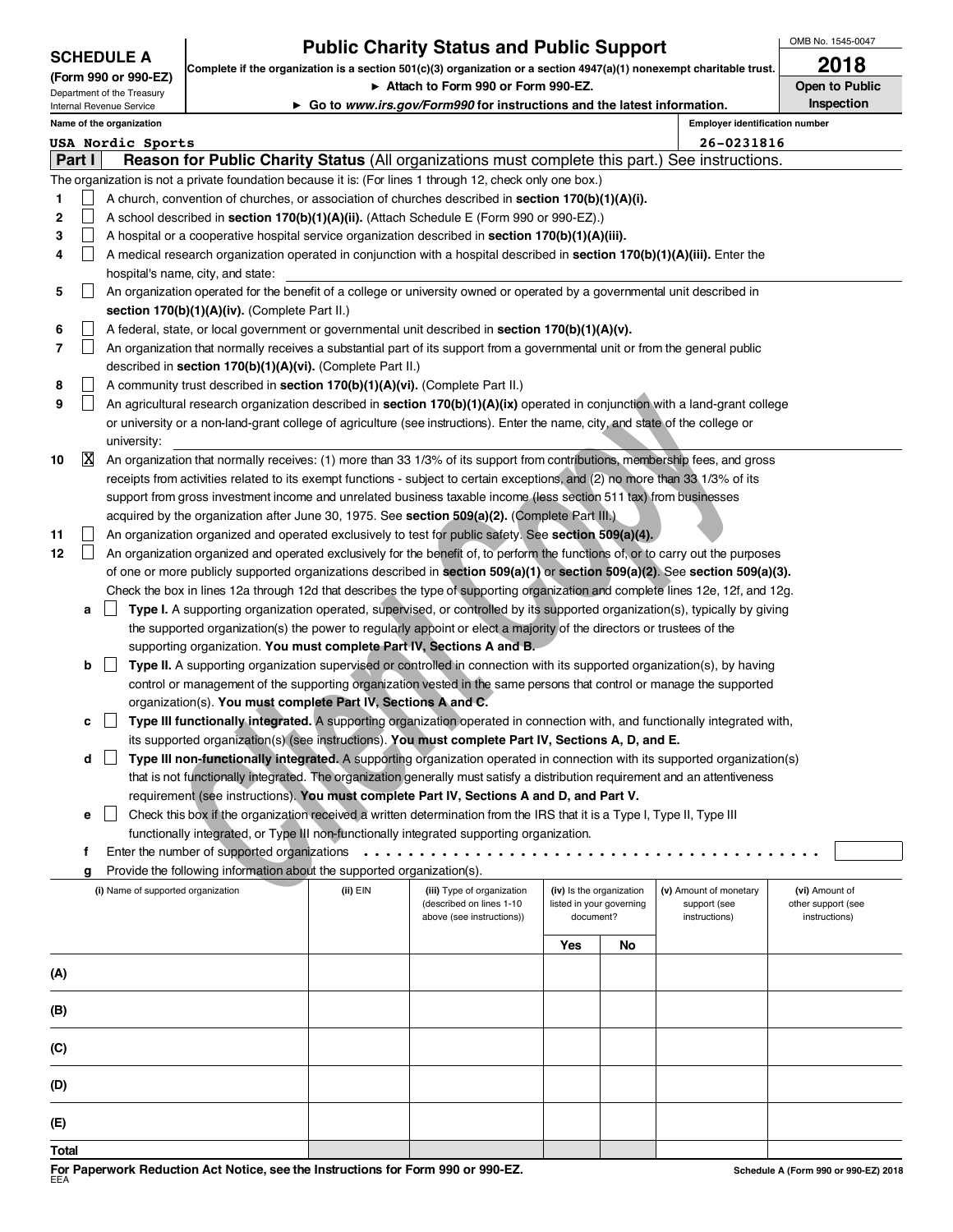**SCHEDULE A**
**(Form 990 or 990-EZ)**
Department of the Treasury
Internal Revenue Service

# Public Charity Status and Public Support

**Complete if the organization is a section 501(c)(3) organization or a section 4947(a)(1) nonexempt charitable trust.**
► Attach to Form 990 or Form 990-EZ.
► Go to *www.irs.gov/Form990* for instructions and the latest information.

OMB No. 1545-0047
**2018**
**Open to Public Inspection**

**Name of the organization:** USA Nordic Sports
**Employer identification number:** 26-0231816

## Part I — Reason for Public Charity Status (All organizations must complete this part.) See instructions.

The organization is not a private foundation because it is: (For lines 1 through 12, check only one box.)

1. ☐ A church, convention of churches, or association of churches described in **section 170(b)(1)(A)(i).**
2. ☐ A school described in **section 170(b)(1)(A)(ii).** (Attach Schedule E (Form 990 or 990-EZ).)
3. ☐ A hospital or a cooperative hospital service organization described in **section 170(b)(1)(A)(iii).**
4. ☐ A medical research organization operated in conjunction with a hospital described in **section 170(b)(1)(A)(iii).** Enter the hospital's name, city, and state:
5. ☐ An organization operated for the benefit of a college or university owned or operated by a governmental unit described in **section 170(b)(1)(A)(iv).** (Complete Part II.)
6. ☐ A federal, state, or local government or governmental unit described in **section 170(b)(1)(A)(v).**
7. ☐ An organization that normally receives a substantial part of its support from a governmental unit or from the general public described in **section 170(b)(1)(A)(vi).** (Complete Part II.)
8. ☐ A community trust described in **section 170(b)(1)(A)(vi).** (Complete Part II.)
9. ☐ An agricultural research organization described in **section 170(b)(1)(A)(ix)** operated in conjunction with a land-grant college or university or a non-land-grant college of agriculture (see instructions). Enter the name, city, and state of the college or university:
10. ☒ An organization that normally receives: (1) more than 33 1/3% of its support from contributions, membership fees, and gross receipts from activities related to its exempt functions - subject to certain exceptions, and (2) no more than 33 1/3% of its support from gross investment income and unrelated business taxable income (less section 511 tax) from businesses acquired by the organization after June 30, 1975. See **section 509(a)(2).** (Complete Part III.)
11. ☐ An organization organized and operated exclusively to test for public safety. See **section 509(a)(4).**
12. ☐ An organization organized and operated exclusively for the benefit of, to perform the functions of, or to carry out the purposes of one or more publicly supported organizations described in **section 509(a)(1)** or **section 509(a)(2).** See **section 509(a)(3).** Check the box in lines 12a through 12d that describes the type of supporting organization and complete lines 12e, 12f, and 12g.
   - **a** ☐ **Type I.** A supporting organization operated, supervised, or controlled by its supported organization(s), typically by giving the supported organization(s) the power to regularly appoint or elect a majority of the directors or trustees of the supporting organization. **You must complete Part IV, Sections A and B.**
   - **b** ☐ **Type II.** A supporting organization supervised or controlled in connection with its supported organization(s), by having control or management of the supporting organization vested in the same persons that control or manage the supported organization(s). **You must complete Part IV, Sections A and C.**
   - **c** ☐ **Type III functionally integrated.** A supporting organization operated in connection with, and functionally integrated with, its supported organization(s) (see instructions). **You must complete Part IV, Sections A, D, and E.**
   - **d** ☐ **Type III non-functionally integrated.** A supporting organization operated in connection with its supported organization(s) that is not functionally integrated. The organization generally must satisfy a distribution requirement and an attentiveness requirement (see instructions). **You must complete Part IV, Sections A and D, and Part V.**
   - **e** ☐ Check this box if the organization received a written determination from the IRS that it is a Type I, Type II, Type III functionally integrated, or Type III non-functionally integrated supporting organization.
   - **f** Enter the number of supported organizations
   - **g** Provide the following information about the supported organization(s).

| (i) Name of supported organization | (ii) EIN | (iii) Type of organization (described on lines 1-10 above (see instructions)) | (iv) Is the organization listed in your governing document? Yes | No | (v) Amount of monetary support (see instructions) | (vi) Amount of other support (see instructions) |
|---|---|---|---|---|---|---|
| (A) | | | | | | |
| (B) | | | | | | |
| (C) | | | | | | |
| (D) | | | | | | |
| (E) | | | | | | |
| Total | | | | | | |

**For Paperwork Reduction Act Notice, see the Instructions for Form 990 or 990-EZ.**
EEA
Schedule A (Form 990 or 990-EZ) 2018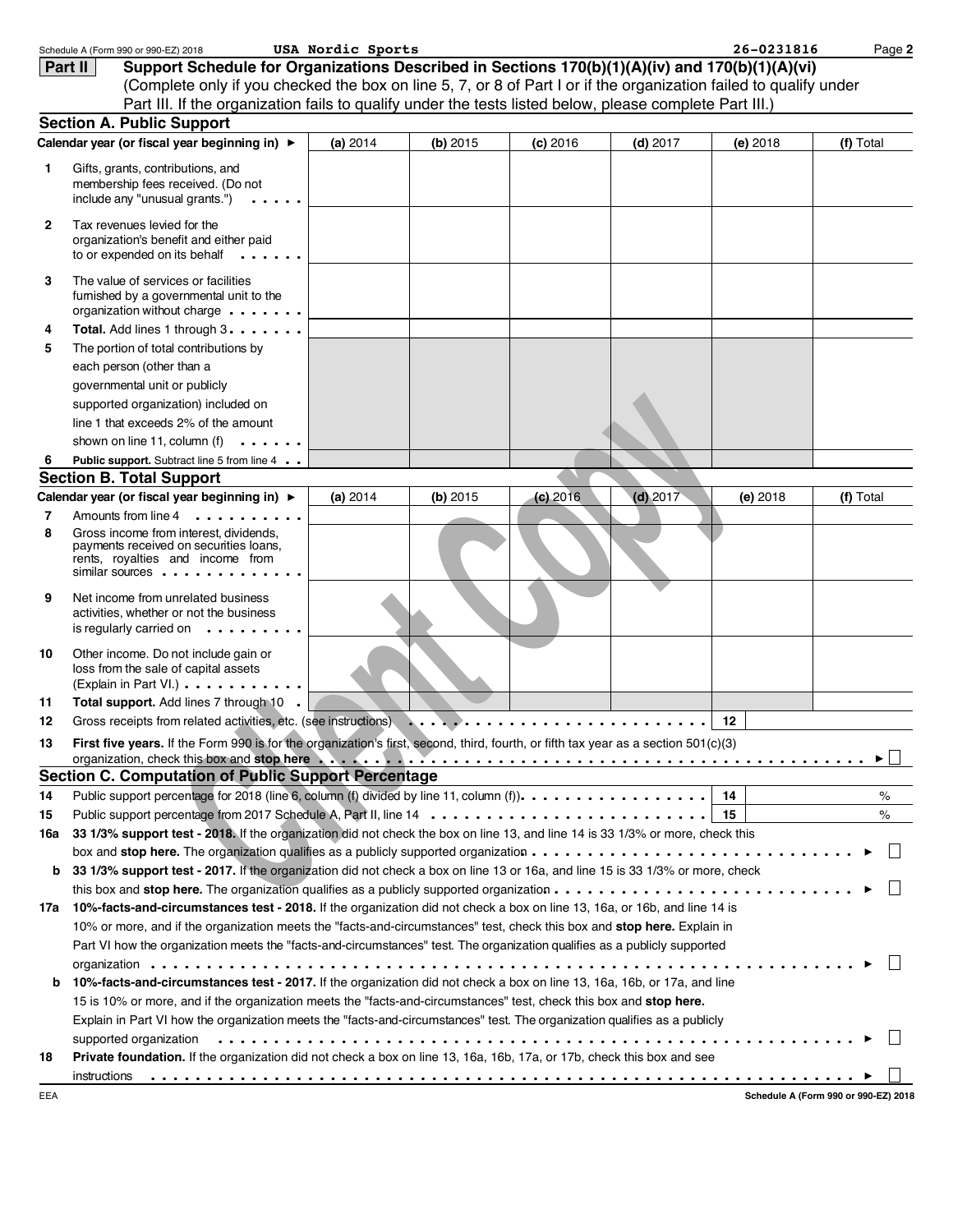Schedule A (Form 990 or 990-EZ) 2018 USA Nordic Sports 26-0231816 Page **2**

## Part II Support Schedule for Organizations Described in Sections 170(b)(1)(A)(iv) and 170(b)(1)(A)(vi)

(Complete only if you checked the box on line 5, 7, or 8 of Part I or if the organization failed to qualify under Part III. If the organization fails to qualify under the tests listed below, please complete Part III.)

### Section A. Public Support

| | Calendar year (or fiscal year beginning in) ► | (a) 2014 | (b) 2015 | (c) 2016 | (d) 2017 | (e) 2018 | (f) Total |
|---|---|---|---|---|---|---|---|
| 1 | Gifts, grants, contributions, and membership fees received. (Do not include any "unusual grants.") | | | | | | |
| 2 | Tax revenues levied for the organization's benefit and either paid to or expended on its behalf | | | | | | |
| 3 | The value of services or facilities furnished by a governmental unit to the organization without charge | | | | | | |
| 4 | **Total.** Add lines 1 through 3 | | | | | | |
| 5 | The portion of total contributions by each person (other than a governmental unit or publicly supported organization) included on line 1 that exceeds 2% of the amount shown on line 11, column (f) | | | | | | |
| 6 | **Public support.** Subtract line 5 from line 4 | | | | | | |

### Section B. Total Support

| | Calendar year (or fiscal year beginning in) ► | (a) 2014 | (b) 2015 | (c) 2016 | (d) 2017 | (e) 2018 | (f) Total |
|---|---|---|---|---|---|---|---|
| 7 | Amounts from line 4 | | | | | | |
| 8 | Gross income from interest, dividends, payments received on securities loans, rents, royalties and income from similar sources | | | | | | |
| 9 | Net income from unrelated business activities, whether or not the business is regularly carried on | | | | | | |
| 10 | Other income. Do not include gain or loss from the sale of capital assets (Explain in Part VI.) | | | | | | |
| 11 | **Total support.** Add lines 7 through 10 | | | | | | |

**12** Gross receipts from related activities, etc. (see instructions) . . . **12** ____

**13** **First five years.** If the Form 990 is for the organization's first, second, third, fourth, or fifth tax year as a section 501(c)(3) organization, check this box and **stop here** . . . ► ☐

### Section C. Computation of Public Support Percentage

**14** Public support percentage for 2018 (line 6, column (f) divided by line 11, column (f)) . . . **14** ____ %

**15** Public support percentage from 2017 Schedule A, Part II, line 14 . . . **15** ____ %

**16a** **33 1/3% support test - 2018.** If the organization did not check the box on line 13, and line 14 is 33 1/3% or more, check this box and **stop here.** The organization qualifies as a publicly supported organization . . . ► ☐

**b** **33 1/3% support test - 2017.** If the organization did not check a box on line 13 or 16a, and line 15 is 33 1/3% or more, check this box and **stop here.** The organization qualifies as a publicly supported organization . . . ► ☐

**17a** **10%-facts-and-circumstances test - 2018.** If the organization did not check a box on line 13, 16a, or 16b, and line 14 is 10% or more, and if the organization meets the "facts-and-circumstances" test, check this box and **stop here.** Explain in Part VI how the organization meets the "facts-and-circumstances" test. The organization qualifies as a publicly supported organization . . . ► ☐

**b** **10%-facts-and-circumstances test - 2017.** If the organization did not check a box on line 13, 16a, 16b, or 17a, and line 15 is 10% or more, and if the organization meets the "facts-and-circumstances" test, check this box and **stop here.** Explain in Part VI how the organization meets the "facts-and-circumstances" test. The organization qualifies as a publicly supported organization . . . ► ☐

**18** **Private foundation.** If the organization did not check a box on line 13, 16a, 16b, 17a, or 17b, check this box and see instructions . . . ► ☐

EEA **Schedule A (Form 990 or 990-EZ) 2018**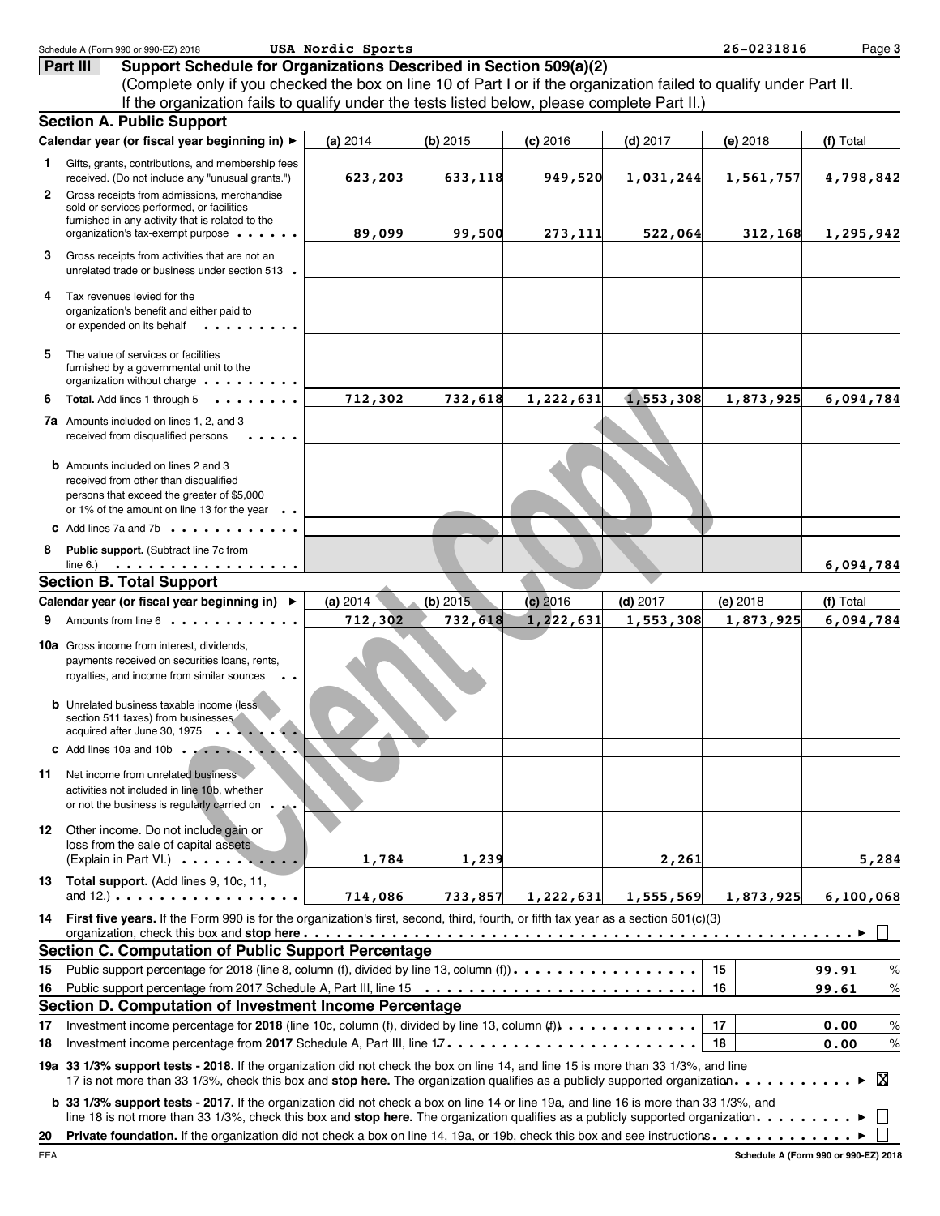Schedule A (Form 990 or 990-EZ) 2018 USA Nordic Sports 26-0231816

## Part III Support Schedule for Organizations Described in Section 509(a)(2)

(Complete only if you checked the box on line 10 of Part I or if the organization failed to qualify under Part II. If the organization fails to qualify under the tests listed below, please complete Part II.)

### Section A. Public Support

| Calendar year (or fiscal year beginning in) ► | (a) 2014 | (b) 2015 | (c) 2016 | (d) 2017 | (e) 2018 | (f) Total |
|---|---|---|---|---|---|---|
| **1** Gifts, grants, contributions, and membership fees received. (Do not include any "unusual grants.") | 623,203 | 633,118 | 949,520 | 1,031,244 | 1,561,757 | 4,798,842 |
| **2** Gross receipts from admissions, merchandise sold or services performed, or facilities furnished in any activity that is related to the organization's tax-exempt purpose | 89,099 | 99,500 | 273,111 | 522,064 | 312,168 | 1,295,942 |
| **3** Gross receipts from activities that are not an unrelated trade or business under section 513 | | | | | | |
| **4** Tax revenues levied for the organization's benefit and either paid to or expended on its behalf | | | | | | |
| **5** The value of services or facilities furnished by a governmental unit to the organization without charge | | | | | | |
| **6** **Total.** Add lines 1 through 5 | 712,302 | 732,618 | 1,222,631 | 1,553,308 | 1,873,925 | 6,094,784 |
| **7a** Amounts included on lines 1, 2, and 3 received from disqualified persons | | | | | | |
| **b** Amounts included on lines 2 and 3 received from other than disqualified persons that exceed the greater of $5,000 or 1% of the amount on line 13 for the year | | | | | | |
| **c** Add lines 7a and 7b | | | | | | |
| **8** **Public support.** (Subtract line 7c from line 6.) | | | | | | 6,094,784 |

### Section B. Total Support

| Calendar year (or fiscal year beginning in) ► | (a) 2014 | (b) 2015 | (c) 2016 | (d) 2017 | (e) 2018 | (f) Total |
|---|---|---|---|---|---|---|
| **9** Amounts from line 6 | 712,302 | 732,618 | 1,222,631 | 1,553,308 | 1,873,925 | 6,094,784 |
| **10a** Gross income from interest, dividends, payments received on securities loans, rents, royalties, and income from similar sources | | | | | | |
| **b** Unrelated business taxable income (less section 511 taxes) from businesses acquired after June 30, 1975 | | | | | | |
| **c** Add lines 10a and 10b | | | | | | |
| **11** Net income from unrelated business activities not included in line 10b, whether or not the business is regularly carried on | | | | | | |
| **12** Other income. Do not include gain or loss from the sale of capital assets (Explain in Part VI.) | 1,784 | 1,239 | | 2,261 | | 5,284 |
| **13** **Total support.** (Add lines 9, 10c, 11, and 12.) | 714,086 | 733,857 | 1,222,631 | 1,555,569 | 1,873,925 | 6,100,068 |

**14** **First five years.** If the Form 990 is for the organization's first, second, third, fourth, or fifth tax year as a section 501(c)(3) organization, check this box and **stop here** ► ☐

### Section C. Computation of Public Support Percentage

| | | | |
|---|---|---|---|
| **15** | Public support percentage for 2018 (line 8, column (f), divided by line 13, column (f)) | 15 | 99.91 % |
| **16** | Public support percentage from 2017 Schedule A, Part III, line 15 | 16 | 99.61 % |

### Section D. Computation of Investment Income Percentage

| | | | |
|---|---|---|---|
| **17** | Investment income percentage for **2018** (line 10c, column (f), divided by line 13, column (f)) | 17 | 0.00 % |
| **18** | Investment income percentage from **2017** Schedule A, Part III, line 17 | 18 | 0.00 % |

**19a** **33 1/3% support tests - 2018.** If the organization did not check the box on line 14, and line 15 is more than 33 1/3%, and line 17 is not more than 33 1/3%, check this box and **stop here.** The organization qualifies as a publicly supported organization ► ☒

**b** **33 1/3% support tests - 2017.** If the organization did not check a box on line 14 or line 19a, and line 16 is more than 33 1/3%, and line 18 is not more than 33 1/3%, check this box and **stop here.** The organization qualifies as a publicly supported organization ► ☐

**20** **Private foundation.** If the organization did not check a box on line 14, 19a, or 19b, check this box and see instructions ► ☐

EEA Schedule A (Form 990 or 990-EZ) 2018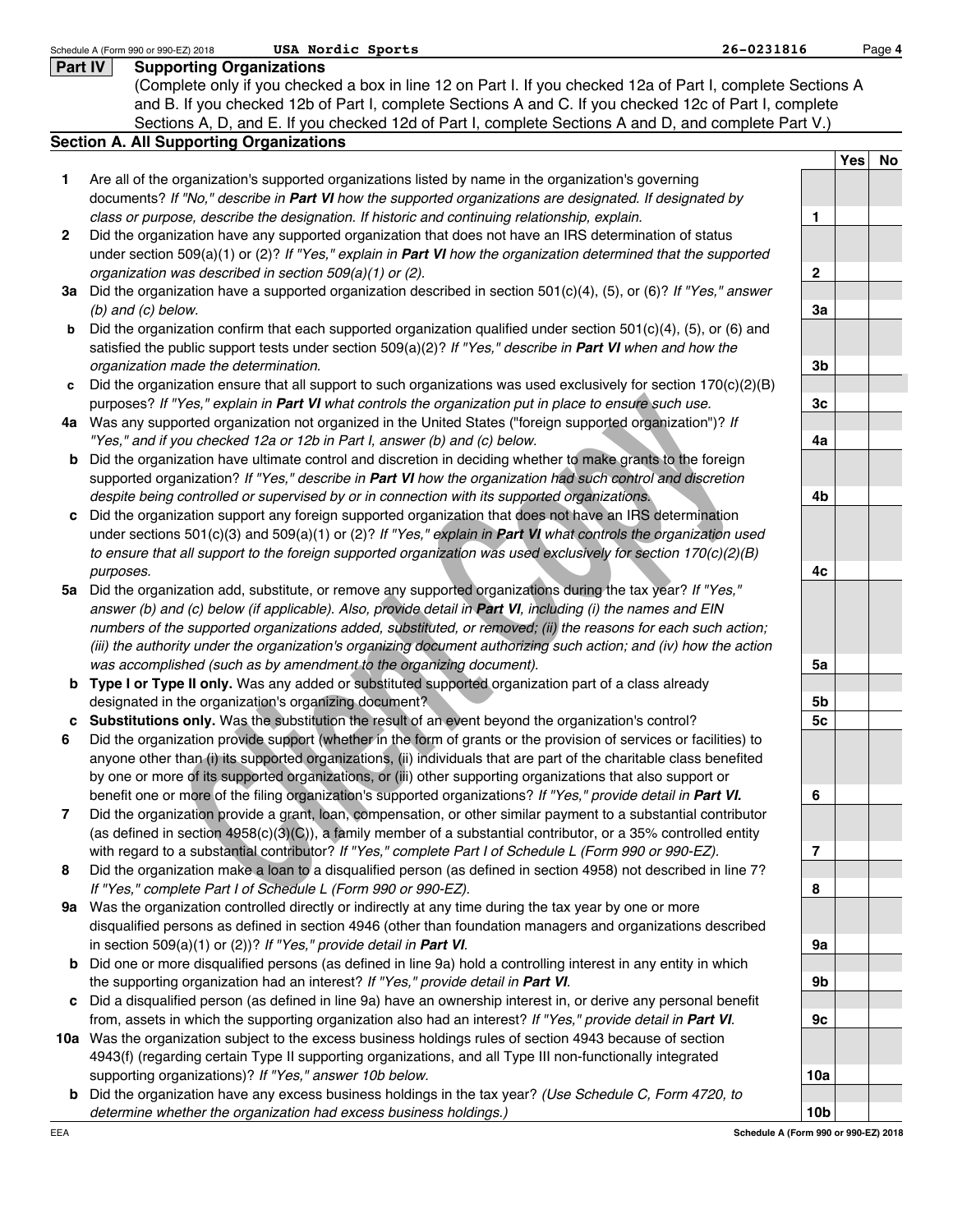Schedule A (Form 990 or 990-EZ) 2018 **USA Nordic Sports** 26-0231816 Page 4

## Part IV Supporting Organizations

(Complete only if you checked a box in line 12 on Part I. If you checked 12a of Part I, complete Sections A and B. If you checked 12b of Part I, complete Sections A and C. If you checked 12c of Part I, complete Sections A, D, and E. If you checked 12d of Part I, complete Sections A and D, and complete Part V.)

### Section A. All Supporting Organizations

| | | | Yes | No |
|---|---|---|---|---|
| **1** | Are all of the organization's supported organizations listed by name in the organization's governing documents? *If "No," describe in* ***Part VI*** *how the supported organizations are designated. If designated by class or purpose, describe the designation. If historic and continuing relationship, explain.* | 1 | | |
| **2** | Did the organization have any supported organization that does not have an IRS determination of status under section 509(a)(1) or (2)? *If "Yes," explain in* ***Part VI*** *how the organization determined that the supported organization was described in section 509(a)(1) or (2).* | 2 | | |
| **3a** | Did the organization have a supported organization described in section 501(c)(4), (5), or (6)? *If "Yes," answer (b) and (c) below.* | 3a | | |
| **b** | Did the organization confirm that each supported organization qualified under section 501(c)(4), (5), or (6) and satisfied the public support tests under section 509(a)(2)? *If "Yes," describe in* ***Part VI*** *when and how the organization made the determination.* | 3b | | |
| **c** | Did the organization ensure that all support to such organizations was used exclusively for section 170(c)(2)(B) purposes? *If "Yes," explain in* ***Part VI*** *what controls the organization put in place to ensure such use.* | 3c | | |
| **4a** | Was any supported organization not organized in the United States ("foreign supported organization")? *If "Yes," and if you checked 12a or 12b in Part I, answer (b) and (c) below.* | 4a | | |
| **b** | Did the organization have ultimate control and discretion in deciding whether to make grants to the foreign supported organization? *If "Yes," describe in* ***Part VI*** *how the organization had such control and discretion despite being controlled or supervised by or in connection with its supported organizations.* | 4b | | |
| **c** | Did the organization support any foreign supported organization that does not have an IRS determination under sections 501(c)(3) and 509(a)(1) or (2)? *If "Yes," explain in* ***Part VI*** *what controls the organization used to ensure that all support to the foreign supported organization was used exclusively for section 170(c)(2)(B) purposes.* | 4c | | |
| **5a** | Did the organization add, substitute, or remove any supported organizations during the tax year? *If "Yes," answer (b) and (c) below (if applicable). Also, provide detail in* ***Part VI****, including (i) the names and EIN numbers of the supported organizations added, substituted, or removed; (ii) the reasons for each such action; (iii) the authority under the organization's organizing document authorizing such action; and (iv) how the action was accomplished (such as by amendment to the organizing document).* | 5a | | |
| **b** | **Type I or Type II only.** Was any added or substituted supported organization part of a class already designated in the organization's organizing document? | 5b | | |
| **c** | **Substitutions only.** Was the substitution the result of an event beyond the organization's control? | 5c | | |
| **6** | Did the organization provide support (whether in the form of grants or the provision of services or facilities) to anyone other than (i) its supported organizations, (ii) individuals that are part of the charitable class benefited by one or more of its supported organizations, or (iii) other supporting organizations that also support or benefit one or more of the filing organization's supported organizations? *If "Yes," provide detail in* ***Part VI.*** | 6 | | |
| **7** | Did the organization provide a grant, loan, compensation, or other similar payment to a substantial contributor (as defined in section 4958(c)(3)(C)), a family member of a substantial contributor, or a 35% controlled entity with regard to a substantial contributor? *If "Yes," complete Part I of Schedule L (Form 990 or 990-EZ).* | 7 | | |
| **8** | Did the organization make a loan to a disqualified person (as defined in section 4958) not described in line 7? *If "Yes," complete Part I of Schedule L (Form 990 or 990-EZ).* | 8 | | |
| **9a** | Was the organization controlled directly or indirectly at any time during the tax year by one or more disqualified persons as defined in section 4946 (other than foundation managers and organizations described in section 509(a)(1) or (2))? *If "Yes," provide detail in* ***Part VI****.* | 9a | | |
| **b** | Did one or more disqualified persons (as defined in line 9a) hold a controlling interest in any entity in which the supporting organization had an interest? *If "Yes," provide detail in* ***Part VI****.* | 9b | | |
| **c** | Did a disqualified person (as defined in line 9a) have an ownership interest in, or derive any personal benefit from, assets in which the supporting organization also had an interest? *If "Yes," provide detail in* ***Part VI****.* | 9c | | |
| **10a** | Was the organization subject to the excess business holdings rules of section 4943 because of section 4943(f) (regarding certain Type II supporting organizations, and all Type III non-functionally integrated supporting organizations)? *If "Yes," answer 10b below.* | 10a | | |
| **b** | Did the organization have any excess business holdings in the tax year? *(Use Schedule C, Form 4720, to determine whether the organization had excess business holdings.)* | 10b | | |

EEA Schedule A (Form 990 or 990-EZ) 2018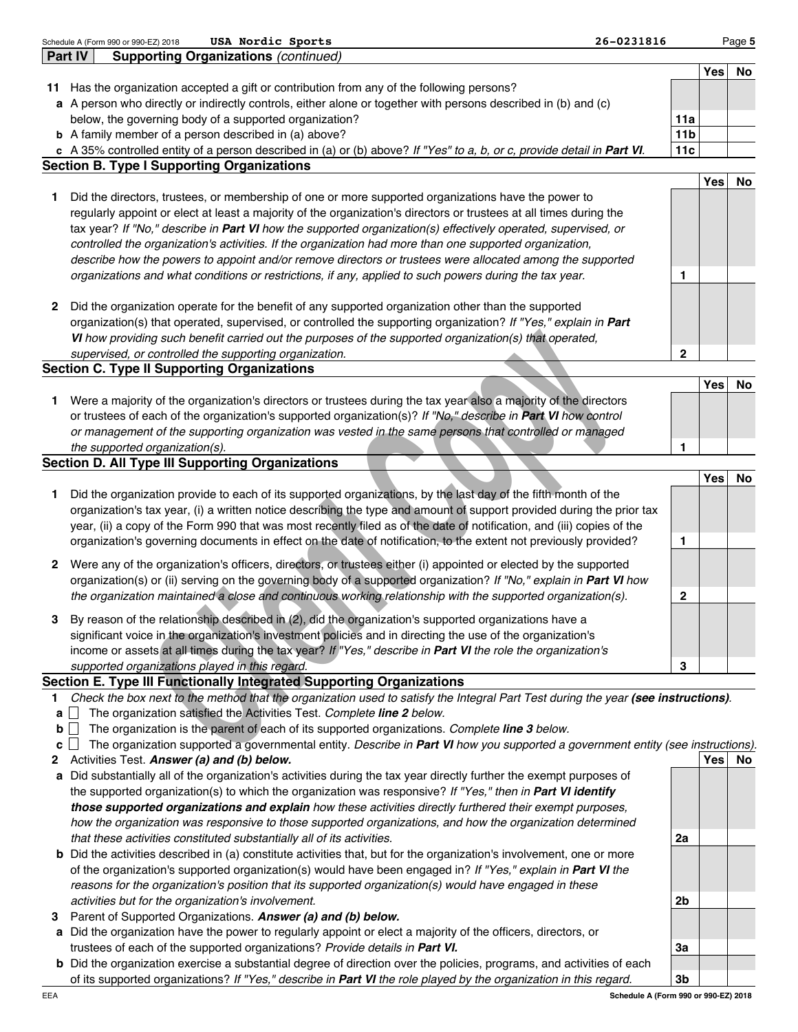Schedule A (Form 990 or 990-EZ) 2018 **USA Nordic Sports** 26-0231816

## Part IV Supporting Organizations *(continued)*

| | | | Yes | No |
|---|---|---|---|---|
| **11** | Has the organization accepted a gift or contribution from any of the following persons? | | | |
| **a** | A person who directly or indirectly controls, either alone or together with persons described in (b) and (c) below, the governing body of a supported organization? | **11a** | | |
| **b** | A family member of a person described in (a) above? | **11b** | | |
| **c** | A 35% controlled entity of a person described in (a) or (b) above? *If "Yes" to a, b, or c, provide detail in* ***Part VI.*** | **11c** | | |

### Section B. Type I Supporting Organizations

| | | | Yes | No |
|---|---|---|---|---|
| **1** | Did the directors, trustees, or membership of one or more supported organizations have the power to regularly appoint or elect at least a majority of the organization's directors or trustees at all times during the tax year? *If "No," describe in* ***Part VI*** *how the supported organization(s) effectively operated, supervised, or controlled the organization's activities. If the organization had more than one supported organization, describe how the powers to appoint and/or remove directors or trustees were allocated among the supported organizations and what conditions or restrictions, if any, applied to such powers during the tax year.* | **1** | | |
| **2** | Did the organization operate for the benefit of any supported organization other than the supported organization(s) that operated, supervised, or controlled the supporting organization? *If "Yes," explain in* ***Part VI*** *how providing such benefit carried out the purposes of the supported organization(s) that operated, supervised, or controlled the supporting organization.* | **2** | | |

### Section C. Type II Supporting Organizations

| | | | Yes | No |
|---|---|---|---|---|
| **1** | Were a majority of the organization's directors or trustees during the tax year also a majority of the directors or trustees of each of the organization's supported organization(s)? *If "No," describe in* ***Part VI*** *how control or management of the supporting organization was vested in the same persons that controlled or managed the supported organization(s).* | **1** | | |

### Section D. All Type III Supporting Organizations

| | | | Yes | No |
|---|---|---|---|---|
| **1** | Did the organization provide to each of its supported organizations, by the last day of the fifth month of the organization's tax year, (i) a written notice describing the type and amount of support provided during the prior tax year, (ii) a copy of the Form 990 that was most recently filed as of the date of notification, and (iii) copies of the organization's governing documents in effect on the date of notification, to the extent not previously provided? | **1** | | |
| **2** | Were any of the organization's officers, directors, or trustees either (i) appointed or elected by the supported organization(s) or (ii) serving on the governing body of a supported organization? *If "No," explain in* ***Part VI*** *how the organization maintained a close and continuous working relationship with the supported organization(s).* | **2** | | |
| **3** | By reason of the relationship described in (2), did the organization's supported organizations have a significant voice in the organization's investment policies and in directing the use of the organization's income or assets at all times during the tax year? *If "Yes," describe in* ***Part VI*** *the role the organization's supported organizations played in this regard.* | **3** | | |

### Section E. Type III Functionally Integrated Supporting Organizations

**1** *Check the box next to the method that the organization used to satisfy the Integral Part Test during the year* ***(see instructions)***.

- **a** ☐ The organization satisfied the Activities Test. *Complete* ***line 2*** *below.*
- **b** ☐ The organization is the parent of each of its supported organizations. *Complete* ***line 3*** *below.*
- **c** ☐ The organization supported a governmental entity. *Describe in* ***Part VI*** *how you supported a government entity (see instructions).*

| | | | Yes | No |
|---|---|---|---|---|
| **2** | Activities Test. ***Answer (a) and (b) below.*** | | | |
| **a** | Did substantially all of the organization's activities during the tax year directly further the exempt purposes of the supported organization(s) to which the organization was responsive? *If "Yes," then in* ***Part VI identify those supported organizations and explain*** *how these activities directly furthered their exempt purposes, how the organization was responsive to those supported organizations, and how the organization determined that these activities constituted substantially all of its activities.* | **2a** | | |
| **b** | Did the activities described in (a) constitute activities that, but for the organization's involvement, one or more of the organization's supported organization(s) would have been engaged in? *If "Yes," explain in* ***Part VI*** *the reasons for the organization's position that its supported organization(s) would have engaged in these activities but for the organization's involvement.* | **2b** | | |
| **3** | Parent of Supported Organizations. ***Answer (a) and (b) below.*** | | | |
| **a** | Did the organization have the power to regularly appoint or elect a majority of the officers, directors, or trustees of each of the supported organizations? *Provide details in* ***Part VI.*** | **3a** | | |
| **b** | Did the organization exercise a substantial degree of direction over the policies, programs, and activities of each of its supported organizations? *If "Yes," describe in* ***Part VI*** *the role played by the organization in this regard.* | **3b** | | |

EEA Schedule A (Form 990 or 990-EZ) 2018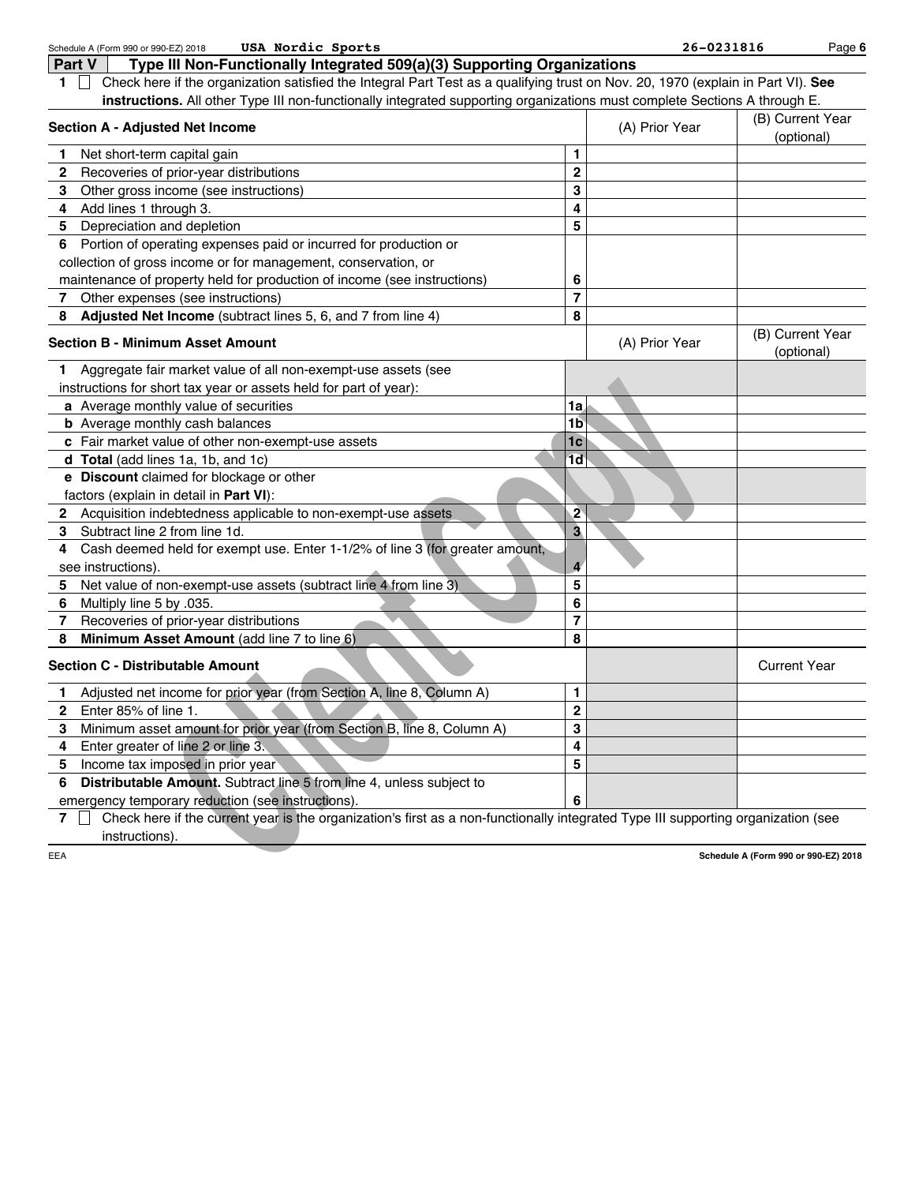Schedule A (Form 990 or 990-EZ) 2018 **USA Nordic Sports** 26-0231816 Page 6

## Part V Type III Non-Functionally Integrated 509(a)(3) Supporting Organizations

**1** ☐ Check here if the organization satisfied the Integral Part Test as a qualifying trust on Nov. 20, 1970 (explain in Part VI). **See instructions.** All other Type III non-functionally integrated supporting organizations must complete Sections A through E.

| **Section A - Adjusted Net Income** | | (A) Prior Year | (B) Current Year (optional) |
|---|---|---|---|
| **1** Net short-term capital gain | 1 | | |
| **2** Recoveries of prior-year distributions | 2 | | |
| **3** Other gross income (see instructions) | 3 | | |
| **4** Add lines 1 through 3. | 4 | | |
| **5** Depreciation and depletion | 5 | | |
| **6** Portion of operating expenses paid or incurred for production or collection of gross income or for management, conservation, or maintenance of property held for production of income (see instructions) | 6 | | |
| **7** Other expenses (see instructions) | 7 | | |
| **8** **Adjusted Net Income** (subtract lines 5, 6, and 7 from line 4) | 8 | | |

| **Section B - Minimum Asset Amount** | | (A) Prior Year | (B) Current Year (optional) |
|---|---|---|---|
| **1** Aggregate fair market value of all non-exempt-use assets (see instructions for short tax year or assets held for part of year): | | | |
| **a** Average monthly value of securities | 1a | | |
| **b** Average monthly cash balances | 1b | | |
| **c** Fair market value of other non-exempt-use assets | 1c | | |
| **d** **Total** (add lines 1a, 1b, and 1c) | 1d | | |
| **e** **Discount** claimed for blockage or other factors (explain in detail in **Part VI**): | | | |
| **2** Acquisition indebtedness applicable to non-exempt-use assets | 2 | | |
| **3** Subtract line 2 from line 1d. | 3 | | |
| **4** Cash deemed held for exempt use. Enter 1-1/2% of line 3 (for greater amount, see instructions). | 4 | | |
| **5** Net value of non-exempt-use assets (subtract line 4 from line 3) | 5 | | |
| **6** Multiply line 5 by .035. | 6 | | |
| **7** Recoveries of prior-year distributions | 7 | | |
| **8** **Minimum Asset Amount** (add line 7 to line 6) | 8 | | |

| **Section C - Distributable Amount** | | | Current Year |
|---|---|---|---|
| **1** Adjusted net income for prior year (from Section A, line 8, Column A) | 1 | | |
| **2** Enter 85% of line 1. | 2 | | |
| **3** Minimum asset amount for prior year (from Section B, line 8, Column A) | 3 | | |
| **4** Enter greater of line 2 or line 3. | 4 | | |
| **5** Income tax imposed in prior year | 5 | | |
| **6** **Distributable Amount.** Subtract line 5 from line 4, unless subject to emergency temporary reduction (see instructions). | 6 | | |

**7** ☐ Check here if the current year is the organization's first as a non-functionally integrated Type III supporting organization (see instructions).

EEA **Schedule A (Form 990 or 990-EZ) 2018**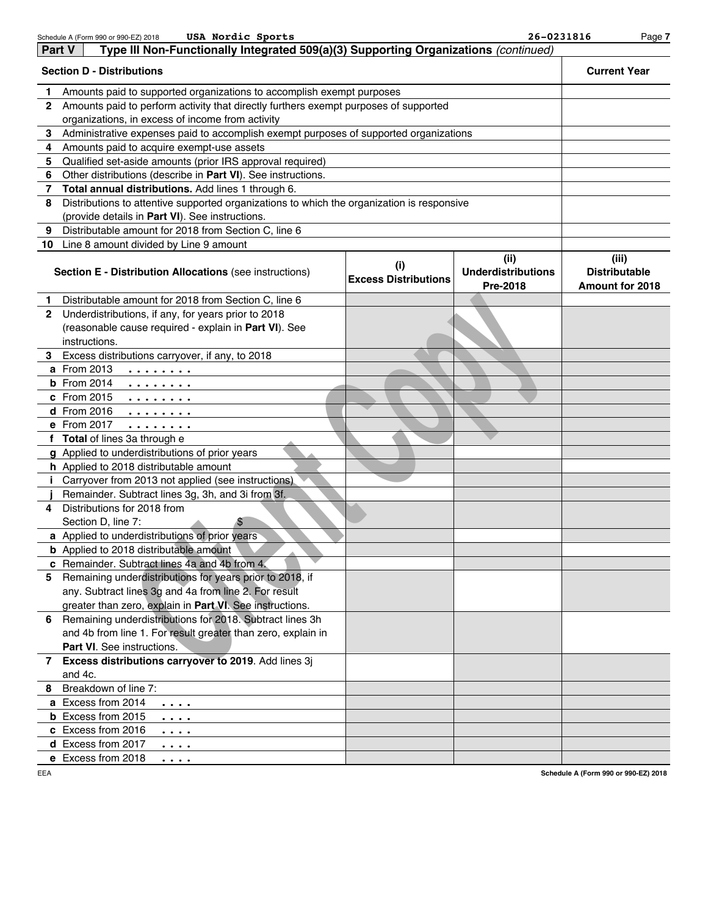## Part V Type III Non-Functionally Integrated 509(a)(3) Supporting Organizations *(continued)*

| Section D - Distributions | | Current Year |
|---|---|---|
| 1 | Amounts paid to supported organizations to accomplish exempt purposes | |
| 2 | Amounts paid to perform activity that directly furthers exempt purposes of supported organizations, in excess of income from activity | |
| 3 | Administrative expenses paid to accomplish exempt purposes of supported organizations | |
| 4 | Amounts paid to acquire exempt-use assets | |
| 5 | Qualified set-aside amounts (prior IRS approval required) | |
| 6 | Other distributions (describe in **Part VI**). See instructions. | |
| 7 | **Total annual distributions.** Add lines 1 through 6. | |
| 8 | Distributions to attentive supported organizations to which the organization is responsive (provide details in **Part VI**). See instructions. | |
| 9 | Distributable amount for 2018 from Section C, line 6 | |
| 10 | Line 8 amount divided by Line 9 amount | |

| Section E - Distribution Allocations (see instructions) | (i) Excess Distributions | (ii) Underdistributions Pre-2018 | (iii) Distributable Amount for 2018 |
|---|---|---|---|
| 1 Distributable amount for 2018 from Section C, line 6 | | | |
| 2 Underdistributions, if any, for years prior to 2018 (reasonable cause required - explain in **Part VI**). See instructions. | | | |
| 3 Excess distributions carryover, if any, to 2018 | | | |
| a From 2013 | | | |
| b From 2014 | | | |
| c From 2015 | | | |
| d From 2016 | | | |
| e From 2017 | | | |
| f **Total** of lines 3a through e | | | |
| g Applied to underdistributions of prior years | | | |
| h Applied to 2018 distributable amount | | | |
| i Carryover from 2013 not applied (see instructions) | | | |
| j Remainder. Subtract lines 3g, 3h, and 3i from 3f. | | | |
| 4 Distributions for 2018 from Section D, line 7: $ | | | |
| a Applied to underdistributions of prior years | | | |
| b Applied to 2018 distributable amount | | | |
| c Remainder. Subtract lines 4a and 4b from 4. | | | |
| 5 Remaining underdistributions for years prior to 2018, if any. Subtract lines 3g and 4a from line 2. For result greater than zero, explain in **Part VI**. See instructions. | | | |
| 6 Remaining underdistributions for 2018. Subtract lines 3h and 4b from line 1. For result greater than zero, explain in **Part VI**. See instructions. | | | |
| 7 **Excess distributions carryover to 2019**. Add lines 3j and 4c. | | | |
| 8 Breakdown of line 7: | | | |
| a Excess from 2014 | | | |
| b Excess from 2015 | | | |
| c Excess from 2016 | | | |
| d Excess from 2017 | | | |
| e Excess from 2018 | | | |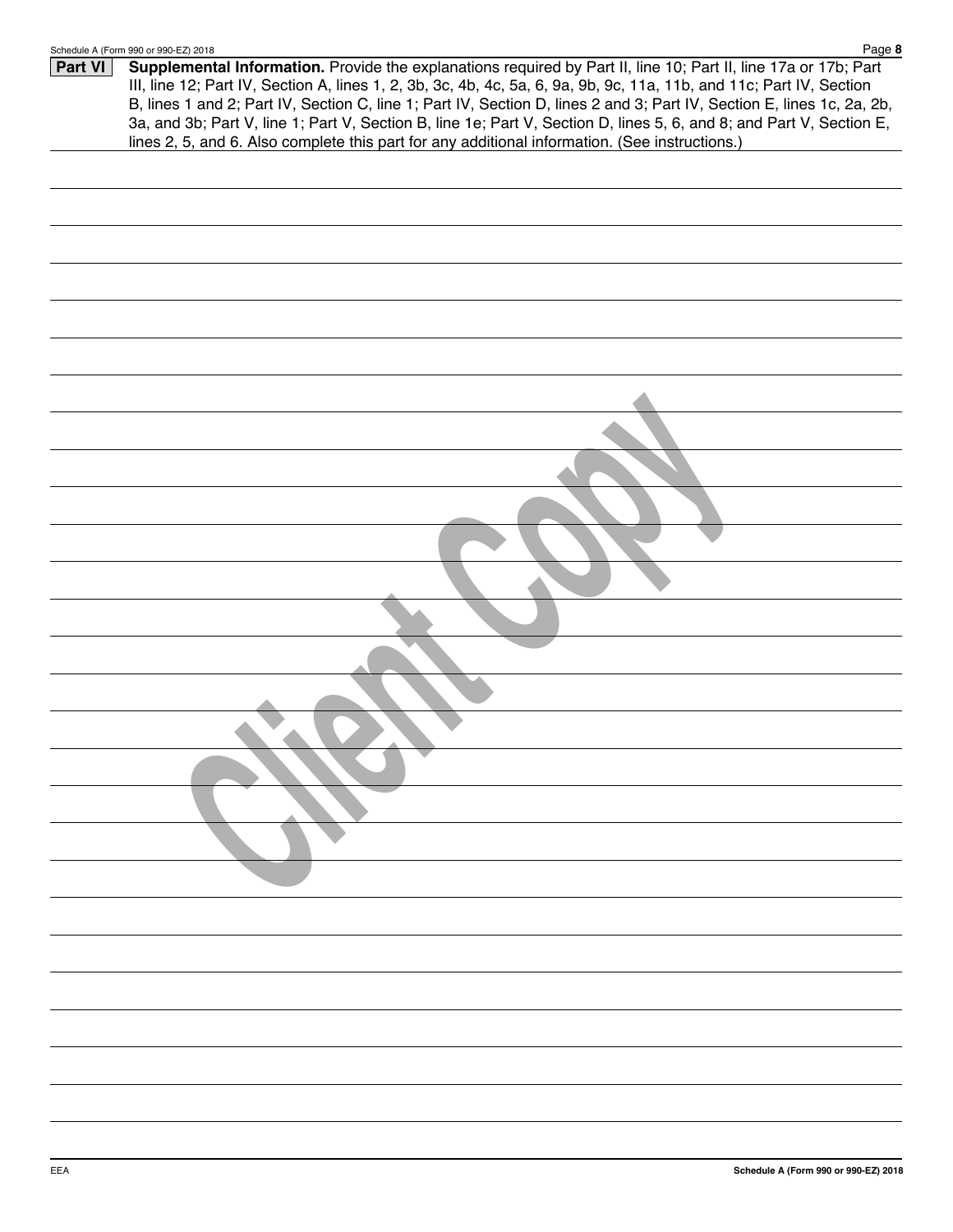**Part VI** **Supplemental Information.** Provide the explanations required by Part II, line 10; Part II, line 17a or 17b; Part III, line 12; Part IV, Section A, lines 1, 2, 3b, 3c, 4b, 4c, 5a, 6, 9a, 9b, 9c, 11a, 11b, and 11c; Part IV, Section B, lines 1 and 2; Part IV, Section C, line 1; Part IV, Section D, lines 2 and 3; Part IV, Section E, lines 1c, 2a, 2b, 3a, and 3b; Part V, line 1; Part V, Section B, line 1e; Part V, Section D, lines 5, 6, and 8; and Part V, Section E, lines 2, 5, and 6. Also complete this part for any additional information. (See instructions.)

Client Copy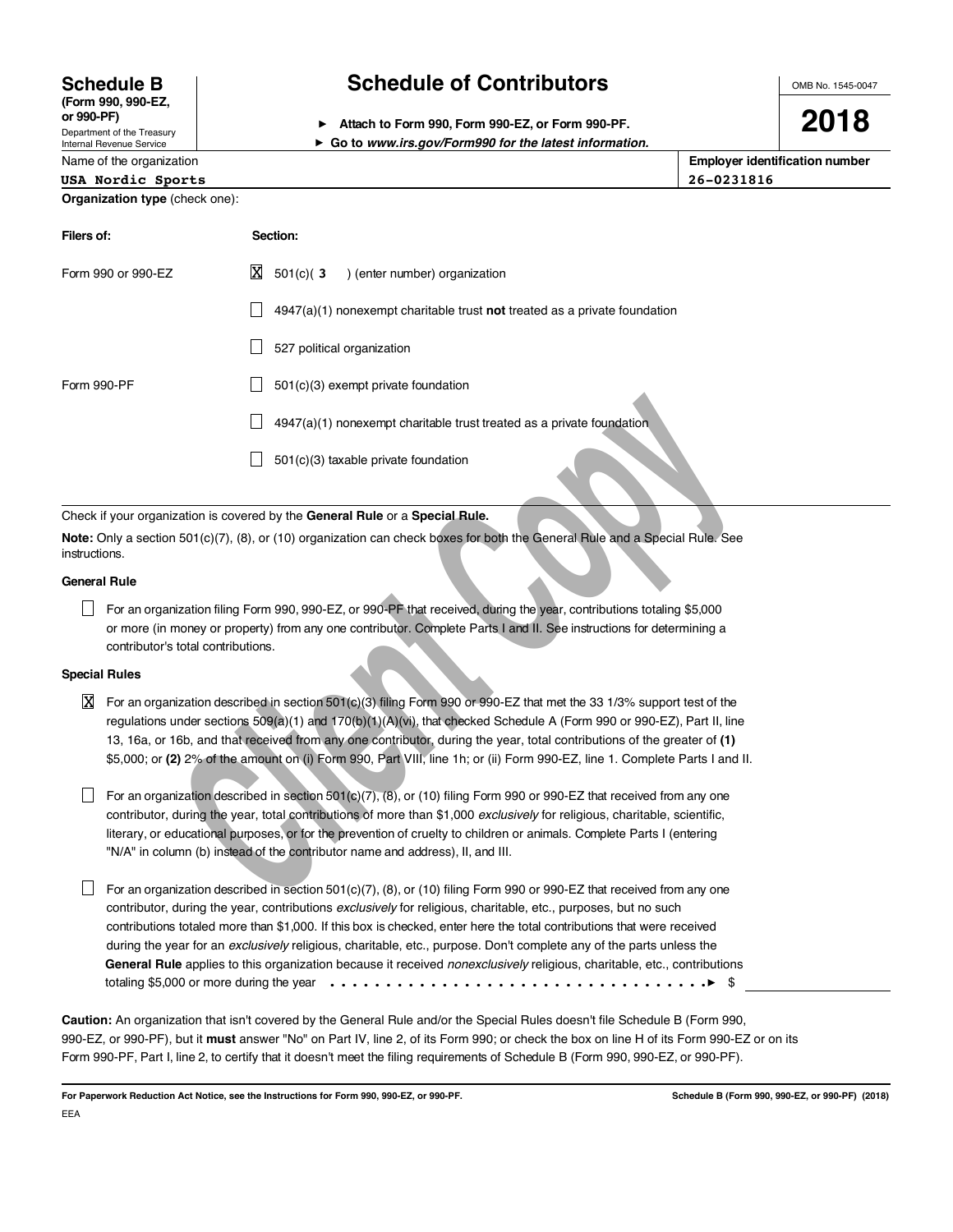**Schedule B**
**(Form 990, 990-EZ, or 990-PF)**
Department of the Treasury
Internal Revenue Service

# Schedule of Contributors

► **Attach to Form 990, Form 990-EZ, or Form 990-PF.**
► **Go to *www.irs.gov/Form990* for the latest information.**

OMB No. 1545-0047

**2018**

| Name of the organization | Employer identification number |
|---|---|
| USA Nordic Sports | 26-0231816 |

**Organization type** (check one):

| Filers of: | Section: |
|---|---|
| Form 990 or 990-EZ | ☒ 501(c)( 3 ) (enter number) organization |
| | ☐ 4947(a)(1) nonexempt charitable trust **not** treated as a private foundation |
| | ☐ 527 political organization |
| Form 990-PF | ☐ 501(c)(3) exempt private foundation |
| | ☐ 4947(a)(1) nonexempt charitable trust treated as a private foundation |
| | ☐ 501(c)(3) taxable private foundation |

Check if your organization is covered by the **General Rule** or a **Special Rule.**

**Note:** Only a section 501(c)(7), (8), or (10) organization can check boxes for both the General Rule and a Special Rule. See instructions.

**General Rule**

☐ For an organization filing Form 990, 990-EZ, or 990-PF that received, during the year, contributions totaling $5,000 or more (in money or property) from any one contributor. Complete Parts I and II. See instructions for determining a contributor's total contributions.

**Special Rules**

☒ For an organization described in section 501(c)(3) filing Form 990 or 990-EZ that met the 33 1/3% support test of the regulations under sections 509(a)(1) and 170(b)(1)(A)(vi), that checked Schedule A (Form 990 or 990-EZ), Part II, line 13, 16a, or 16b, and that received from any one contributor, during the year, total contributions of the greater of **(1)** $5,000; or **(2)** 2% of the amount on (i) Form 990, Part VIII, line 1h; or (ii) Form 990-EZ, line 1. Complete Parts I and II.

☐ For an organization described in section 501(c)(7), (8), or (10) filing Form 990 or 990-EZ that received from any one contributor, during the year, total contributions of more than $1,000 *exclusively* for religious, charitable, scientific, literary, or educational purposes, or for the prevention of cruelty to children or animals. Complete Parts I (entering "N/A" in column (b) instead of the contributor name and address), II, and III.

☐ For an organization described in section 501(c)(7), (8), or (10) filing Form 990 or 990-EZ that received from any one contributor, during the year, contributions *exclusively* for religious, charitable, etc., purposes, but no such contributions totaled more than $1,000. If this box is checked, enter here the total contributions that were received during the year for an *exclusively* religious, charitable, etc., purpose. Don't complete any of the parts unless the **General Rule** applies to this organization because it received *nonexclusively* religious, charitable, etc., contributions totaling $5,000 or more during the year . . . . . . . . . . . . . . . . . . . . . . . . . . . . . . . . . . . . ► $ ________

**Caution:** An organization that isn't covered by the General Rule and/or the Special Rules doesn't file Schedule B (Form 990, 990-EZ, or 990-PF), but it **must** answer "No" on Part IV, line 2, of its Form 990; or check the box on line H of its Form 990-EZ or on its Form 990-PF, Part I, line 2, to certify that it doesn't meet the filing requirements of Schedule B (Form 990, 990-EZ, or 990-PF).

**For Paperwork Reduction Act Notice, see the Instructions for Form 990, 990-EZ, or 990-PF.** **Schedule B (Form 990, 990-EZ, or 990-PF) (2018)**

EEA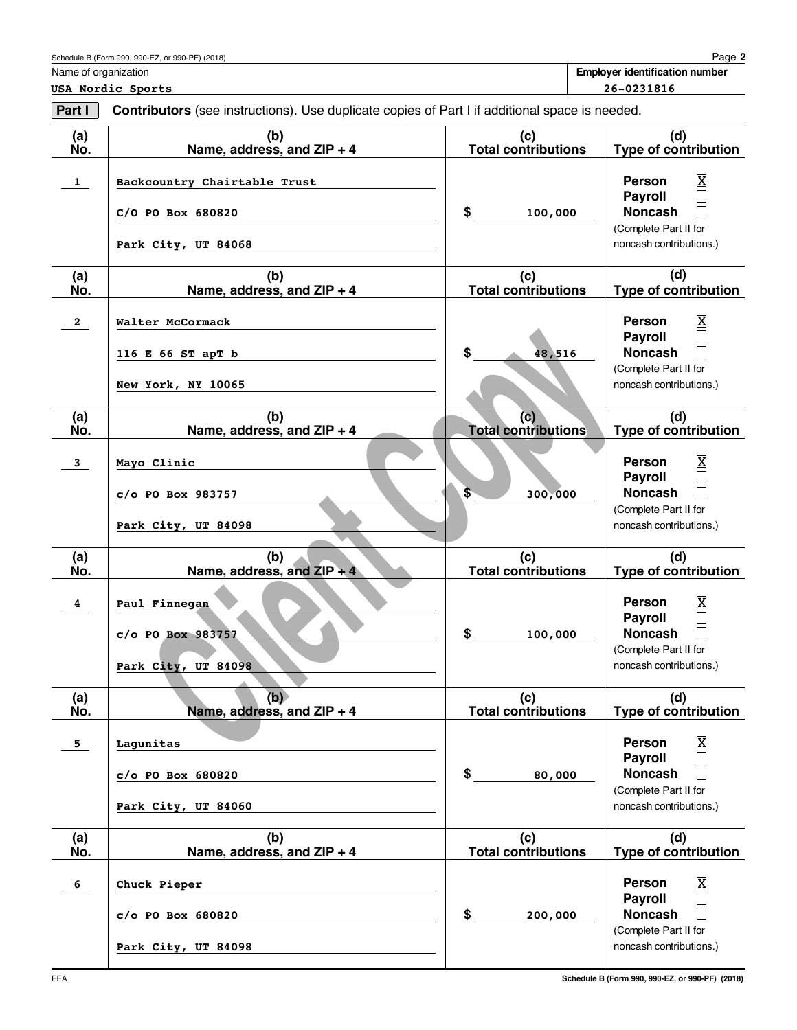Schedule B (Form 990, 990-EZ, or 990-PF) (2018)

Name of organization: **USA Nordic Sports**

**Employer identification number:** 26-0231816

**Part I** **Contributors** (see instructions). Use duplicate copies of Part I if additional space is needed.

| (a) No. | (b) Name, address, and ZIP + 4 | (c) Total contributions | (d) Type of contribution |
|---|---|---|---|
| 1 | Backcountry Chairtable Trust<br>C/O PO Box 680820<br>Park City, UT 84068 | $ 100,000 | Person [X]<br>Payroll [ ]<br>Noncash [ ]<br>(Complete Part II for noncash contributions.) |
| 2 | Walter McCormack<br>116 E 66 ST apT b<br>New York, NY 10065 | $ 48,516 | Person [X]<br>Payroll [ ]<br>Noncash [ ]<br>(Complete Part II for noncash contributions.) |
| 3 | Mayo Clinic<br>c/o PO Box 983757<br>Park City, UT 84098 | $ 300,000 | Person [X]<br>Payroll [ ]<br>Noncash [ ]<br>(Complete Part II for noncash contributions.) |
| 4 | Paul Finnegan<br>c/o PO Box 983757<br>Park City, UT 84098 | $ 100,000 | Person [X]<br>Payroll [ ]<br>Noncash [ ]<br>(Complete Part II for noncash contributions.) |
| 5 | Lagunitas<br>c/o PO Box 680820<br>Park City, UT 84060 | $ 80,000 | Person [X]<br>Payroll [ ]<br>Noncash [ ]<br>(Complete Part II for noncash contributions.) |
| 6 | Chuck Pieper<br>c/o PO Box 680820<br>Park City, UT 84098 | $ 200,000 | Person [X]<br>Payroll [ ]<br>Noncash [ ]<br>(Complete Part II for noncash contributions.) |

Client Copy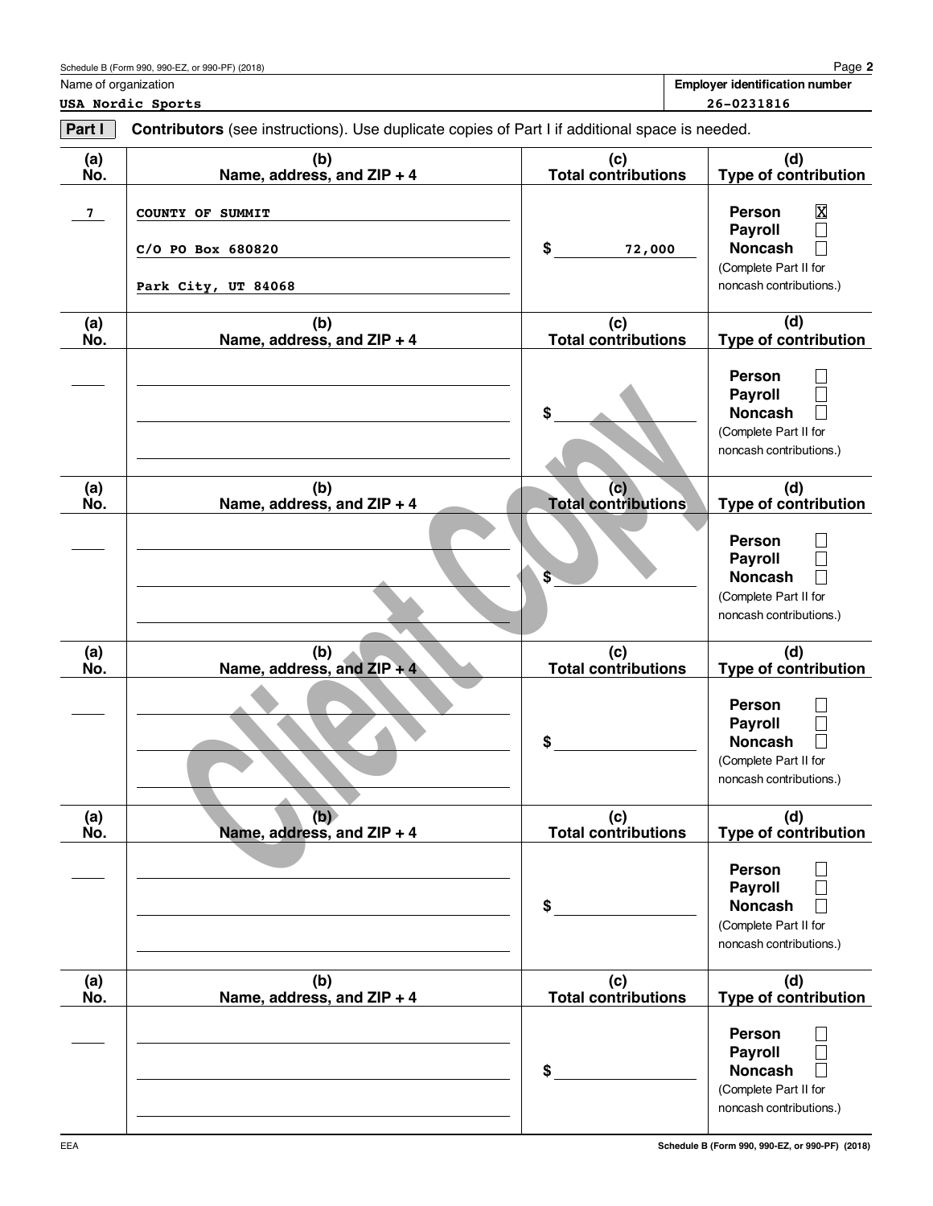Schedule B (Form 990, 990-EZ, or 990-PF) (2018)

| Name of organization | Employer identification number |
|---|---|
| USA Nordic Sports | 26-0231816 |

**Part I** **Contributors** (see instructions). Use duplicate copies of Part I if additional space is needed.

| (a) No. | (b) Name, address, and ZIP + 4 | (c) Total contributions | (d) Type of contribution |
|---|---|---|---|
| 7 | COUNTY OF SUMMIT<br>C/O PO Box 680820<br>Park City, UT 84068 | $ 72,000 | Person ☒<br>Payroll ☐<br>Noncash ☐<br>(Complete Part II for noncash contributions.) |
| | | $ | Person ☐<br>Payroll ☐<br>Noncash ☐<br>(Complete Part II for noncash contributions.) |
| | | $ | Person ☐<br>Payroll ☐<br>Noncash ☐<br>(Complete Part II for noncash contributions.) |
| | | $ | Person ☐<br>Payroll ☐<br>Noncash ☐<br>(Complete Part II for noncash contributions.) |
| | | $ | Person ☐<br>Payroll ☐<br>Noncash ☐<br>(Complete Part II for noncash contributions.) |
| | | $ | Person ☐<br>Payroll ☐<br>Noncash ☐<br>(Complete Part II for noncash contributions.) |

Client Copy

EEA

Schedule B (Form 990, 990-EZ, or 990-PF) (2018)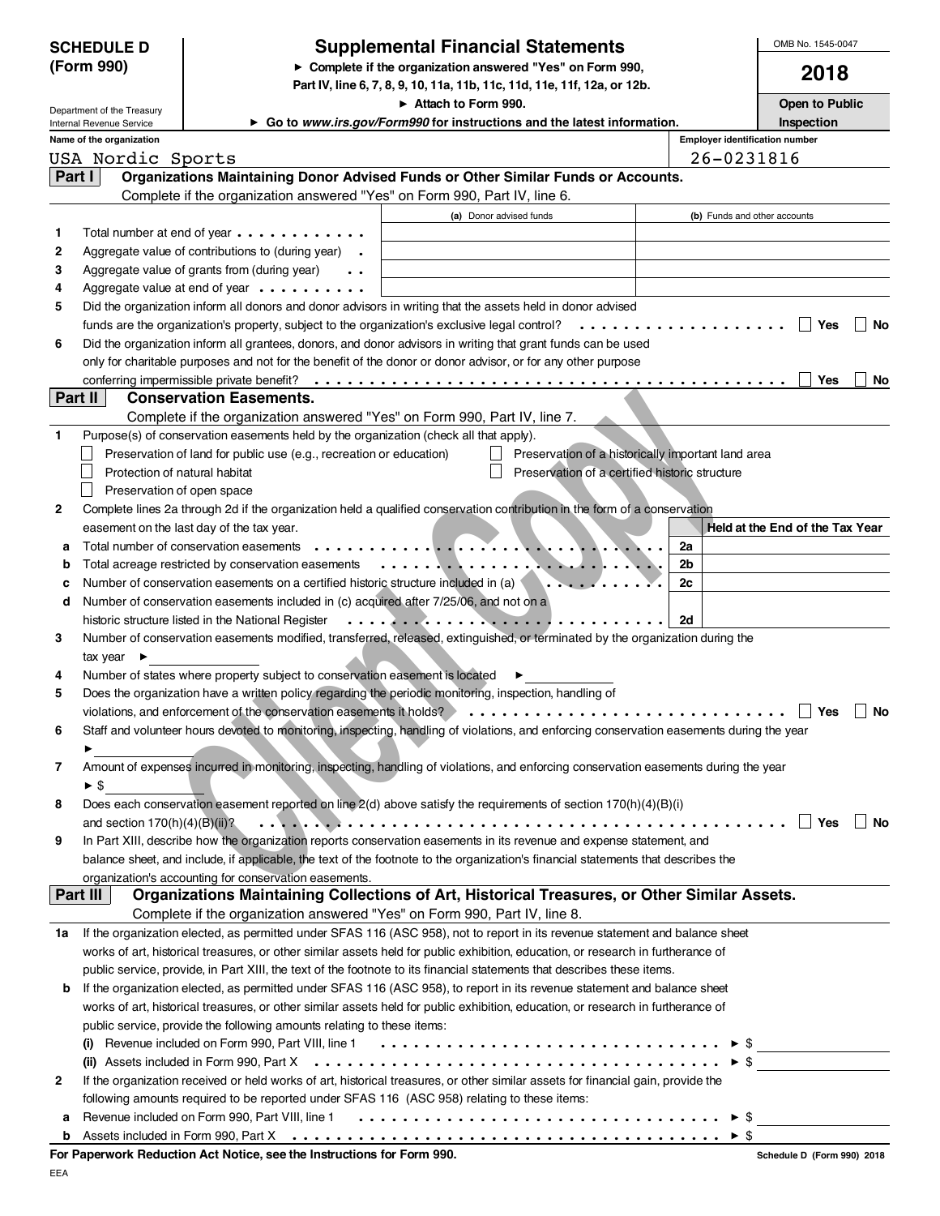**SCHEDULE D (Form 990)**

Department of the Treasury
Internal Revenue Service

# Supplemental Financial Statements

► Complete if the organization answered "Yes" on Form 990, Part IV, line 6, 7, 8, 9, 10, 11a, 11b, 11c, 11d, 11e, 11f, 12a, or 12b.

► Attach to Form 990.

► Go to *www.irs.gov/Form990* for instructions and the latest information.

OMB No. 1545-0047

**2018**

**Open to Public Inspection**

Name of the organization: USA Nordic Sports

Employer identification number: 26-0231816

## Part I — Organizations Maintaining Donor Advised Funds or Other Similar Funds or Accounts.

Complete if the organization answered "Yes" on Form 990, Part IV, line 6.

| | | (a) Donor advised funds | (b) Funds and other accounts |
|---|---|---|---|
| 1 | Total number at end of year | | |
| 2 | Aggregate value of contributions to (during year) | | |
| 3 | Aggregate value of grants from (during year) | | |
| 4 | Aggregate value at end of year | | |

5 Did the organization inform all donors and donor advisors in writing that the assets held in donor advised funds are the organization's property, subject to the organization's exclusive legal control? ☐ Yes ☐ No

6 Did the organization inform all grantees, donors, and donor advisors in writing that grant funds can be used only for charitable purposes and not for the benefit of the donor or donor advisor, or for any other purpose conferring impermissible private benefit? ☐ Yes ☐ No

## Part II — Conservation Easements.

Complete if the organization answered "Yes" on Form 990, Part IV, line 7.

1 Purpose(s) of conservation easements held by the organization (check all that apply).

- ☐ Preservation of land for public use (e.g., recreation or education)
- ☐ Preservation of a historically important land area
- ☐ Protection of natural habitat
- ☐ Preservation of a certified historic structure
- ☐ Preservation of open space

2 Complete lines 2a through 2d if the organization held a qualified conservation contribution in the form of a conservation easement on the last day of the tax year.

| | | | Held at the End of the Tax Year |
|---|---|---|---|
| a | Total number of conservation easements | 2a | |
| b | Total acreage restricted by conservation easements | 2b | |
| c | Number of conservation easements on a certified historic structure included in (a) | 2c | |
| d | Number of conservation easements included in (c) acquired after 7/25/06, and not on a historic structure listed in the National Register | 2d | |

3 Number of conservation easements modified, transferred, released, extinguished, or terminated by the organization during the tax year ►

4 Number of states where property subject to conservation easement is located ►

5 Does the organization have a written policy regarding the periodic monitoring, inspection, handling of violations, and enforcement of the conservation easements it holds? ☐ Yes ☐ No

6 Staff and volunteer hours devoted to monitoring, inspecting, handling of violations, and enforcing conservation easements during the year ►

7 Amount of expenses incurred in monitoring, inspecting, handling of violations, and enforcing conservation easements during the year ► $

8 Does each conservation easement reported on line 2(d) above satisfy the requirements of section 170(h)(4)(B)(i) and section 170(h)(4)(B)(ii)? ☐ Yes ☐ No

9 In Part XIII, describe how the organization reports conservation easements in its revenue and expense statement, and balance sheet, and include, if applicable, the text of the footnote to the organization's financial statements that describes the organization's accounting for conservation easements.

## Part III — Organizations Maintaining Collections of Art, Historical Treasures, or Other Similar Assets.

Complete if the organization answered "Yes" on Form 990, Part IV, line 8.

1a If the organization elected, as permitted under SFAS 116 (ASC 958), not to report in its revenue statement and balance sheet works of art, historical treasures, or other similar assets held for public exhibition, education, or research in furtherance of public service, provide, in Part XIII, the text of the footnote to its financial statements that describes these items.

b If the organization elected, as permitted under SFAS 116 (ASC 958), to report in its revenue statement and balance sheet works of art, historical treasures, or other similar assets held for public exhibition, education, or research in furtherance of public service, provide the following amounts relating to these items:

(i) Revenue included on Form 990, Part VIII, line 1 ► $

(ii) Assets included in Form 990, Part X ► $

2 If the organization received or held works of art, historical treasures, or other similar assets for financial gain, provide the following amounts required to be reported under SFAS 116 (ASC 958) relating to these items:

a Revenue included on Form 990, Part VIII, line 1 ► $

b Assets included in Form 990, Part X ► $

**For Paperwork Reduction Act Notice, see the Instructions for Form 990.**

Schedule D (Form 990) 2018

EEA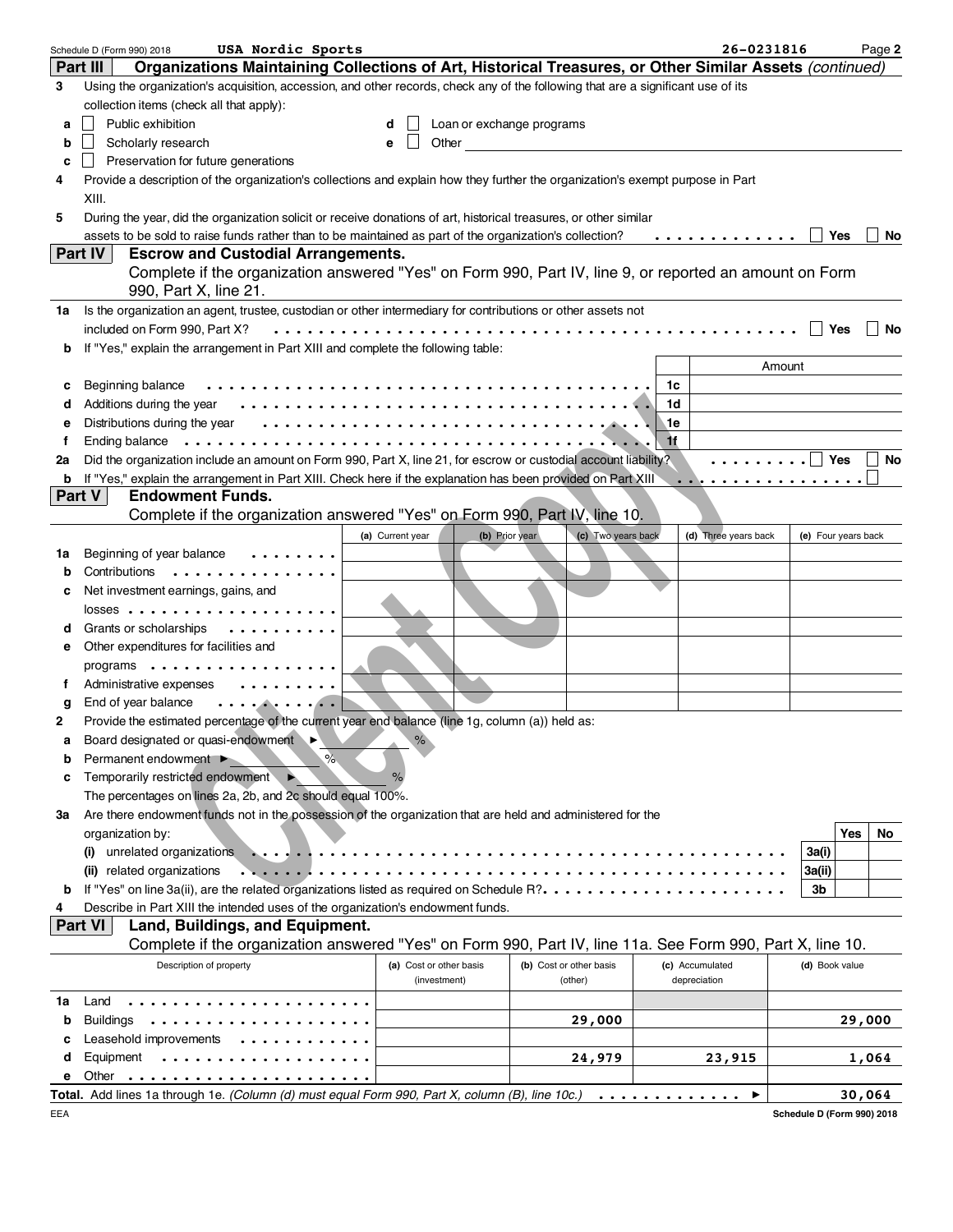Schedule D (Form 990) 2018 USA Nordic Sports 26-0231816

## Part III Organizations Maintaining Collections of Art, Historical Treasures, or Other Similar Assets *(continued)*

**3** Using the organization's acquisition, accession, and other records, check any of the following that are a significant use of its collection items (check all that apply):

- **a** ☐ Public exhibition
- **b** ☐ Scholarly research
- **c** ☐ Preservation for future generations
- **d** ☐ Loan or exchange programs
- **e** ☐ Other

**4** Provide a description of the organization's collections and explain how they further the organization's exempt purpose in Part XIII.

**5** During the year, did the organization solicit or receive donations of art, historical treasures, or other similar assets to be sold to raise funds rather than to be maintained as part of the organization's collection? ☐ Yes ☐ No

## Part IV Escrow and Custodial Arrangements.

Complete if the organization answered "Yes" on Form 990, Part IV, line 9, or reported an amount on Form 990, Part X, line 21.

**1a** Is the organization an agent, trustee, custodian or other intermediary for contributions or other assets not included on Form 990, Part X? ☐ Yes ☐ No

**b** If "Yes," explain the arrangement in Part XIII and complete the following table:

| | | | Amount |
|---|---|---|---|
| c | Beginning balance | 1c | |
| d | Additions during the year | 1d | |
| e | Distributions during the year | 1e | |
| f | Ending balance | 1f | |

**2a** Did the organization include an amount on Form 990, Part X, line 21, for escrow or custodial account liability? ☐ Yes ☐ No

**b** If "Yes," explain the arrangement in Part XIII. Check here if the explanation has been provided on Part XIII ☐

## Part V Endowment Funds.

Complete if the organization answered "Yes" on Form 990, Part IV, line 10.

| | | (a) Current year | (b) Prior year | (c) Two years back | (d) Three years back | (e) Four years back |
|---|---|---|---|---|---|---|
| 1a | Beginning of year balance | | | | | |
| b | Contributions | | | | | |
| c | Net investment earnings, gains, and losses | | | | | |
| d | Grants or scholarships | | | | | |
| e | Other expenditures for facilities and programs | | | | | |
| f | Administrative expenses | | | | | |
| g | End of year balance | | | | | |

**2** Provide the estimated percentage of the current year end balance (line 1g, column (a)) held as:

- **a** Board designated or quasi-endowment ► %
- **b** Permanent endowment ► %
- **c** Temporarily restricted endowment ► %

The percentages on lines 2a, 2b, and 2c should equal 100%.

**3a** Are there endowment funds not in the possession of the organization that are held and administered for the organization by:

| | | | Yes | No |
|---|---|---|---|---|
| (i) | unrelated organizations | 3a(i) | | |
| (ii) | related organizations | 3a(ii) | | |
| b | If "Yes" on line 3a(ii), are the related organizations listed as required on Schedule R? | 3b | | |

**4** Describe in Part XIII the intended uses of the organization's endowment funds.

## Part VI Land, Buildings, and Equipment.

Complete if the organization answered "Yes" on Form 990, Part IV, line 11a. See Form 990, Part X, line 10.

| | Description of property | (a) Cost or other basis (investment) | (b) Cost or other basis (other) | (c) Accumulated depreciation | (d) Book value |
|---|---|---|---|---|---|
| 1a | Land | | | | |
| b | Buildings | | 29,000 | | 29,000 |
| c | Leasehold improvements | | | | |
| d | Equipment | | 24,979 | 23,915 | 1,064 |
| e | Other | | | | |

**Total.** Add lines 1a through 1e. *(Column (d) must equal Form 990, Part X, column (B), line 10c.)* ► 30,064

Schedule D (Form 990) 2018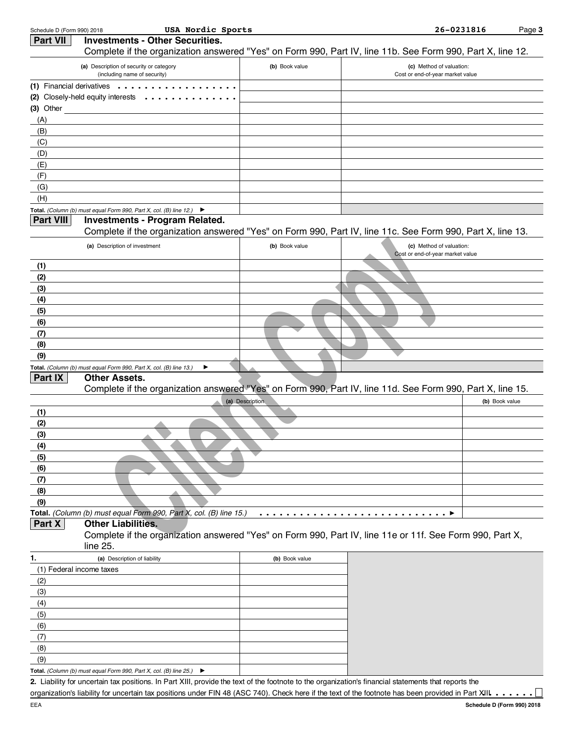Schedule D (Form 990) 2018 USA Nordic Sports 26-0231816 Page 3

## Part VII Investments - Other Securities.

Complete if the organization answered "Yes" on Form 990, Part IV, line 11b. See Form 990, Part X, line 12.

| (a) Description of security or category (including name of security) | (b) Book value | (c) Method of valuation: Cost or end-of-year market value |
|---|---|---|
| (1) Financial derivatives | | |
| (2) Closely-held equity interests | | |
| (3) Other | | |
| (A) | | |
| (B) | | |
| (C) | | |
| (D) | | |
| (E) | | |
| (F) | | |
| (G) | | |
| (H) | | |
| **Total.** *(Column (b) must equal Form 990, Part X, col. (B) line 12.)* ▶ | | |

## Part VIII Investments - Program Related.

Complete if the organization answered "Yes" on Form 990, Part IV, line 11c. See Form 990, Part X, line 13.

| (a) Description of investment | (b) Book value | (c) Method of valuation: Cost or end-of-year market value |
|---|---|---|
| (1) | | |
| (2) | | |
| (3) | | |
| (4) | | |
| (5) | | |
| (6) | | |
| (7) | | |
| (8) | | |
| (9) | | |
| **Total.** *(Column (b) must equal Form 990, Part X, col. (B) line 13.)* ▶ | | |

## Part IX Other Assets.

Complete if the organization answered "Yes" on Form 990, Part IV, line 11d. See Form 990, Part X, line 15.

| (a) Description | (b) Book value |
|---|---|
| (1) | |
| (2) | |
| (3) | |
| (4) | |
| (5) | |
| (6) | |
| (7) | |
| (8) | |
| (9) | |
| **Total.** *(Column (b) must equal Form 990, Part X, col. (B) line 15.)* ▶ | |

## Part X Other Liabilities.

Complete if the organization answered "Yes" on Form 990, Part IV, line 11e or 11f. See Form 990, Part X, line 25.

| 1. (a) Description of liability | (b) Book value |
|---|---|
| (1) Federal income taxes | |
| (2) | |
| (3) | |
| (4) | |
| (5) | |
| (6) | |
| (7) | |
| (8) | |
| (9) | |
| **Total.** *(Column (b) must equal Form 990, Part X, col. (B) line 25.)* ▶ | |

**2.** Liability for uncertain tax positions. In Part XIII, provide the text of the footnote to the organization's financial statements that reports the organization's liability for uncertain tax positions under FIN 48 (ASC 740). Check here if the text of the footnote has been provided in Part XIII ☐

EEA **Schedule D (Form 990) 2018**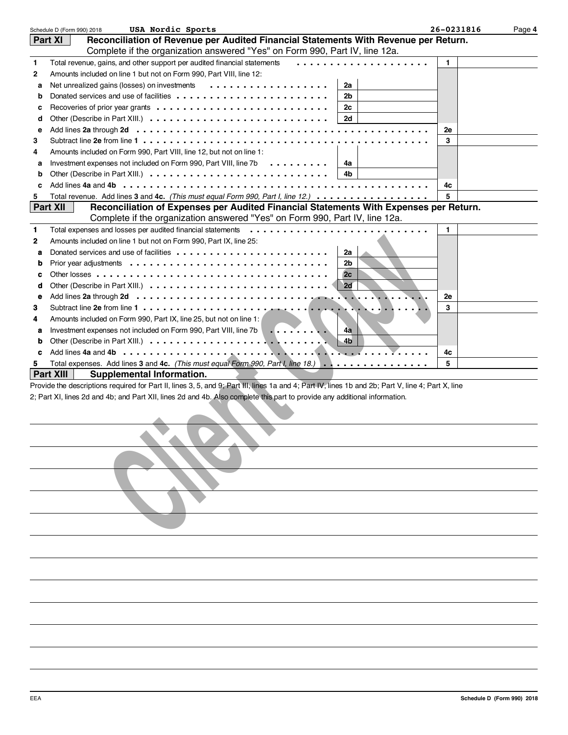Schedule D (Form 990) 2018 **USA Nordic Sports** **26-0231816** Page **4**

## Part XI Reconciliation of Revenue per Audited Financial Statements With Revenue per Return.

Complete if the organization answered "Yes" on Form 990, Part IV, line 12a.

| | | | | | |
|---|---|---|---|---|---|
| 1 | Total revenue, gains, and other support per audited financial statements | | | 1 | |
| 2 | Amounts included on line 1 but not on Form 990, Part VIII, line 12: | | | | |
| a | Net unrealized gains (losses) on investments | 2a | | | |
| b | Donated services and use of facilities | 2b | | | |
| c | Recoveries of prior year grants | 2c | | | |
| d | Other (Describe in Part XIII.) | 2d | | | |
| e | Add lines **2a** through **2d** | | | 2e | |
| 3 | Subtract line **2e** from line **1** | | | 3 | |
| 4 | Amounts included on Form 990, Part VIII, line 12, but not on line 1: | | | | |
| a | Investment expenses not included on Form 990, Part VIII, line 7b | 4a | | | |
| b | Other (Describe in Part XIII.) | 4b | | | |
| c | Add lines **4a** and **4b** | | | 4c | |
| 5 | Total revenue. Add lines **3** and **4c.** *(This must equal Form 990, Part I, line 12.)* | | | 5 | |

## Part XII Reconciliation of Expenses per Audited Financial Statements With Expenses per Return.

Complete if the organization answered "Yes" on Form 990, Part IV, line 12a.

| | | | | | |
|---|---|---|---|---|---|
| 1 | Total expenses and losses per audited financial statements | | | 1 | |
| 2 | Amounts included on line 1 but not on Form 990, Part IX, line 25: | | | | |
| a | Donated services and use of facilities | 2a | | | |
| b | Prior year adjustments | 2b | | | |
| c | Other losses | 2c | | | |
| d | Other (Describe in Part XIII.) | 2d | | | |
| e | Add lines **2a** through **2d** | | | 2e | |
| 3 | Subtract line **2e** from line **1** | | | 3 | |
| 4 | Amounts included on Form 990, Part IX, line 25, but not on line 1: | | | | |
| a | Investment expenses not included on Form 990, Part VIII, line 7b | 4a | | | |
| b | Other (Describe in Part XIII.) | 4b | | | |
| c | Add lines **4a** and **4b** | | | 4c | |
| 5 | Total expenses. Add lines **3** and **4c.** *(This must equal Form 990, Part I, line 18.)* | | | 5 | |

## Part XIII Supplemental Information.

Provide the descriptions required for Part II, lines 3, 5, and 9; Part III, lines 1a and 4; Part IV, lines 1b and 2b; Part V, line 4; Part X, line 2; Part XI, lines 2d and 4b; and Part XII, lines 2d and 4b. Also complete this part to provide any additional information.

Client Copy

EEA **Schedule D (Form 990) 2018**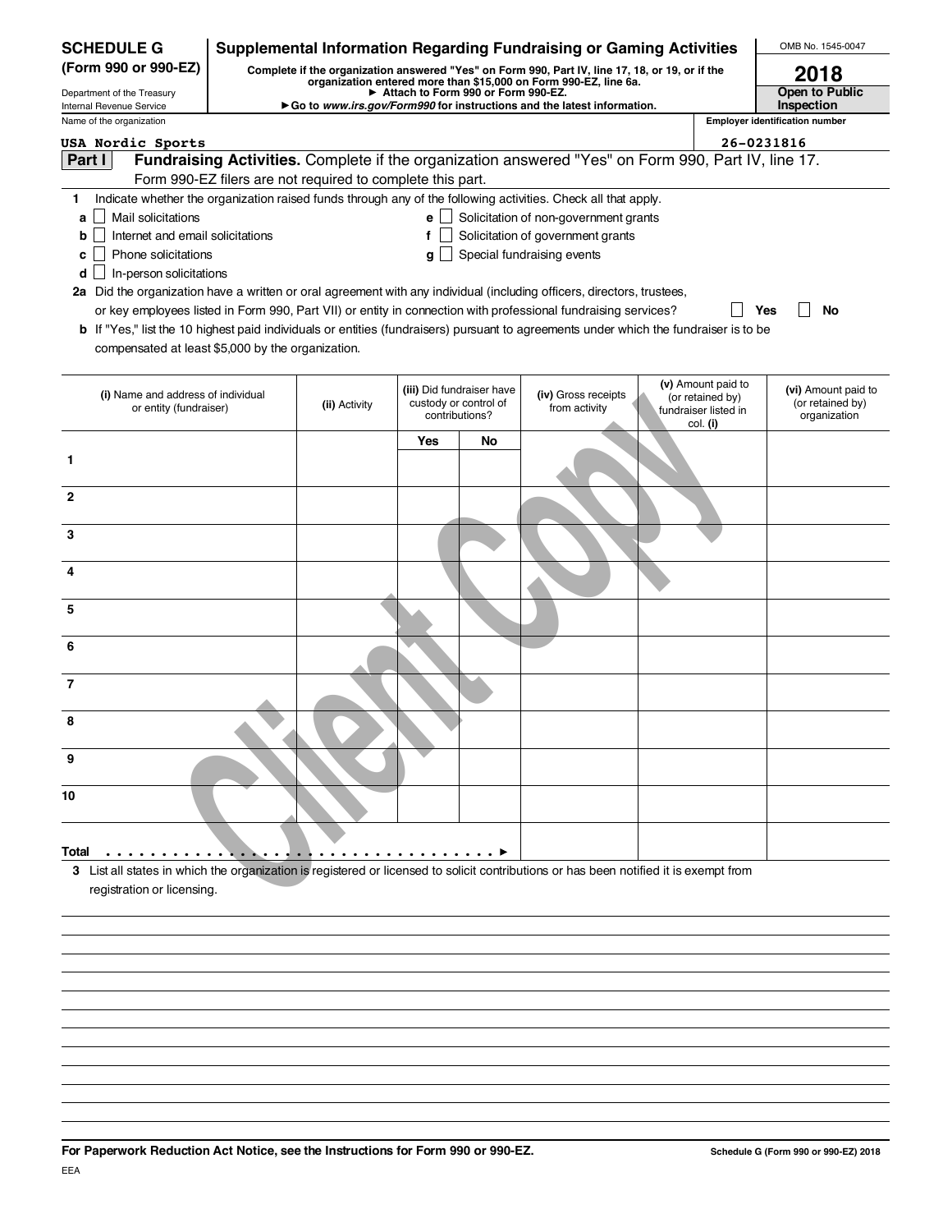**SCHEDULE G (Form 990 or 990-EZ)**

Department of the Treasury
Internal Revenue Service

# Supplemental Information Regarding Fundraising or Gaming Activities

**Complete if the organization answered "Yes" on Form 990, Part IV, line 17, 18, or 19, or if the organization entered more than $15,000 on Form 990-EZ, line 6a.**
**► Attach to Form 990 or Form 990-EZ.**
**► Go to *www.irs.gov/Form990* for instructions and the latest information.**

OMB No. 1545-0047

**2018**

**Open to Public Inspection**

Name of the organization: USA Nordic Sports

Employer identification number: 26-0231816

## Part I Fundraising Activities. Complete if the organization answered "Yes" on Form 990, Part IV, line 17. Form 990-EZ filers are not required to complete this part.

1 Indicate whether the organization raised funds through any of the following activities. Check all that apply.

- a ☐ Mail solicitations
- b ☐ Internet and email solicitations
- c ☐ Phone solicitations
- d ☐ In-person solicitations
- e ☐ Solicitation of non-government grants
- f ☐ Solicitation of government grants
- g ☐ Special fundraising events

2a Did the organization have a written or oral agreement with any individual (including officers, directors, trustees, or key employees listed in Form 990, Part VII) or entity in connection with professional fundraising services? ☐ Yes ☐ No

b If "Yes," list the 10 highest paid individuals or entities (fundraisers) pursuant to agreements under which the fundraiser is to be compensated at least $5,000 by the organization.

| | (i) Name and address of individual or entity (fundraiser) | (ii) Activity | (iii) Did fundraiser have custody or control of contributions? | | (iv) Gross receipts from activity | (v) Amount paid to (or retained by) fundraiser listed in col. (i) | (vi) Amount paid to (or retained by) organization |
|---|---|---|---|---|---|---|---|
| | | | Yes | No | | | |
| 1 | | | | | | | |
| 2 | | | | | | | |
| 3 | | | | | | | |
| 4 | | | | | | | |
| 5 | | | | | | | |
| 6 | | | | | | | |
| 7 | | | | | | | |
| 8 | | | | | | | |
| 9 | | | | | | | |
| 10 | | | | | | | |
| Total ► | | | | | | | |

3 List all states in which the organization is registered or licensed to solicit contributions or has been notified it is exempt from registration or licensing.

**For Paperwork Reduction Act Notice, see the Instructions for Form 990 or 990-EZ.**

**Schedule G (Form 990 or 990-EZ) 2018**

EEA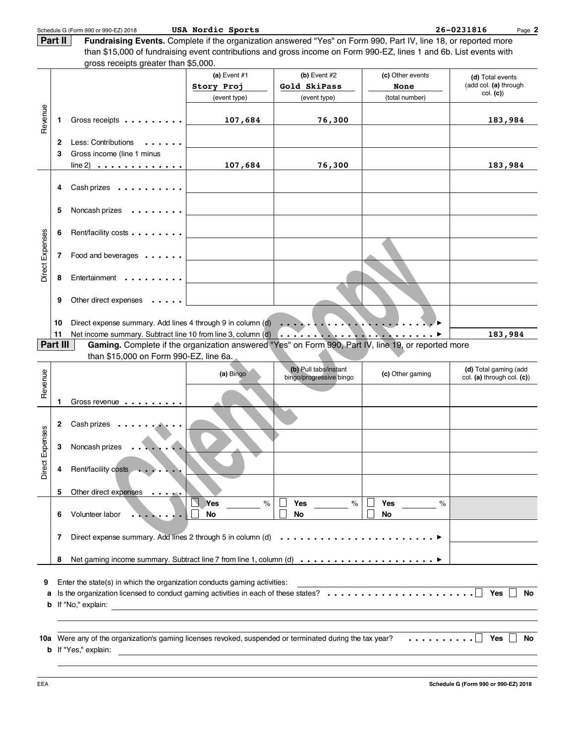Schedule G (Form 990 or 990-EZ) 2018 USA Nordic Sports 26-0231816 Page 2

## Part II Fundraising Events.

Complete if the organization answered "Yes" on Form 990, Part IV, line 18, or reported more than $15,000 of fundraising event contributions and gross income on Form 990-EZ, lines 1 and 6b. List events with gross receipts greater than $5,000.

| | | (a) Event #1 Story Proj (event type) | (b) Event #2 Gold SkiPass (event type) | (c) Other events None (total number) | (d) Total events (add col. (a) through col. (c)) |
|---|---|---|---|---|---|
| Revenue | 1 Gross receipts | 107,684 | 76,300 | | 183,984 |
| | 2 Less: Contributions | | | | |
| | 3 Gross income (line 1 minus line 2) | 107,684 | 76,300 | | 183,984 |
| Direct Expenses | 4 Cash prizes | | | | |
| | 5 Noncash prizes | | | | |
| | 6 Rent/facility costs | | | | |
| | 7 Food and beverages | | | | |
| | 8 Entertainment | | | | |
| | 9 Other direct expenses | | | | |
| | 10 Direct expense summary. Add lines 4 through 9 in column (d) ▶ | | | | |
| | 11 Net income summary. Subtract line 10 from line 3, column (d) ▶ | | | | 183,984 |

## Part III Gaming.

Complete if the organization answered "Yes" on Form 990, Part IV, line 19, or reported more than $15,000 on Form 990-EZ, line 6a.

| | | (a) Bingo | (b) Pull tabs/instant bingo/progressive bingo | (c) Other gaming | (d) Total gaming (add col. (a) through col. (c)) |
|---|---|---|---|---|---|
| Revenue | 1 Gross revenue | | | | |
| Direct Expenses | 2 Cash prizes | | | | |
| | 3 Noncash prizes | | | | |
| | 4 Rent/facility costs | | | | |
| | 5 Other direct expenses | | | | |
| | 6 Volunteer labor | ☐ Yes ____ % ☐ No | ☐ Yes ____ % ☐ No | ☐ Yes ____ % ☐ No | |
| | 7 Direct expense summary. Add lines 2 through 5 in column (d) ▶ | | | | |
| | 8 Net gaming income summary. Subtract line 7 from line 1, column (d) ▶ | | | | |

9 Enter the state(s) in which the organization conducts gaming activities: ____________

a Is the organization licensed to conduct gaming activities in each of these states? ☐ Yes ☐ No

b If "No," explain: ____________

10a Were any of the organization's gaming licenses revoked, suspended or terminated during the tax year? ☐ Yes ☐ No

b If "Yes," explain: ____________

EEA Schedule G (Form 990 or 990-EZ) 2018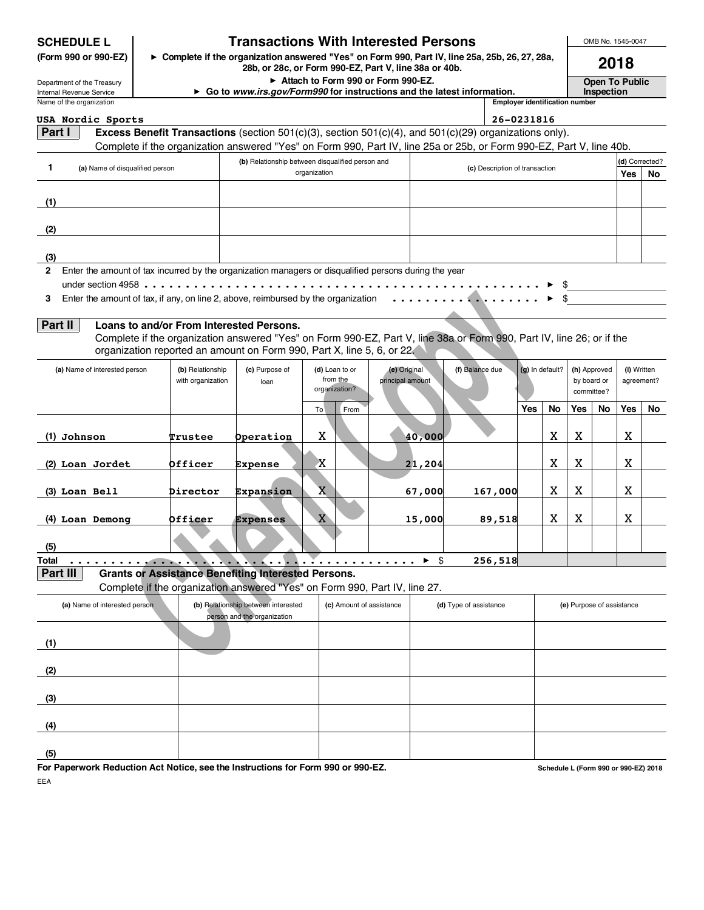**SCHEDULE L (Form 990 or 990-EZ)**

Department of the Treasury
Internal Revenue Service

# Transactions With Interested Persons

► Complete if the organization answered "Yes" on Form 990, Part IV, line 25a, 25b, 26, 27, 28a, 28b, or 28c, or Form 990-EZ, Part V, line 38a or 40b.
► Attach to Form 990 or Form 990-EZ.
► Go to *www.irs.gov/Form990* for instructions and the latest information.

OMB No. 1545-0047

**2018**

**Open To Public Inspection**

Name of the organization: USA Nordic Sports

Employer identification number: 26-0231816

## Part I Excess Benefit Transactions (section 501(c)(3), section 501(c)(4), and 501(c)(29) organizations only).

Complete if the organization answered "Yes" on Form 990, Part IV, line 25a or 25b, or Form 990-EZ, Part V, line 40b.

| 1 | (a) Name of disqualified person | (b) Relationship between disqualified person and organization | (c) Description of transaction | (d) Corrected? | |
|---|---|---|---|---|---|
| | | | | Yes | No |
| (1) | | | | | |
| (2) | | | | | |
| (3) | | | | | |

2 Enter the amount of tax incurred by the organization managers or disqualified persons during the year under section 4958 . . . . . . . . . . ► $

3 Enter the amount of tax, if any, on line 2, above, reimbursed by the organization . . . . . . . . . . ► $

## Part II Loans to and/or From Interested Persons.

Complete if the organization answered "Yes" on Form 990-EZ, Part V, line 38a or Form 990, Part IV, line 26; or if the organization reported an amount on Form 990, Part X, line 5, 6, or 22.

| (a) Name of interested person | (b) Relationship with organization | (c) Purpose of loan | (d) Loan to or from the organization? | | (e) Original principal amount | (f) Balance due | (g) In default? | | (h) Approved by board or committee? | | (i) Written agreement? | |
|---|---|---|---|---|---|---|---|---|---|---|---|---|
| | | | To | From | | | Yes | No | Yes | No | Yes | No |
| (1) Johnson | Trustee | Operation | X | | 40,000 | | | X | X | | X | |
| (2) Loan Jordet | Officer | Expense | X | | 21,204 | | | X | X | | X | |
| (3) Loan Bell | Director | Expansion | X | | 67,000 | 167,000 | | X | X | | X | |
| (4) Loan Demong | Officer | Expenses | X | | 15,000 | 89,518 | | X | X | | X | |
| (5) | | | | | | | | | | | | |
| **Total** . . . . . . . . . . ► $ | | | | | | 256,518 | | | | | | |

## Part III Grants or Assistance Benefiting Interested Persons.

Complete if the organization answered "Yes" on Form 990, Part IV, line 27.

| (a) Name of interested person | (b) Relationship between interested person and the organization | (c) Amount of assistance | (d) Type of assistance | (e) Purpose of assistance |
|---|---|---|---|---|
| (1) | | | | |
| (2) | | | | |
| (3) | | | | |
| (4) | | | | |
| (5) | | | | |

**For Paperwork Reduction Act Notice, see the Instructions for Form 990 or 990-EZ.**

Schedule L (Form 990 or 990-EZ) 2018

EEA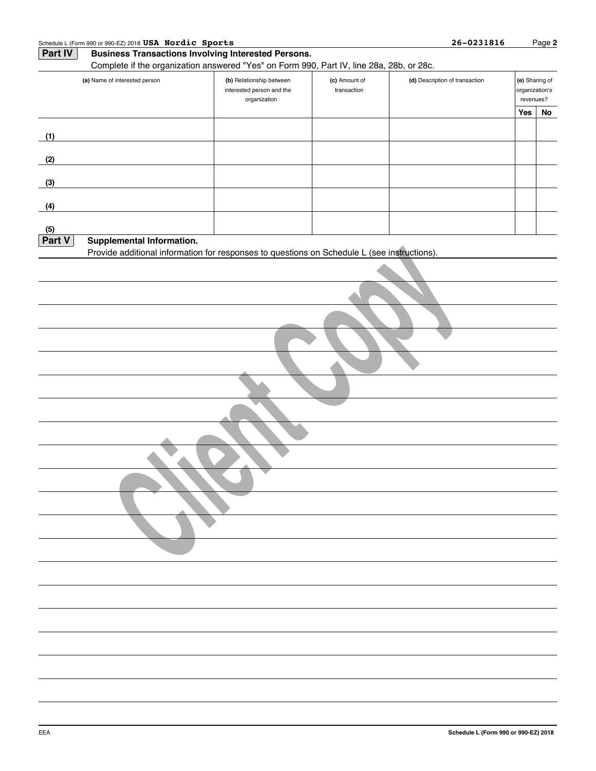Schedule L (Form 990 or 990-EZ) 2018 **USA Nordic Sports** 26-0231816

## Part IV Business Transactions Involving Interested Persons.

Complete if the organization answered "Yes" on Form 990, Part IV, line 28a, 28b, or 28c.

| (a) Name of interested person | (b) Relationship between interested person and the organization | (c) Amount of transaction | (d) Description of transaction | (e) Sharing of organization's revenues? | |
|---|---|---|---|---|---|
| | | | | Yes | No |
| (1) | | | | | |
| (2) | | | | | |
| (3) | | | | | |
| (4) | | | | | |
| (5) | | | | | |

## Part V Supplemental Information.

Provide additional information for responses to questions on Schedule L (see instructions).

Client Copy

EEA

Schedule L (Form 990 or 990-EZ) 2018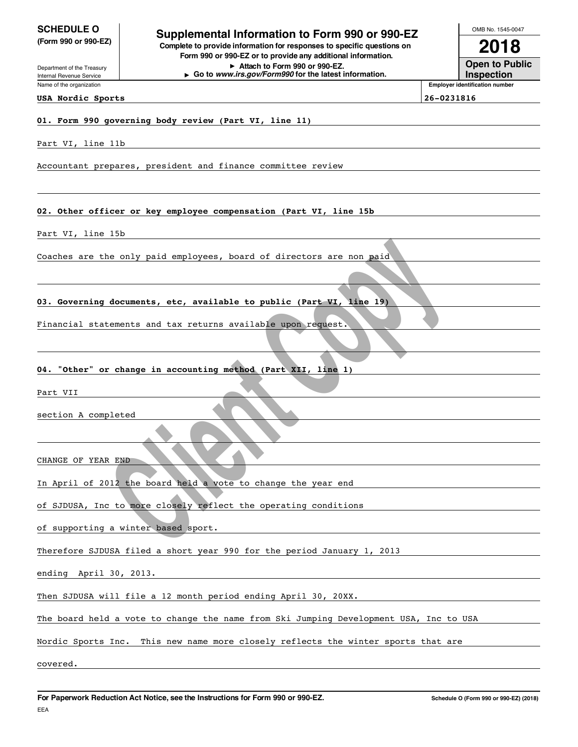**SCHEDULE O**
**(Form 990 or 990-EZ)**

Department of the Treasury
Internal Revenue Service

# Supplemental Information to Form 990 or 990-EZ

**Complete to provide information for responses to specific questions on Form 990 or 990-EZ or to provide any additional information.**
**▶ Attach to Form 990 or 990-EZ.**
**▶ Go to *www.irs.gov/Form990* for the latest information.**

OMB No. 1545-0047

**2018**

**Open to Public Inspection**

| Name of the organization | Employer identification number |
|---|---|
| USA Nordic Sports | 26-0231816 |

**01. Form 990 governing body review (Part VI, line 11)**

Part VI, line 11b

Accountant prepares, president and finance committee review

**02. Other officer or key employee compensation (Part VI, line 15b**

Part VI, line 15b

Coaches are the only paid employees, board of directors are non paid

**03. Governing documents, etc, available to public (Part VI, line 19)**

Financial statements and tax returns available upon request.

**04. "Other" or change in accounting method (Part XII, line 1)**

Part VII

section A completed

CHANGE OF YEAR END

In April of 2012 the board held a vote to change the year end

of SJDUSA, Inc to more closely reflect the operating conditions

of supporting a winter based sport.

Therefore SJDUSA filed a short year 990 for the period January 1, 2013

ending April 30, 2013.

Then SJDUSA will file a 12 month period ending April 30, 20XX.

The board held a vote to change the name from Ski Jumping Development USA, Inc to USA

Nordic Sports Inc. This new name more closely reflects the winter sports that are

covered.

**For Paperwork Reduction Act Notice, see the Instructions for Form 990 or 990-EZ.** Schedule O (Form 990 or 990-EZ) (2018)

EEA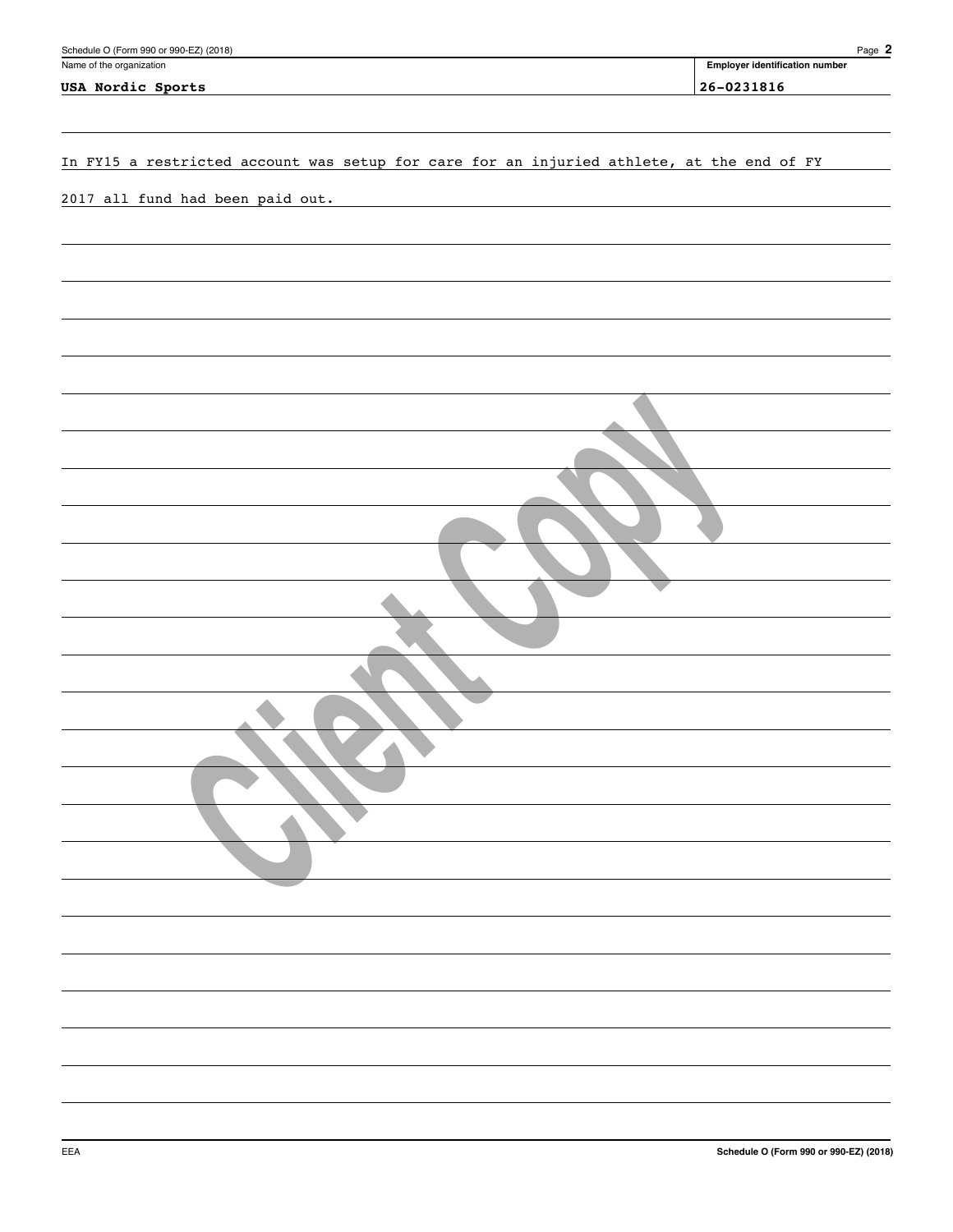Name of the organization: **USA Nordic Sports**

Employer identification number: **26-0231816**

In FY15 a restricted account was setup for care for an injuried athlete, at the end of FY 2017 all fund had been paid out.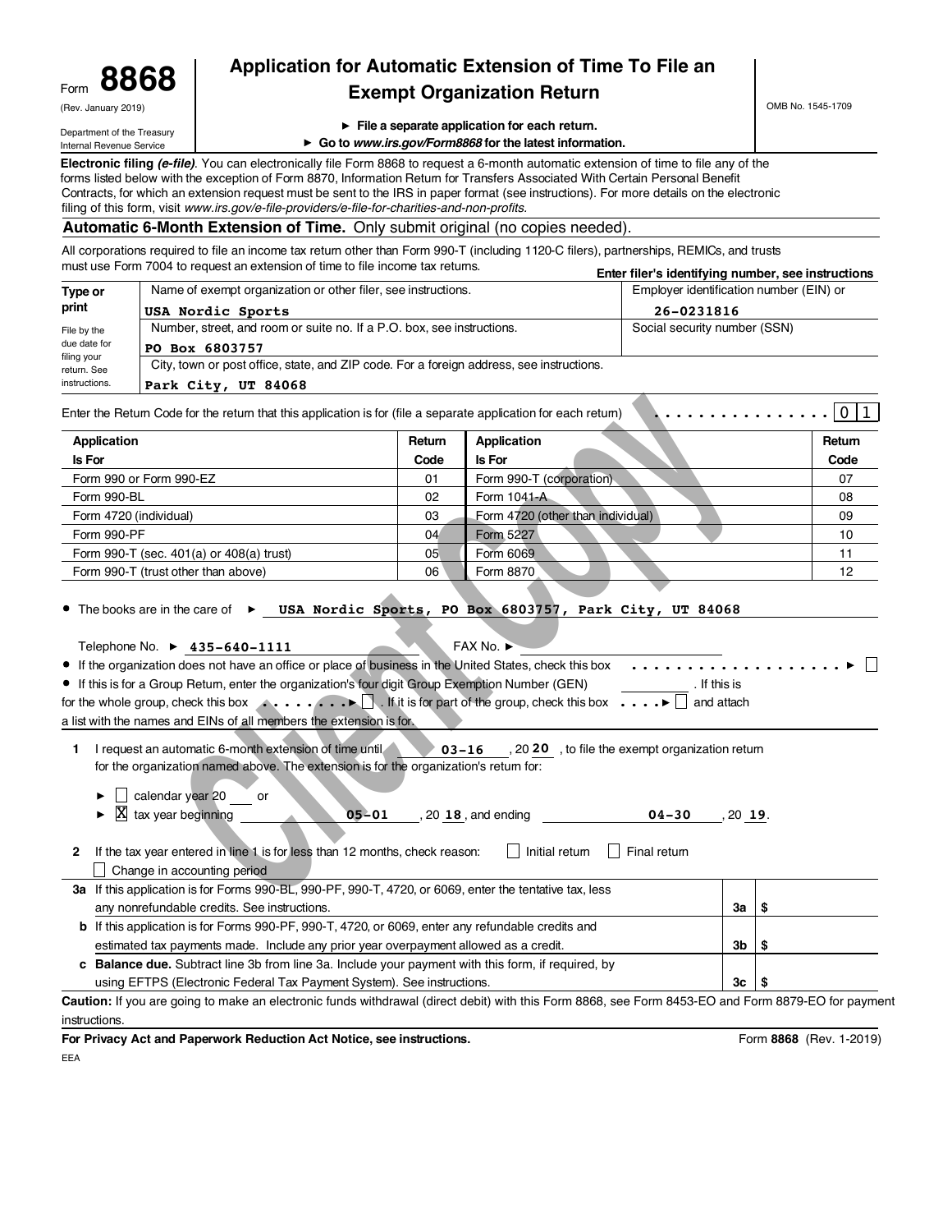Form **8868**
(Rev. January 2019)
Department of the Treasury
Internal Revenue Service

# Application for Automatic Extension of Time To File an Exempt Organization Return

► **File a separate application for each return.**
► **Go to *www.irs.gov/Form8868* for the latest information.**

OMB No. 1545-1709

**Electronic filing *(e-file)*.** You can electronically file Form 8868 to request a 6-month automatic extension of time to file any of the forms listed below with the exception of Form 8870, Information Return for Transfers Associated With Certain Personal Benefit Contracts, for which an extension request must be sent to the IRS in paper format (see instructions). For more details on the electronic filing of this form, visit *www.irs.gov/e-file-providers/e-file-for-charities-and-non-profits*.

## Automatic 6-Month Extension of Time. Only submit original (no copies needed).

All corporations required to file an income tax return other than Form 990-T (including 1120-C filers), partnerships, REMICs, and trusts must use Form 7004 to request an extension of time to file income tax returns.

**Enter filer's identifying number, see instructions**

| Type or print | | |
|---|---|---|
| File by the due date for filing your return. See instructions. | Name of exempt organization or other filer, see instructions.<br>**USA Nordic Sports** | Employer identification number (EIN) or<br>**26-0231816** |
| | Number, street, and room or suite no. If a P.O. box, see instructions.<br>**PO Box 6803757** | Social security number (SSN) |
| | City, town or post office, state, and ZIP code. For a foreign address, see instructions.<br>**Park City, UT 84068** | |

Enter the Return Code for the return that this application is for (file a separate application for each return) . . . . . . . . . . . . . . . . **0 1**

| Application Is For | Return Code | Application Is For | Return Code |
|---|---|---|---|
| Form 990 or Form 990-EZ | 01 | Form 990-T (corporation) | 07 |
| Form 990-BL | 02 | Form 1041-A | 08 |
| Form 4720 (individual) | 03 | Form 4720 (other than individual) | 09 |
| Form 990-PF | 04 | Form 5227 | 10 |
| Form 990-T (sec. 401(a) or 408(a) trust) | 05 | Form 6069 | 11 |
| Form 990-T (trust other than above) | 06 | Form 8870 | 12 |

- The books are in the care of ► **USA Nordic Sports, PO Box 6803757, Park City, UT 84068**

Telephone No. ► **435-640-1111** FAX No. ►

- If the organization does not have an office or place of business in the United States, check this box . . . . . . . . . . . . . . . . . . . . ► ☐
- If this is for a Group Return, enter the organization's four digit Group Exemption Number (GEN) ________ . If this is for the whole group, check this box . . . . . . . . ► ☐ . If it is for part of the group, check this box . . . . ► ☐ and attach a list with the names and EINs of all members the extension is for.

**1** I request an automatic 6-month extension of time until **03-16** , 20 **20** , to file the exempt organization return for the organization named above. The extension is for the organization's return for:

► ☐ calendar year 20 ___ or
► ☒ tax year beginning **05-01** , 20 **18** , and ending **04-30** , 20 **19**.

**2** If the tax year entered in line 1 is for less than 12 months, check reason: ☐ Initial return ☐ Final return ☐ Change in accounting period

| | | | |
|---|---|---|---|
| **3a** | If this application is for Forms 990-BL, 990-PF, 990-T, 4720, or 6069, enter the tentative tax, less any nonrefundable credits. See instructions. | **3a** | $ |
| **b** | If this application is for Forms 990-PF, 990-T, 4720, or 6069, enter any refundable credits and estimated tax payments made. Include any prior year overpayment allowed as a credit. | **3b** | $ |
| **c** | **Balance due.** Subtract line 3b from line 3a. Include your payment with this form, if required, by using EFTPS (Electronic Federal Tax Payment System). See instructions. | **3c** | $ |

**Caution:** If you are going to make an electronic funds withdrawal (direct debit) with this Form 8868, see Form 8453-EO and Form 8879-EO for payment instructions.

**For Privacy Act and Paperwork Reduction Act Notice, see instructions.** Form **8868** (Rev. 1-2019)

EEA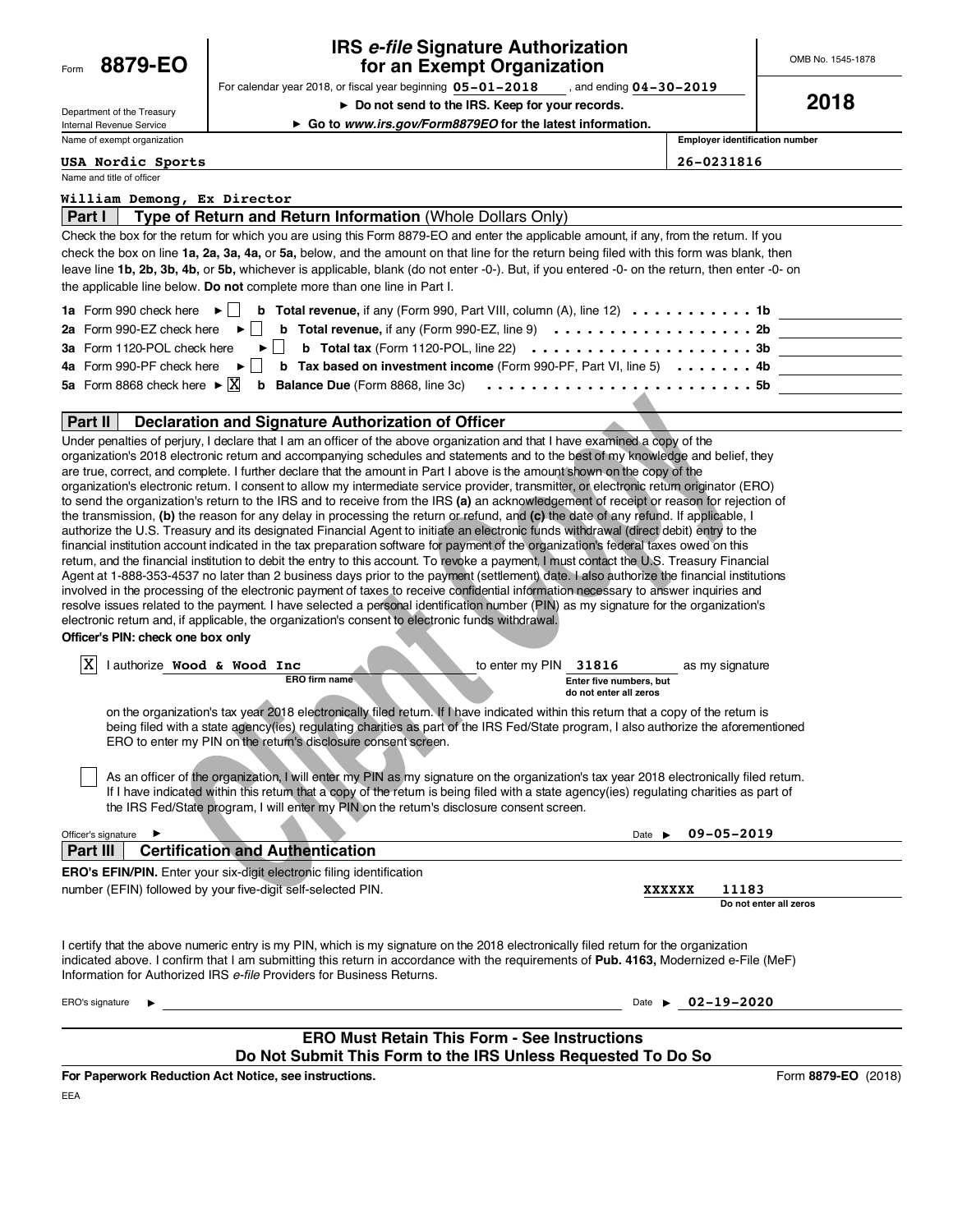Form **8879-EO**

Department of the Treasury
Internal Revenue Service

# IRS *e-file* Signature Authorization for an Exempt Organization

For calendar year 2018, or fiscal year beginning **05-01-2018** , and ending **04-30-2019**

► **Do not send to the IRS. Keep for your records.**

► **Go to *www.irs.gov/Form8879EO* for the latest information.**

OMB No. 1545-1878

**2018**

| Name of exempt organization | Employer identification number |
|---|---|
| **USA Nordic Sports** | **26-0231816** |

Name and title of officer

**William Demong, Ex Director**

## Part I — Type of Return and Return Information (Whole Dollars Only)

Check the box for the return for which you are using this Form 8879-EO and enter the applicable amount, if any, from the return. If you check the box on line **1a, 2a, 3a, 4a,** or **5a,** below, and the amount on that line for the return being filed with this form was blank, then leave line **1b, 2b, 3b, 4b,** or **5b,** whichever is applicable, blank (do not enter -0-). But, if you entered -0- on the return, then enter -0- on the applicable line below. **Do not** complete more than one line in Part I.

- **1a** Form 990 check here ► ☐ **b Total revenue,** if any (Form 990, Part VIII, column (A), line 12) . . . . . . . . . . . **1b**
- **2a** Form 990-EZ check here ► ☐ **b Total revenue,** if any (Form 990-EZ, line 9) . . . . . . . . . . . . . . . . . . . **2b**
- **3a** Form 1120-POL check here ► ☐ **b Total tax** (Form 1120-POL, line 22) . . . . . . . . . . . . . . . . . . . . **3b**
- **4a** Form 990-PF check here ► ☐ **b Tax based on investment income** (Form 990-PF, Part VI, line 5) . . . . . . . **4b**
- **5a** Form 8868 check here ► ☒ **b Balance Due** (Form 8868, line 3c) . . . . . . . . . . . . . . . . . . . . . . . . **5b**

## Part II — Declaration and Signature Authorization of Officer

Under penalties of perjury, I declare that I am an officer of the above organization and that I have examined a copy of the organization's 2018 electronic return and accompanying schedules and statements and to the best of my knowledge and belief, they are true, correct, and complete. I further declare that the amount in Part I above is the amount shown on the copy of the organization's electronic return. I consent to allow my intermediate service provider, transmitter, or electronic return originator (ERO) to send the organization's return to the IRS and to receive from the IRS **(a)** an acknowledgement of receipt or reason for rejection of the transmission, **(b)** the reason for any delay in processing the return or refund, and **(c)** the date of any refund. If applicable, I authorize the U.S. Treasury and its designated Financial Agent to initiate an electronic funds withdrawal (direct debit) entry to the financial institution account indicated in the tax preparation software for payment of the organization's federal taxes owed on this return, and the financial institution to debit the entry to this account. To revoke a payment, I must contact the U.S. Treasury Financial Agent at 1-888-353-4537 no later than 2 business days prior to the payment (settlement) date. I also authorize the financial institutions involved in the processing of the electronic payment of taxes to receive confidential information necessary to answer inquiries and resolve issues related to the payment. I have selected a personal identification number (PIN) as my signature for the organization's electronic return and, if applicable, the organization's consent to electronic funds withdrawal.

**Officer's PIN: check one box only**

☒ I authorize **Wood & Wood Inc** (ERO firm name) to enter my PIN **31816** (Enter five numbers, but do not enter all zeros) as my signature on the organization's tax year 2018 electronically filed return. If I have indicated within this return that a copy of the return is being filed with a state agency(ies) regulating charities as part of the IRS Fed/State program, I also authorize the aforementioned ERO to enter my PIN on the return's disclosure consent screen.

☐ As an officer of the organization, I will enter my PIN as my signature on the organization's tax year 2018 electronically filed return. If I have indicated within this return that a copy of the return is being filed with a state agency(ies) regulating charities as part of the IRS Fed/State program, I will enter my PIN on the return's disclosure consent screen.

Officer's signature ► Date ► **09-05-2019**

## Part III — Certification and Authentication

**ERO's EFIN/PIN.** Enter your six-digit electronic filing identification number (EFIN) followed by your five-digit self-selected PIN. **XXXXXX 11183** (Do not enter all zeros)

I certify that the above numeric entry is my PIN, which is my signature on the 2018 electronically filed return for the organization indicated above. I confirm that I am submitting this return in accordance with the requirements of **Pub. 4163,** Modernized e-File (MeF) Information for Authorized IRS *e-file* Providers for Business Returns.

ERO's signature ► Date ► **02-19-2020**

**ERO Must Retain This Form - See Instructions**
**Do Not Submit This Form to the IRS Unless Requested To Do So**

**For Paperwork Reduction Act Notice, see instructions.** Form **8879-EO** (2018)

EEA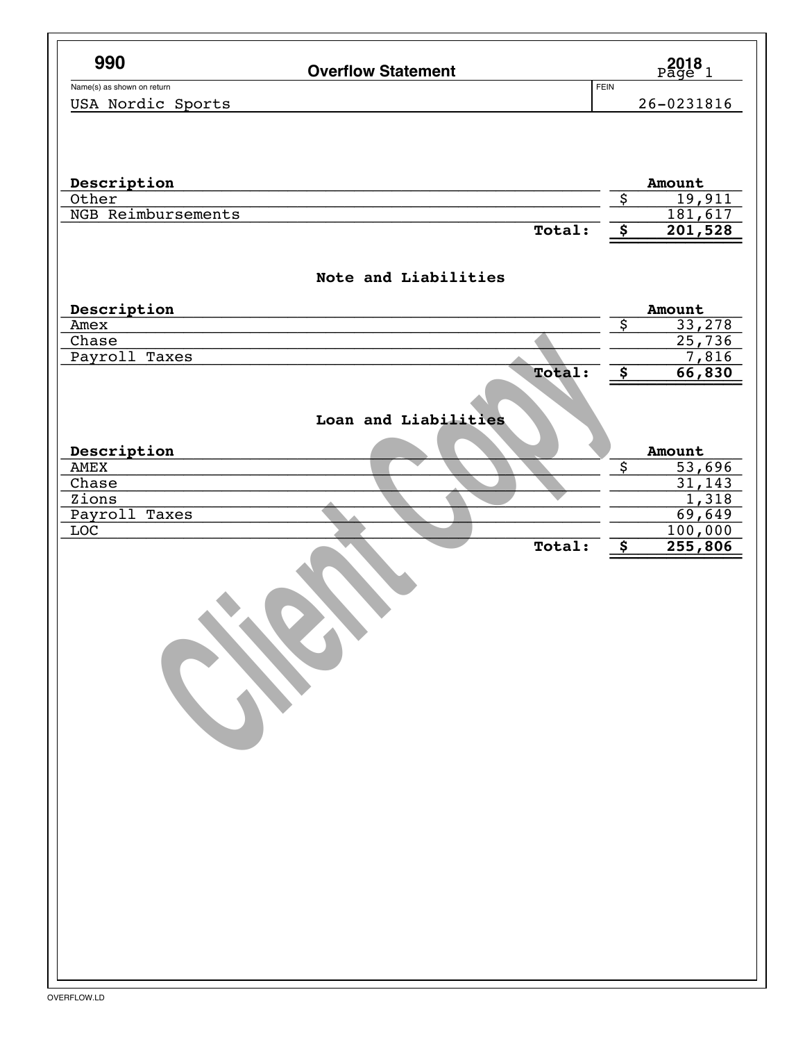**990** | **Overflow Statement** | **2018**

Name(s) as shown on return: USA Nordic Sports

FEIN: 26-0231816

| Description | Amount |
|---|---|
| Other | $ 19,911 |
| NGB Reimbursements | 181,617 |
| **Total:** | **$ 201,528** |

## Note and Liabilities

| Description | Amount |
|---|---|
| Amex | $ 33,278 |
| Chase | 25,736 |
| Payroll Taxes | 7,816 |
| **Total:** | **$ 66,830** |

## Loan and Liabilities

| Description | Amount |
|---|---|
| AMEX | $ 53,696 |
| Chase | 31,143 |
| Zions | 1,318 |
| Payroll Taxes | 69,649 |
| LOC | 100,000 |
| **Total:** | **$ 255,806** |

Client Copy

OVERFLOW.LD